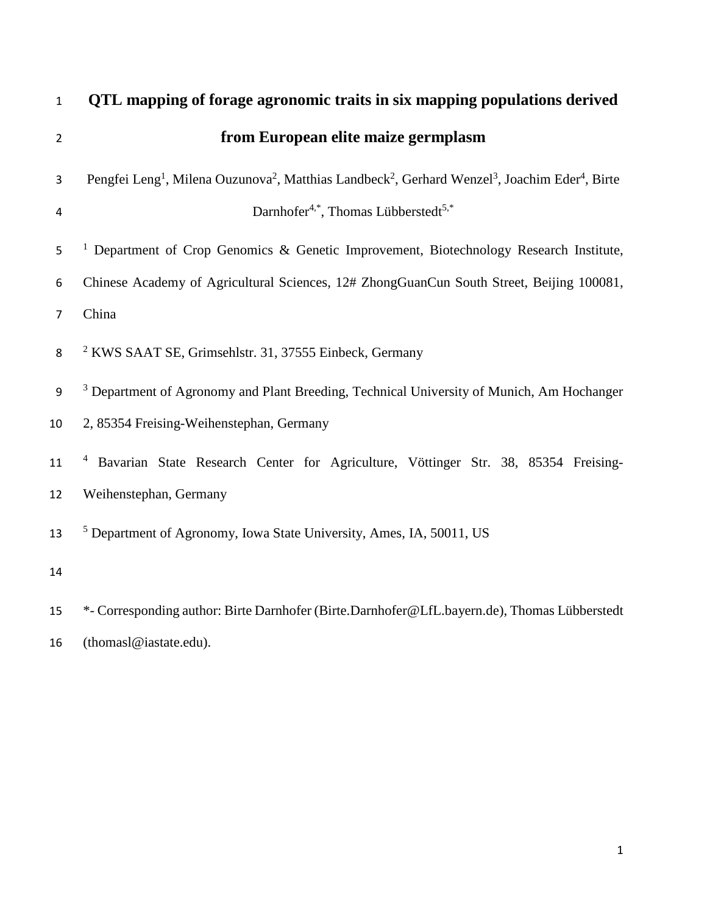# QTL mapping of forage agronomic traits in six mapping populations derived from European elite maize germplasm

Pengfei Leng[1], Milena Ouzunova[2], Matthias Landbeck[2], Gerhard Wenzel[3], Joachim Eder[4], Birte Darnhofer[4,*], Thomas Lübberstedt[5,*]

[1] Department of Crop Genomics & Genetic Improvement, Biotechnology Research Institute, Chinese Academy of Agricultural Sciences, 12# ZhongGuanCun South Street, Beijing 100081, China

[2] KWS SAAT SE, Grimsehlstr. 31, 37555 Einbeck, Germany

[3] Department of Agronomy and Plant Breeding, Technical University of Munich, Am Hochanger 2, 85354 Freising-Weihenstephan, Germany

[4] Bavarian State Research Center for Agriculture, Vöttinger Str. 38, 85354 Freising-Weihenstephan, Germany

[5] Department of Agronomy, Iowa State University, Ames, IA, 50011, US

*- Corresponding author: Birte Darnhofer (Birte.Darnhofer@LfL.bayern.de), Thomas Lübberstedt (thomasl@iastate.edu).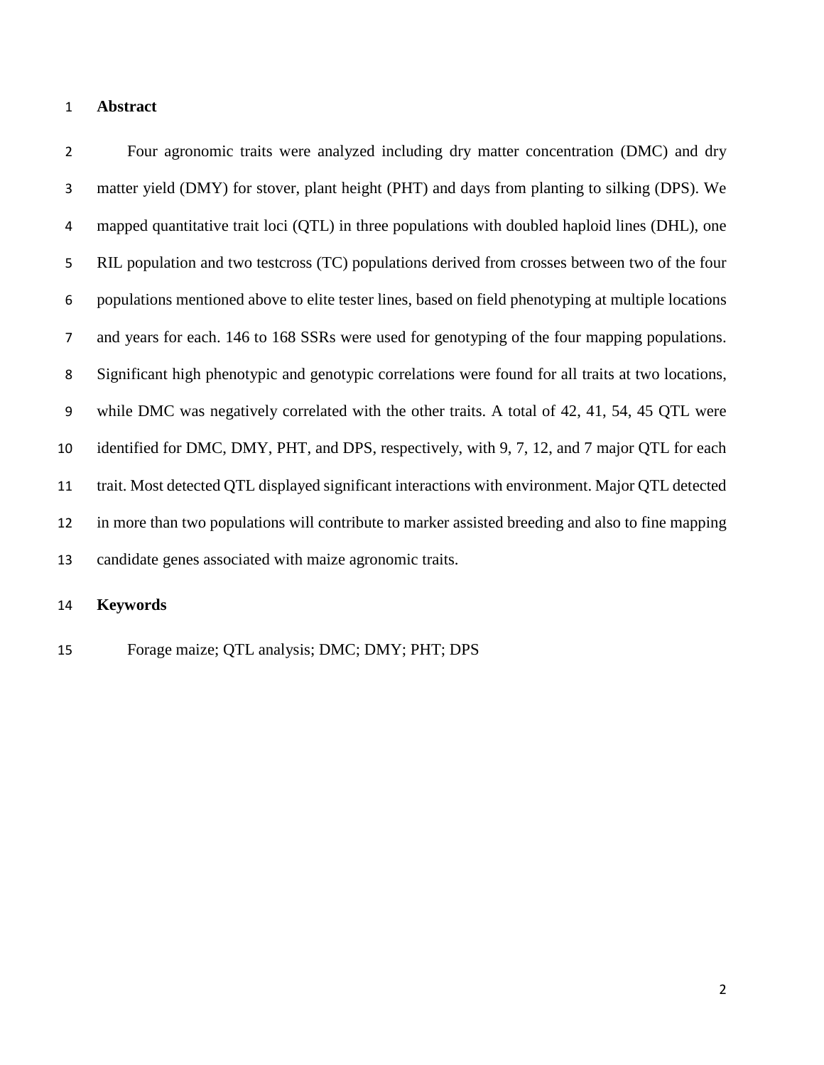## Abstract

Four agronomic traits were analyzed including dry matter concentration (DMC) and dry matter yield (DMY) for stover, plant height (PHT) and days from planting to silking (DPS). We mapped quantitative trait loci (QTL) in three populations with doubled haploid lines (DHL), one RIL population and two testcross (TC) populations derived from crosses between two of the four populations mentioned above to elite tester lines, based on field phenotyping at multiple locations and years for each. 146 to 168 SSRs were used for genotyping of the four mapping populations. Significant high phenotypic and genotypic correlations were found for all traits at two locations, while DMC was negatively correlated with the other traits. A total of 42, 41, 54, 45 QTL were identified for DMC, DMY, PHT, and DPS, respectively, with 9, 7, 12, and 7 major QTL for each trait. Most detected QTL displayed significant interactions with environment. Major QTL detected in more than two populations will contribute to marker assisted breeding and also to fine mapping candidate genes associated with maize agronomic traits.

## Keywords

Forage maize; QTL analysis; DMC; DMY; PHT; DPS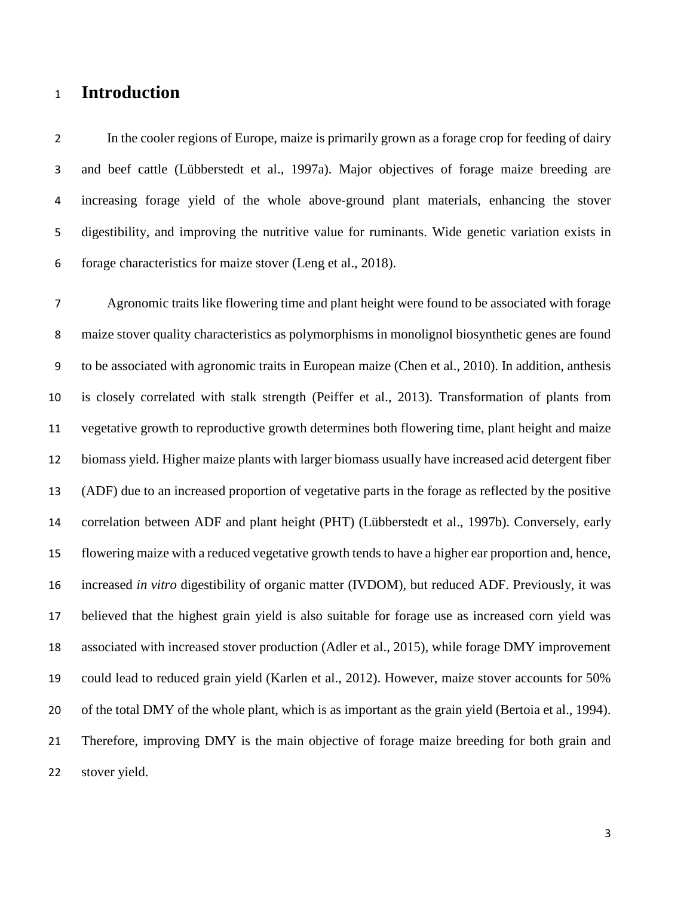# Introduction

In the cooler regions of Europe, maize is primarily grown as a forage crop for feeding of dairy and beef cattle (Lübberstedt et al., 1997a). Major objectives of forage maize breeding are increasing forage yield of the whole above-ground plant materials, enhancing the stover digestibility, and improving the nutritive value for ruminants. Wide genetic variation exists in forage characteristics for maize stover (Leng et al., 2018).

Agronomic traits like flowering time and plant height were found to be associated with forage maize stover quality characteristics as polymorphisms in monolignol biosynthetic genes are found to be associated with agronomic traits in European maize (Chen et al., 2010). In addition, anthesis is closely correlated with stalk strength (Peiffer et al., 2013). Transformation of plants from vegetative growth to reproductive growth determines both flowering time, plant height and maize biomass yield. Higher maize plants with larger biomass usually have increased acid detergent fiber (ADF) due to an increased proportion of vegetative parts in the forage as reflected by the positive correlation between ADF and plant height (PHT) (Lübberstedt et al., 1997b). Conversely, early flowering maize with a reduced vegetative growth tends to have a higher ear proportion and, hence, increased *in vitro* digestibility of organic matter (IVDOM), but reduced ADF. Previously, it was believed that the highest grain yield is also suitable for forage use as increased corn yield was associated with increased stover production (Adler et al., 2015), while forage DMY improvement could lead to reduced grain yield (Karlen et al., 2012). However, maize stover accounts for 50% of the total DMY of the whole plant, which is as important as the grain yield (Bertoia et al., 1994). Therefore, improving DMY is the main objective of forage maize breeding for both grain and stover yield.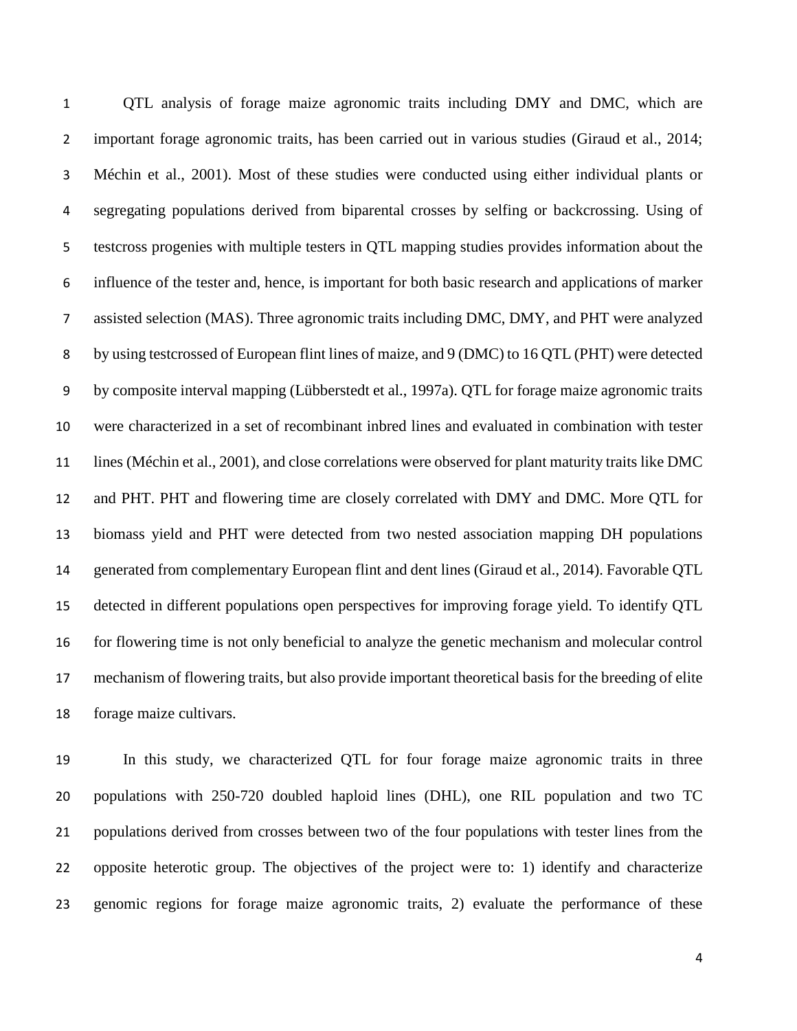QTL analysis of forage maize agronomic traits including DMY and DMC, which are important forage agronomic traits, has been carried out in various studies (Giraud et al., 2014; Méchin et al., 2001). Most of these studies were conducted using either individual plants or segregating populations derived from biparental crosses by selfing or backcrossing. Using of testcross progenies with multiple testers in QTL mapping studies provides information about the influence of the tester and, hence, is important for both basic research and applications of marker assisted selection (MAS). Three agronomic traits including DMC, DMY, and PHT were analyzed by using testcrossed of European flint lines of maize, and 9 (DMC) to 16 QTL (PHT) were detected by composite interval mapping (Lübberstedt et al., 1997a). QTL for forage maize agronomic traits were characterized in a set of recombinant inbred lines and evaluated in combination with tester lines (Méchin et al., 2001), and close correlations were observed for plant maturity traits like DMC and PHT. PHT and flowering time are closely correlated with DMY and DMC. More QTL for biomass yield and PHT were detected from two nested association mapping DH populations generated from complementary European flint and dent lines (Giraud et al., 2014). Favorable QTL detected in different populations open perspectives for improving forage yield. To identify QTL for flowering time is not only beneficial to analyze the genetic mechanism and molecular control mechanism of flowering traits, but also provide important theoretical basis for the breeding of elite forage maize cultivars.

In this study, we characterized QTL for four forage maize agronomic traits in three populations with 250-720 doubled haploid lines (DHL), one RIL population and two TC populations derived from crosses between two of the four populations with tester lines from the opposite heterotic group. The objectives of the project were to: 1) identify and characterize genomic regions for forage maize agronomic traits, 2) evaluate the performance of these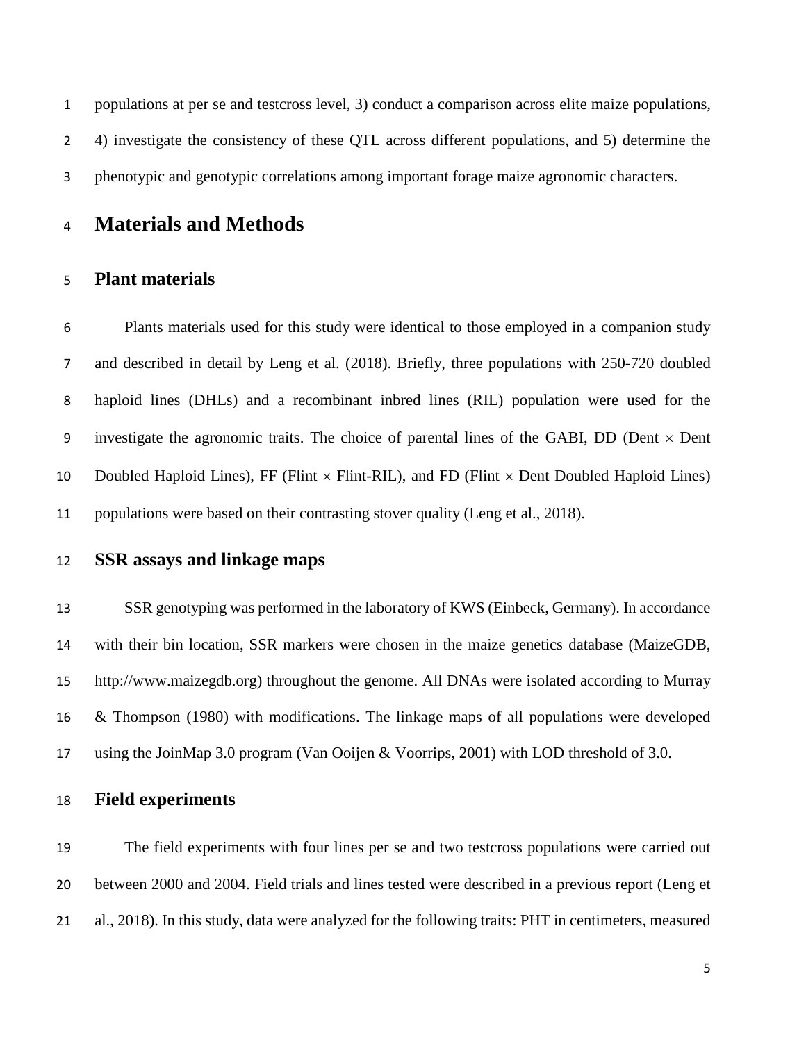populations at per se and testcross level, 3) conduct a comparison across elite maize populations, 4) investigate the consistency of these QTL across different populations, and 5) determine the phenotypic and genotypic correlations among important forage maize agronomic characters.

# Materials and Methods

## Plant materials

Plants materials used for this study were identical to those employed in a companion study and described in detail by Leng et al. (2018). Briefly, three populations with 250-720 doubled haploid lines (DHLs) and a recombinant inbred lines (RIL) population were used for the investigate the agronomic traits. The choice of parental lines of the GABI, DD (Dent × Dent Doubled Haploid Lines), FF (Flint × Flint-RIL), and FD (Flint × Dent Doubled Haploid Lines) populations were based on their contrasting stover quality (Leng et al., 2018).

## SSR assays and linkage maps

SSR genotyping was performed in the laboratory of KWS (Einbeck, Germany). In accordance with their bin location, SSR markers were chosen in the maize genetics database (MaizeGDB, http://www.maizegdb.org) throughout the genome. All DNAs were isolated according to Murray & Thompson (1980) with modifications. The linkage maps of all populations were developed using the JoinMap 3.0 program (Van Ooijen & Voorrips, 2001) with LOD threshold of 3.0.

## Field experiments

The field experiments with four lines per se and two testcross populations were carried out between 2000 and 2004. Field trials and lines tested were described in a previous report (Leng et al., 2018). In this study, data were analyzed for the following traits: PHT in centimeters, measured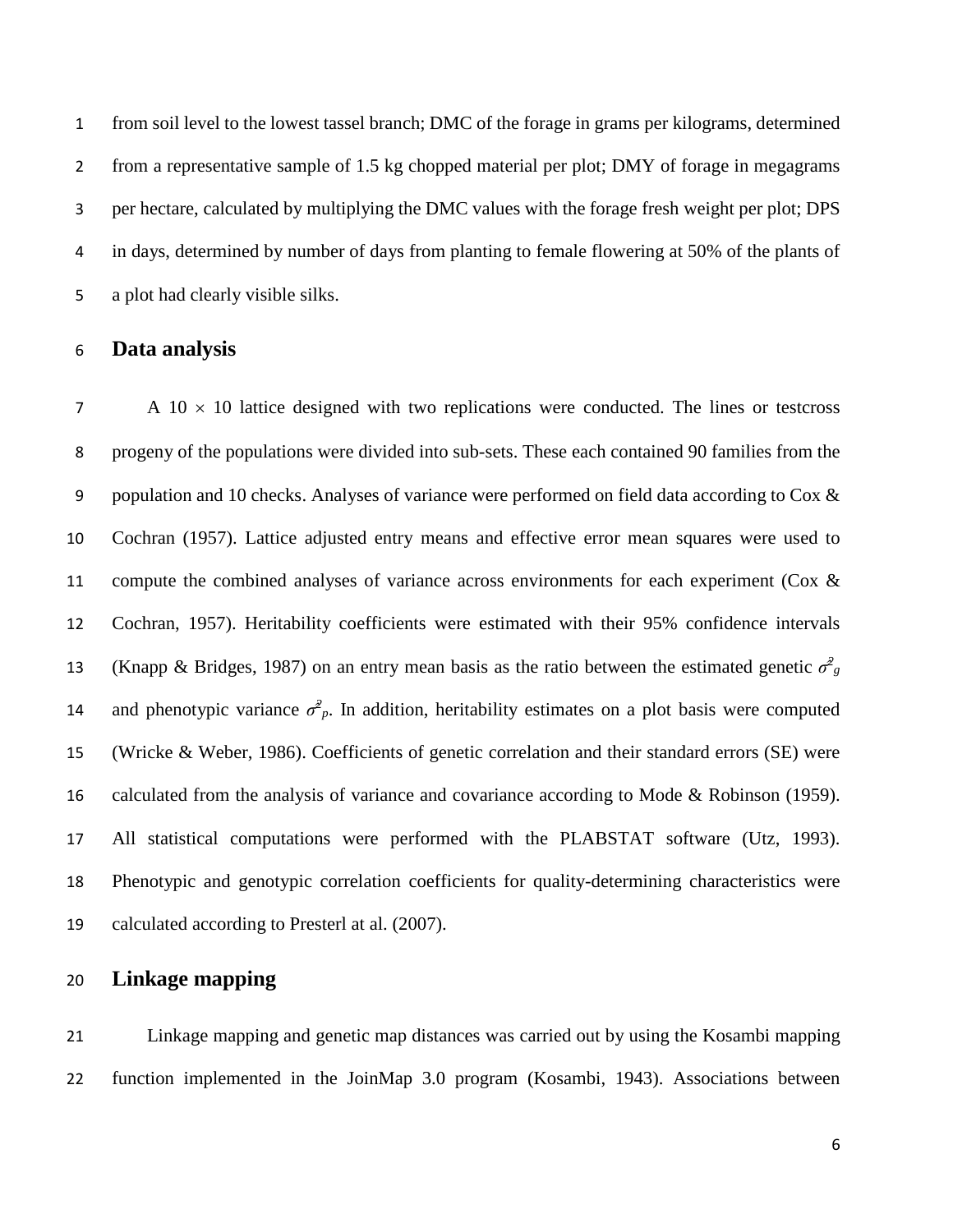from soil level to the lowest tassel branch; DMC of the forage in grams per kilograms, determined from a representative sample of 1.5 kg chopped material per plot; DMY of forage in megagrams per hectare, calculated by multiplying the DMC values with the forage fresh weight per plot; DPS in days, determined by number of days from planting to female flowering at 50% of the plants of a plot had clearly visible silks.

## Data analysis

A 10 × 10 lattice designed with two replications were conducted. The lines or testcross progeny of the populations were divided into sub-sets. These each contained 90 families from the population and 10 checks. Analyses of variance were performed on field data according to Cox & Cochran (1957). Lattice adjusted entry means and effective error mean squares were used to compute the combined analyses of variance across environments for each experiment (Cox & Cochran, 1957). Heritability coefficients were estimated with their 95% confidence intervals (Knapp & Bridges, 1987) on an entry mean basis as the ratio between the estimated genetic $\sigma^2_g$ and phenotypic variance $\sigma^2_p$. In addition, heritability estimates on a plot basis were computed (Wricke & Weber, 1986). Coefficients of genetic correlation and their standard errors (SE) were calculated from the analysis of variance and covariance according to Mode & Robinson (1959). All statistical computations were performed with the PLABSTAT software (Utz, 1993). Phenotypic and genotypic correlation coefficients for quality-determining characteristics were calculated according to Presterl at al. (2007).

## Linkage mapping

Linkage mapping and genetic map distances was carried out by using the Kosambi mapping function implemented in the JoinMap 3.0 program (Kosambi, 1943). Associations between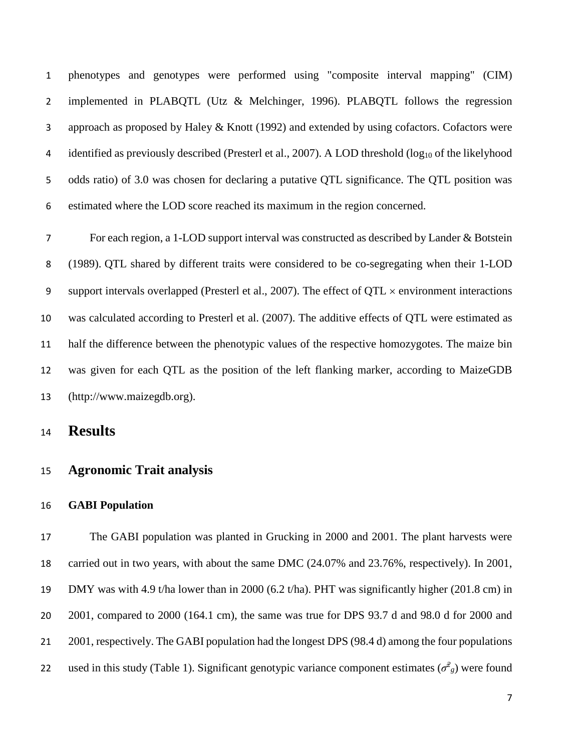phenotypes and genotypes were performed using "composite interval mapping" (CIM) implemented in PLABQTL (Utz & Melchinger, 1996). PLABQTL follows the regression approach as proposed by Haley & Knott (1992) and extended by using cofactors. Cofactors were identified as previously described (Presterl et al., 2007). A LOD threshold ($log_{10}$ of the likelyhood odds ratio) of 3.0 was chosen for declaring a putative QTL significance. The QTL position was estimated where the LOD score reached its maximum in the region concerned.

For each region, a 1-LOD support interval was constructed as described by Lander & Botstein (1989). QTL shared by different traits were considered to be co-segregating when their 1-LOD support intervals overlapped (Presterl et al., 2007). The effect of QTL $\times$ environment interactions was calculated according to Presterl et al. (2007). The additive effects of QTL were estimated as half the difference between the phenotypic values of the respective homozygotes. The maize bin was given for each QTL as the position of the left flanking marker, according to MaizeGDB (http://www.maizegdb.org).

# Results

## Agronomic Trait analysis

### GABI Population

The GABI population was planted in Grucking in 2000 and 2001. The plant harvests were carried out in two years, with about the same DMC (24.07% and 23.76%, respectively). In 2001, DMY was with 4.9 t/ha lower than in 2000 (6.2 t/ha). PHT was significantly higher (201.8 cm) in 2001, compared to 2000 (164.1 cm), the same was true for DPS 93.7 d and 98.0 d for 2000 and 2001, respectively. The GABI population had the longest DPS (98.4 d) among the four populations used in this study (Table 1). Significant genotypic variance component estimates ($\sigma^2_g$) were found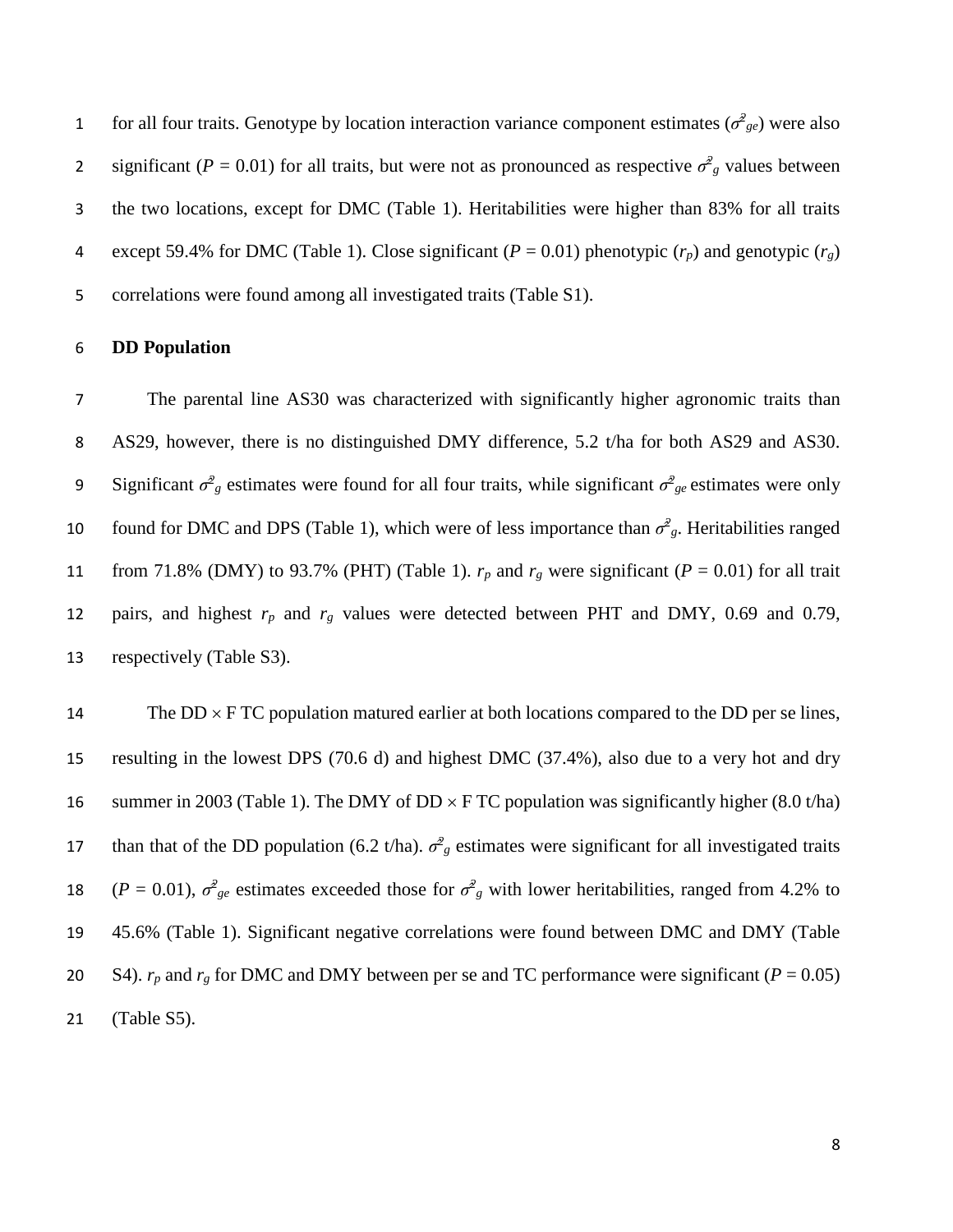for all four traits. Genotype by location interaction variance component estimates ($\sigma^2_{ge}$) were also significant ($P = 0.01$) for all traits, but were not as pronounced as respective $\sigma^2_g$ values between the two locations, except for DMC (Table 1). Heritabilities were higher than 83% for all traits except 59.4% for DMC (Table 1). Close significant ($P = 0.01$) phenotypic ($r_p$) and genotypic ($r_g$) correlations were found among all investigated traits (Table S1).

**DD Population**

The parental line AS30 was characterized with significantly higher agronomic traits than AS29, however, there is no distinguished DMY difference, 5.2 t/ha for both AS29 and AS30. Significant $\sigma^2_g$ estimates were found for all four traits, while significant $\sigma^2_{ge}$ estimates were only found for DMC and DPS (Table 1), which were of less importance than $\sigma^2_g$. Heritabilities ranged from 71.8% (DMY) to 93.7% (PHT) (Table 1). $r_p$ and $r_g$ were significant ($P = 0.01$) for all trait pairs, and highest $r_p$ and $r_g$ values were detected between PHT and DMY, 0.69 and 0.79, respectively (Table S3).

The DD $\times$ F TC population matured earlier at both locations compared to the DD per se lines, resulting in the lowest DPS (70.6 d) and highest DMC (37.4%), also due to a very hot and dry summer in 2003 (Table 1). The DMY of DD $\times$ F TC population was significantly higher (8.0 t/ha) than that of the DD population (6.2 t/ha). $\sigma^2_g$ estimates were significant for all investigated traits ($P = 0.01$), $\sigma^2_{ge}$ estimates exceeded those for $\sigma^2_g$ with lower heritabilities, ranged from 4.2% to 45.6% (Table 1). Significant negative correlations were found between DMC and DMY (Table S4). $r_p$ and $r_g$ for DMC and DMY between per se and TC performance were significant ($P = 0.05$) (Table S5).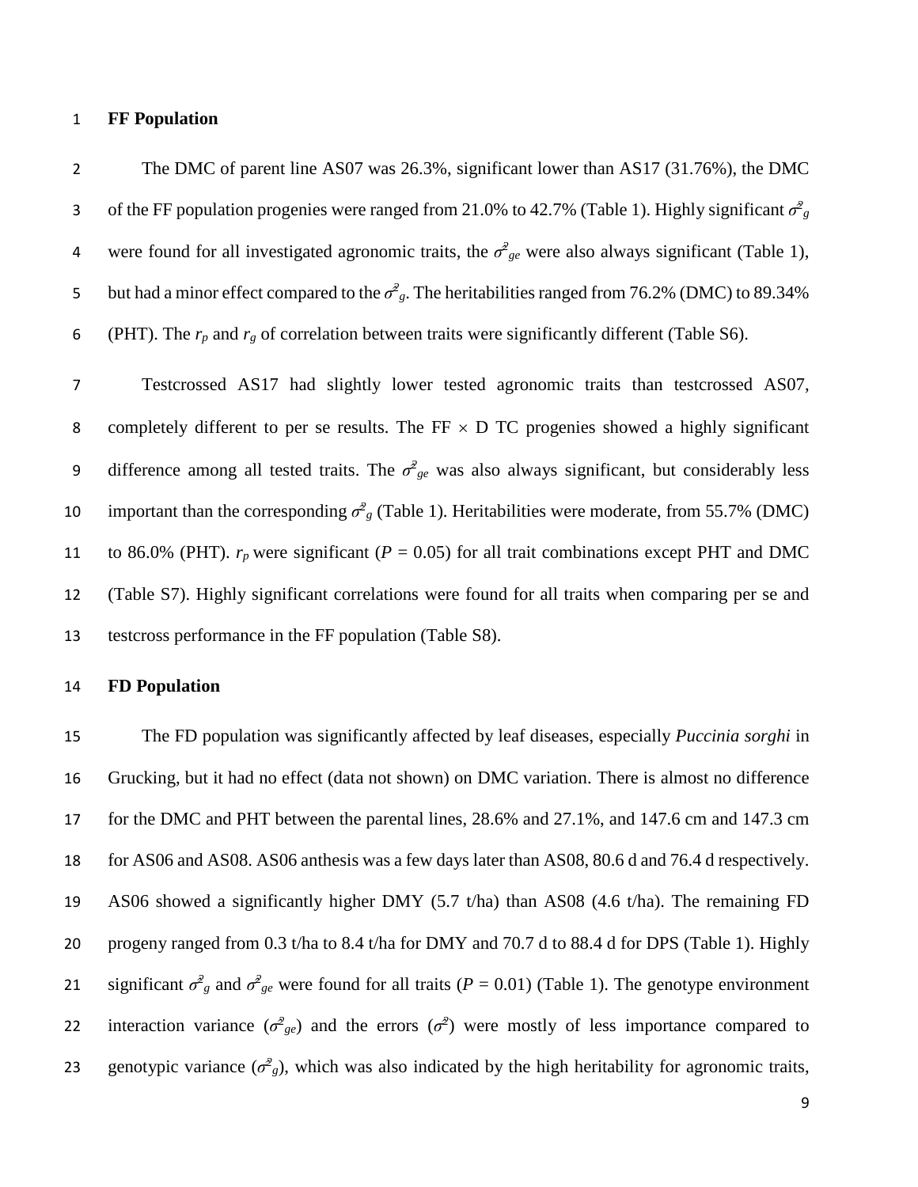**FF Population**

The DMC of parent line AS07 was 26.3%, significant lower than AS17 (31.76%), the DMC of the FF population progenies were ranged from 21.0% to 42.7% (Table 1). Highly significant $\sigma^2_g$ were found for all investigated agronomic traits, the $\sigma^2_{ge}$ were also always significant (Table 1), but had a minor effect compared to the $\sigma^2_g$. The heritabilities ranged from 76.2% (DMC) to 89.34% (PHT). The $r_p$ and $r_g$ of correlation between traits were significantly different (Table S6).

Testcrossed AS17 had slightly lower tested agronomic traits than testcrossed AS07, completely different to per se results. The FF × D TC progenies showed a highly significant difference among all tested traits. The $\sigma^2_{ge}$ was also always significant, but considerably less important than the corresponding $\sigma^2_g$ (Table 1). Heritabilities were moderate, from 55.7% (DMC) to 86.0% (PHT). $r_p$ were significant ($P$ = 0.05) for all trait combinations except PHT and DMC (Table S7). Highly significant correlations were found for all traits when comparing per se and testcross performance in the FF population (Table S8).

**FD Population**

The FD population was significantly affected by leaf diseases, especially *Puccinia sorghi* in Grucking, but it had no effect (data not shown) on DMC variation. There is almost no difference for the DMC and PHT between the parental lines, 28.6% and 27.1%, and 147.6 cm and 147.3 cm for AS06 and AS08. AS06 anthesis was a few days later than AS08, 80.6 d and 76.4 d respectively. AS06 showed a significantly higher DMY (5.7 t/ha) than AS08 (4.6 t/ha). The remaining FD progeny ranged from 0.3 t/ha to 8.4 t/ha for DMY and 70.7 d to 88.4 d for DPS (Table 1). Highly significant $\sigma^2_g$ and $\sigma^2_{ge}$ were found for all traits ($P$ = 0.01) (Table 1). The genotype environment interaction variance ($\sigma^2_{ge}$) and the errors ($\sigma^2$) were mostly of less importance compared to genotypic variance ($\sigma^2_g$), which was also indicated by the high heritability for agronomic traits,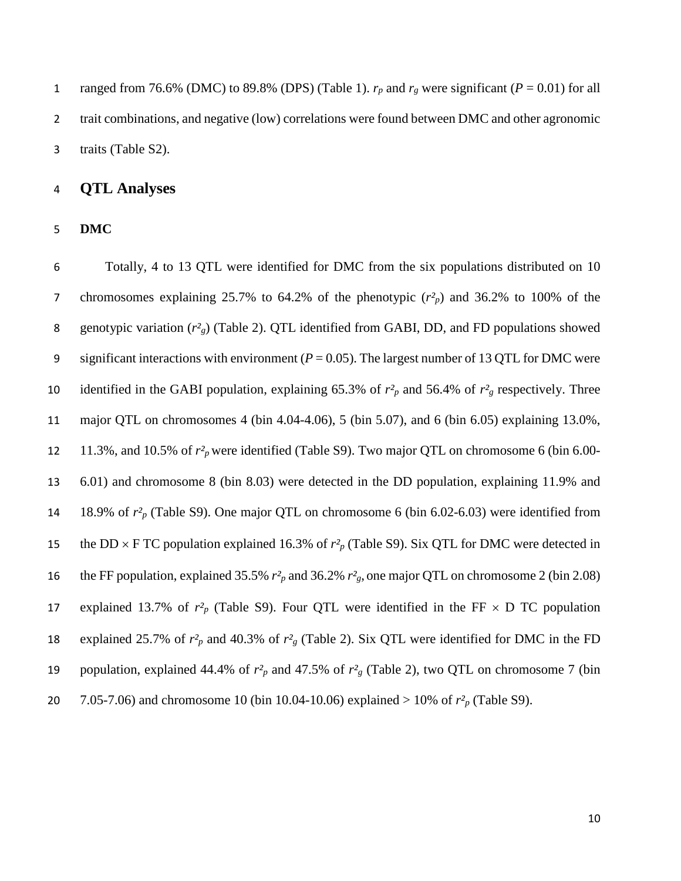ranged from 76.6% (DMC) to 89.8% (DPS) (Table 1). $r_p$ and $r_g$ were significant ($P = 0.01$) for all trait combinations, and negative (low) correlations were found between DMC and other agronomic traits (Table S2).

## QTL Analyses

### DMC

Totally, 4 to 13 QTL were identified for DMC from the six populations distributed on 10 chromosomes explaining 25.7% to 64.2% of the phenotypic ($r^2_p$) and 36.2% to 100% of the genotypic variation ($r^2_g$) (Table 2). QTL identified from GABI, DD, and FD populations showed significant interactions with environment ($P = 0.05$). The largest number of 13 QTL for DMC were identified in the GABI population, explaining 65.3% of $r^2_p$ and 56.4% of $r^2_g$ respectively. Three major QTL on chromosomes 4 (bin 4.04-4.06), 5 (bin 5.07), and 6 (bin 6.05) explaining 13.0%, 11.3%, and 10.5% of $r^2_p$ were identified (Table S9). Two major QTL on chromosome 6 (bin 6.00-6.01) and chromosome 8 (bin 8.03) were detected in the DD population, explaining 11.9% and 18.9% of $r^2_p$ (Table S9). One major QTL on chromosome 6 (bin 6.02-6.03) were identified from the DD $\times$ F TC population explained 16.3% of $r^2_p$ (Table S9). Six QTL for DMC were detected in the FF population, explained 35.5% $r^2_p$ and 36.2% $r^2_g$, one major QTL on chromosome 2 (bin 2.08) explained 13.7% of $r^2_p$ (Table S9). Four QTL were identified in the FF $\times$ D TC population explained 25.7% of $r^2_p$ and 40.3% of $r^2_g$ (Table 2). Six QTL were identified for DMC in the FD population, explained 44.4% of $r^2_p$ and 47.5% of $r^2_g$ (Table 2), two QTL on chromosome 7 (bin 7.05-7.06) and chromosome 10 (bin 10.04-10.06) explained > 10% of $r^2_p$ (Table S9).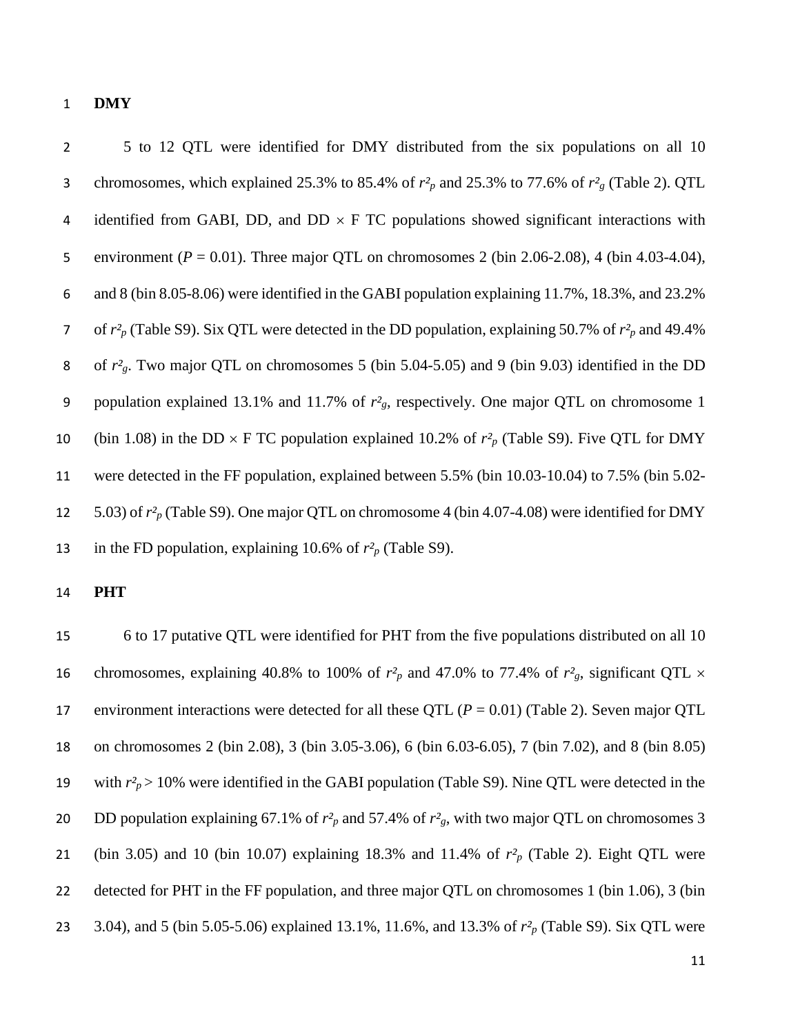**DMY**

5 to 12 QTL were identified for DMY distributed from the six populations on all 10 chromosomes, which explained 25.3% to 85.4% of $r^2_p$ and 25.3% to 77.6% of $r^2_g$ (Table 2). QTL identified from GABI, DD, and DD × F TC populations showed significant interactions with environment ($P = 0.01$). Three major QTL on chromosomes 2 (bin 2.06-2.08), 4 (bin 4.03-4.04), and 8 (bin 8.05-8.06) were identified in the GABI population explaining 11.7%, 18.3%, and 23.2% of $r^2_p$ (Table S9). Six QTL were detected in the DD population, explaining 50.7% of $r^2_p$ and 49.4% of $r^2_g$. Two major QTL on chromosomes 5 (bin 5.04-5.05) and 9 (bin 9.03) identified in the DD population explained 13.1% and 11.7% of $r^2_g$, respectively. One major QTL on chromosome 1 (bin 1.08) in the DD × F TC population explained 10.2% of $r^2_p$ (Table S9). Five QTL for DMY were detected in the FF population, explained between 5.5% (bin 10.03-10.04) to 7.5% (bin 5.02-5.03) of $r^2_p$ (Table S9). One major QTL on chromosome 4 (bin 4.07-4.08) were identified for DMY in the FD population, explaining 10.6% of $r^2_p$ (Table S9).

**PHT**

6 to 17 putative QTL were identified for PHT from the five populations distributed on all 10 chromosomes, explaining 40.8% to 100% of $r^2_p$ and 47.0% to 77.4% of $r^2_g$, significant QTL × environment interactions were detected for all these QTL ($P = 0.01$) (Table 2). Seven major QTL on chromosomes 2 (bin 2.08), 3 (bin 3.05-3.06), 6 (bin 6.03-6.05), 7 (bin 7.02), and 8 (bin 8.05) with $r^2_p > 10\%$ were identified in the GABI population (Table S9). Nine QTL were detected in the DD population explaining 67.1% of $r^2_p$ and 57.4% of $r^2_g$, with two major QTL on chromosomes 3 (bin 3.05) and 10 (bin 10.07) explaining 18.3% and 11.4% of $r^2_p$ (Table 2). Eight QTL were detected for PHT in the FF population, and three major QTL on chromosomes 1 (bin 1.06), 3 (bin 3.04), and 5 (bin 5.05-5.06) explained 13.1%, 11.6%, and 13.3% of $r^2_p$ (Table S9). Six QTL were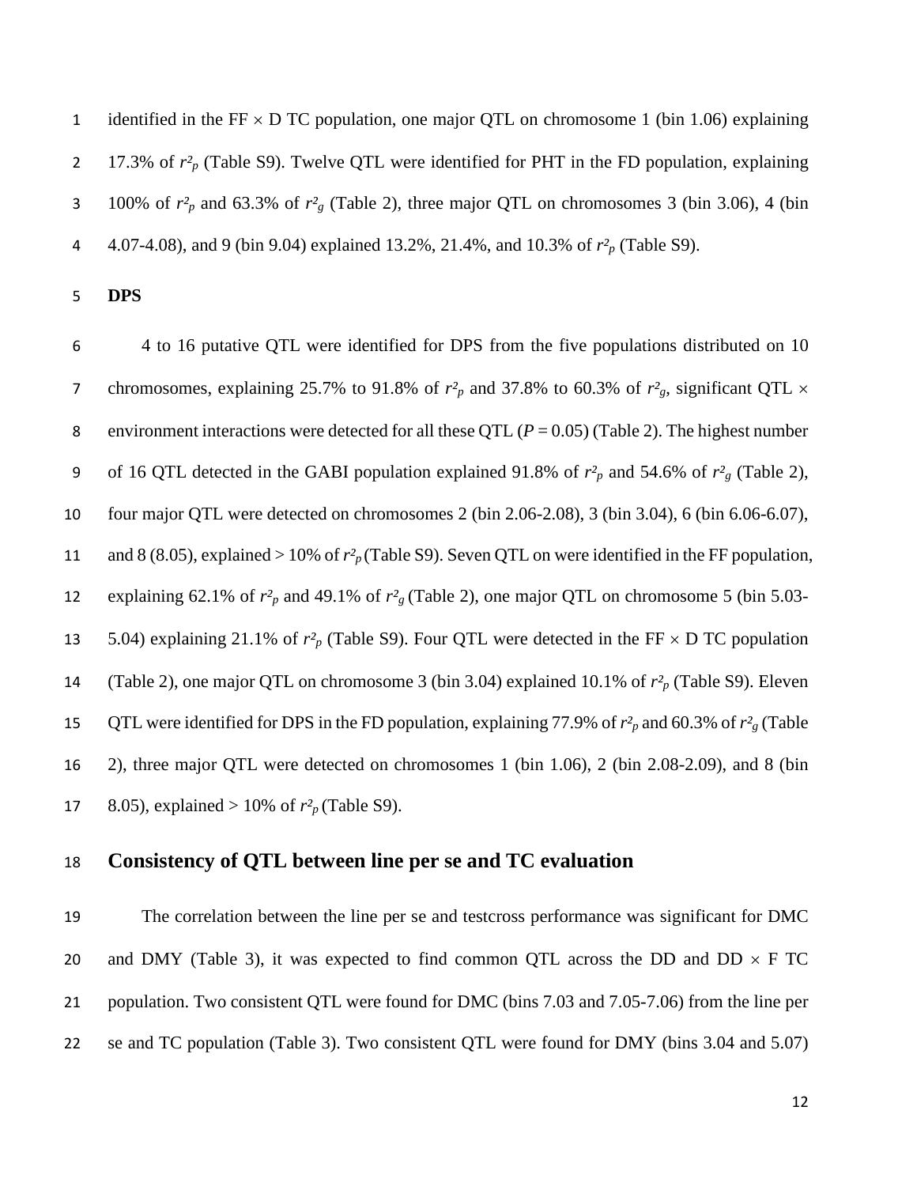identified in the FF × D TC population, one major QTL on chromosome 1 (bin 1.06) explaining 17.3% of $r^2_p$ (Table S9). Twelve QTL were identified for PHT in the FD population, explaining 100% of $r^2_p$ and 63.3% of $r^2_g$ (Table 2), three major QTL on chromosomes 3 (bin 3.06), 4 (bin 4.07-4.08), and 9 (bin 9.04) explained 13.2%, 21.4%, and 10.3% of $r^2_p$ (Table S9).

**DPS**

4 to 16 putative QTL were identified for DPS from the five populations distributed on 10 chromosomes, explaining 25.7% to 91.8% of $r^2_p$ and 37.8% to 60.3% of $r^2_g$, significant QTL × environment interactions were detected for all these QTL ($P = 0.05$) (Table 2). The highest number of 16 QTL detected in the GABI population explained 91.8% of $r^2_p$ and 54.6% of $r^2_g$ (Table 2), four major QTL were detected on chromosomes 2 (bin 2.06-2.08), 3 (bin 3.04), 6 (bin 6.06-6.07), and 8 (8.05), explained > 10% of $r^2_p$ (Table S9). Seven QTL on were identified in the FF population, explaining 62.1% of $r^2_p$ and 49.1% of $r^2_g$ (Table 2), one major QTL on chromosome 5 (bin 5.03-5.04) explaining 21.1% of $r^2_p$ (Table S9). Four QTL were detected in the FF × D TC population (Table 2), one major QTL on chromosome 3 (bin 3.04) explained 10.1% of $r^2_p$ (Table S9). Eleven QTL were identified for DPS in the FD population, explaining 77.9% of $r^2_p$ and 60.3% of $r^2_g$ (Table 2), three major QTL were detected on chromosomes 1 (bin 1.06), 2 (bin 2.08-2.09), and 8 (bin 8.05), explained > 10% of $r^2_p$ (Table S9).

## Consistency of QTL between line per se and TC evaluation

The correlation between the line per se and testcross performance was significant for DMC and DMY (Table 3), it was expected to find common QTL across the DD and DD × F TC population. Two consistent QTL were found for DMC (bins 7.03 and 7.05-7.06) from the line per se and TC population (Table 3). Two consistent QTL were found for DMY (bins 3.04 and 5.07)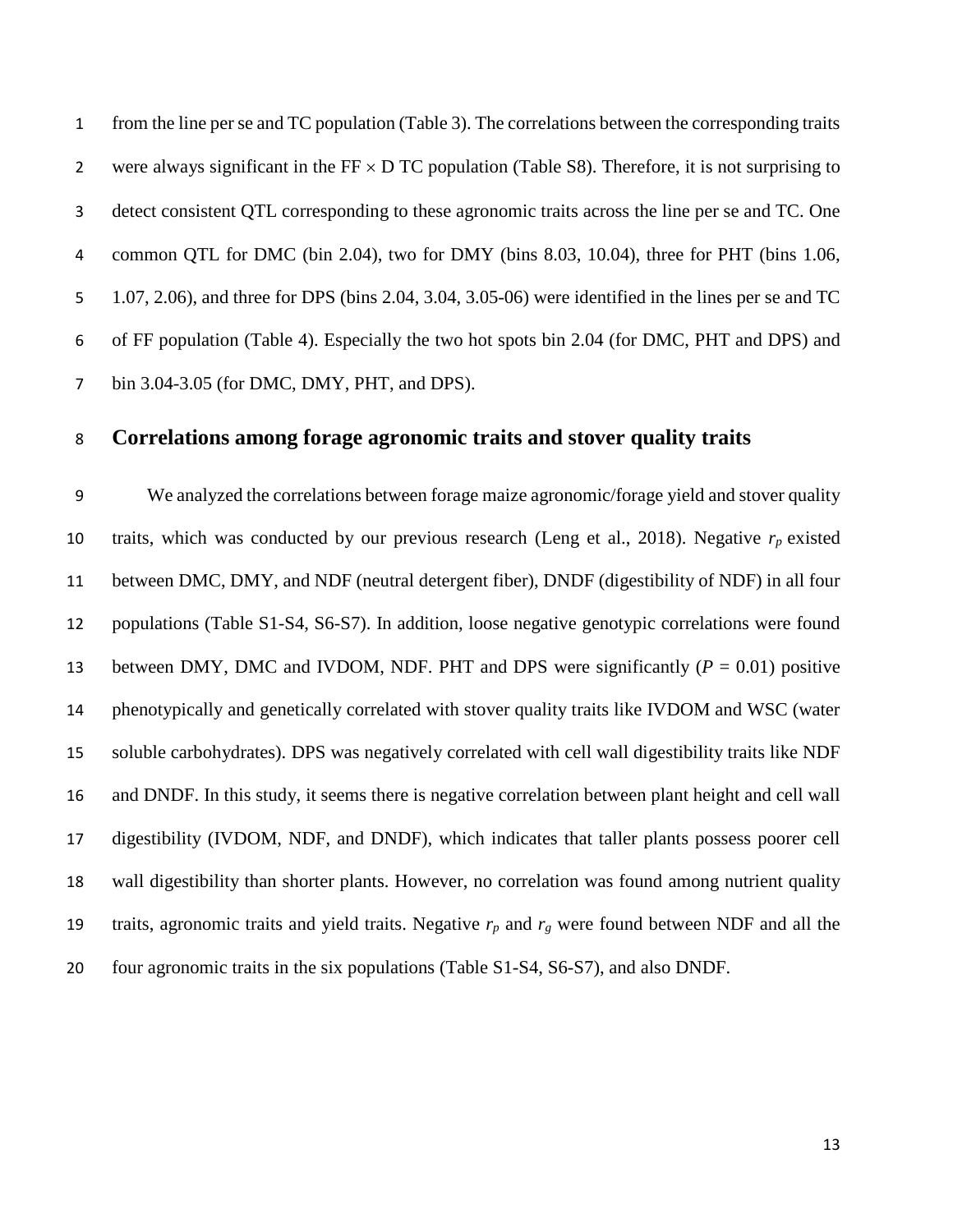from the line per se and TC population (Table 3). The correlations between the corresponding traits were always significant in the FF $\times$ D TC population (Table S8). Therefore, it is not surprising to detect consistent QTL corresponding to these agronomic traits across the line per se and TC. One common QTL for DMC (bin 2.04), two for DMY (bins 8.03, 10.04), three for PHT (bins 1.06, 1.07, 2.06), and three for DPS (bins 2.04, 3.04, 3.05-06) were identified in the lines per se and TC of FF population (Table 4). Especially the two hot spots bin 2.04 (for DMC, PHT and DPS) and bin 3.04-3.05 (for DMC, DMY, PHT, and DPS).

## Correlations among forage agronomic traits and stover quality traits

We analyzed the correlations between forage maize agronomic/forage yield and stover quality traits, which was conducted by our previous research (Leng et al., 2018). Negative $r_p$ existed between DMC, DMY, and NDF (neutral detergent fiber), DNDF (digestibility of NDF) in all four populations (Table S1-S4, S6-S7). In addition, loose negative genotypic correlations were found between DMY, DMC and IVDOM, NDF. PHT and DPS were significantly ($P$ = 0.01) positive phenotypically and genetically correlated with stover quality traits like IVDOM and WSC (water soluble carbohydrates). DPS was negatively correlated with cell wall digestibility traits like NDF and DNDF. In this study, it seems there is negative correlation between plant height and cell wall digestibility (IVDOM, NDF, and DNDF), which indicates that taller plants possess poorer cell wall digestibility than shorter plants. However, no correlation was found among nutrient quality traits, agronomic traits and yield traits. Negative $r_p$ and $r_g$ were found between NDF and all the four agronomic traits in the six populations (Table S1-S4, S6-S7), and also DNDF.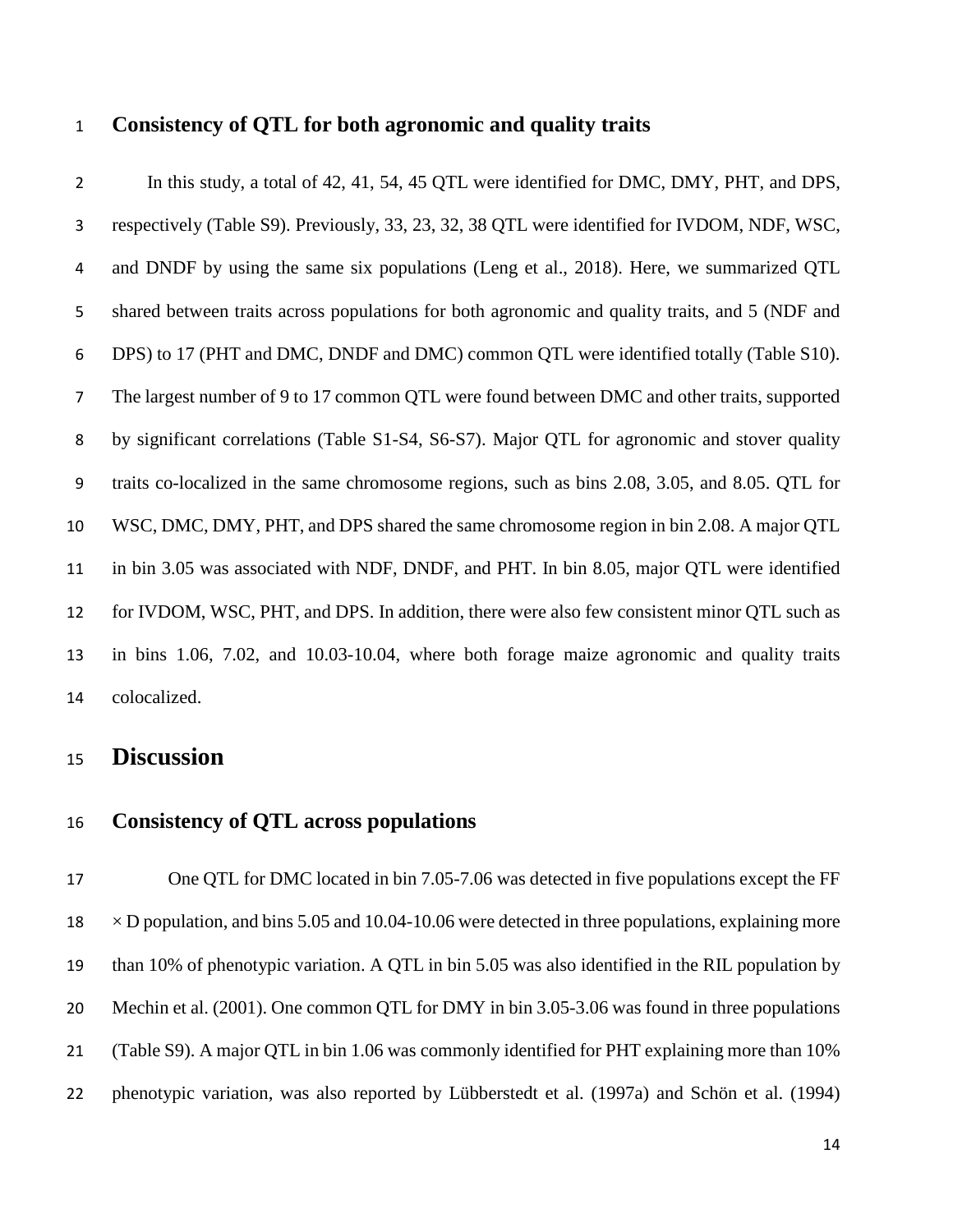## Consistency of QTL for both agronomic and quality traits

In this study, a total of 42, 41, 54, 45 QTL were identified for DMC, DMY, PHT, and DPS, respectively (Table S9). Previously, 33, 23, 32, 38 QTL were identified for IVDOM, NDF, WSC, and DNDF by using the same six populations (Leng et al., 2018). Here, we summarized QTL shared between traits across populations for both agronomic and quality traits, and 5 (NDF and DPS) to 17 (PHT and DMC, DNDF and DMC) common QTL were identified totally (Table S10). The largest number of 9 to 17 common QTL were found between DMC and other traits, supported by significant correlations (Table S1-S4, S6-S7). Major QTL for agronomic and stover quality traits co-localized in the same chromosome regions, such as bins 2.08, 3.05, and 8.05. QTL for WSC, DMC, DMY, PHT, and DPS shared the same chromosome region in bin 2.08. A major QTL in bin 3.05 was associated with NDF, DNDF, and PHT. In bin 8.05, major QTL were identified for IVDOM, WSC, PHT, and DPS. In addition, there were also few consistent minor QTL such as in bins 1.06, 7.02, and 10.03-10.04, where both forage maize agronomic and quality traits colocalized.

# Discussion

## Consistency of QTL across populations

One QTL for DMC located in bin 7.05-7.06 was detected in five populations except the FF × D population, and bins 5.05 and 10.04-10.06 were detected in three populations, explaining more than 10% of phenotypic variation. A QTL in bin 5.05 was also identified in the RIL population by Mechin et al. (2001). One common QTL for DMY in bin 3.05-3.06 was found in three populations (Table S9). A major QTL in bin 1.06 was commonly identified for PHT explaining more than 10% phenotypic variation, was also reported by Lübberstedt et al. (1997a) and Schön et al. (1994)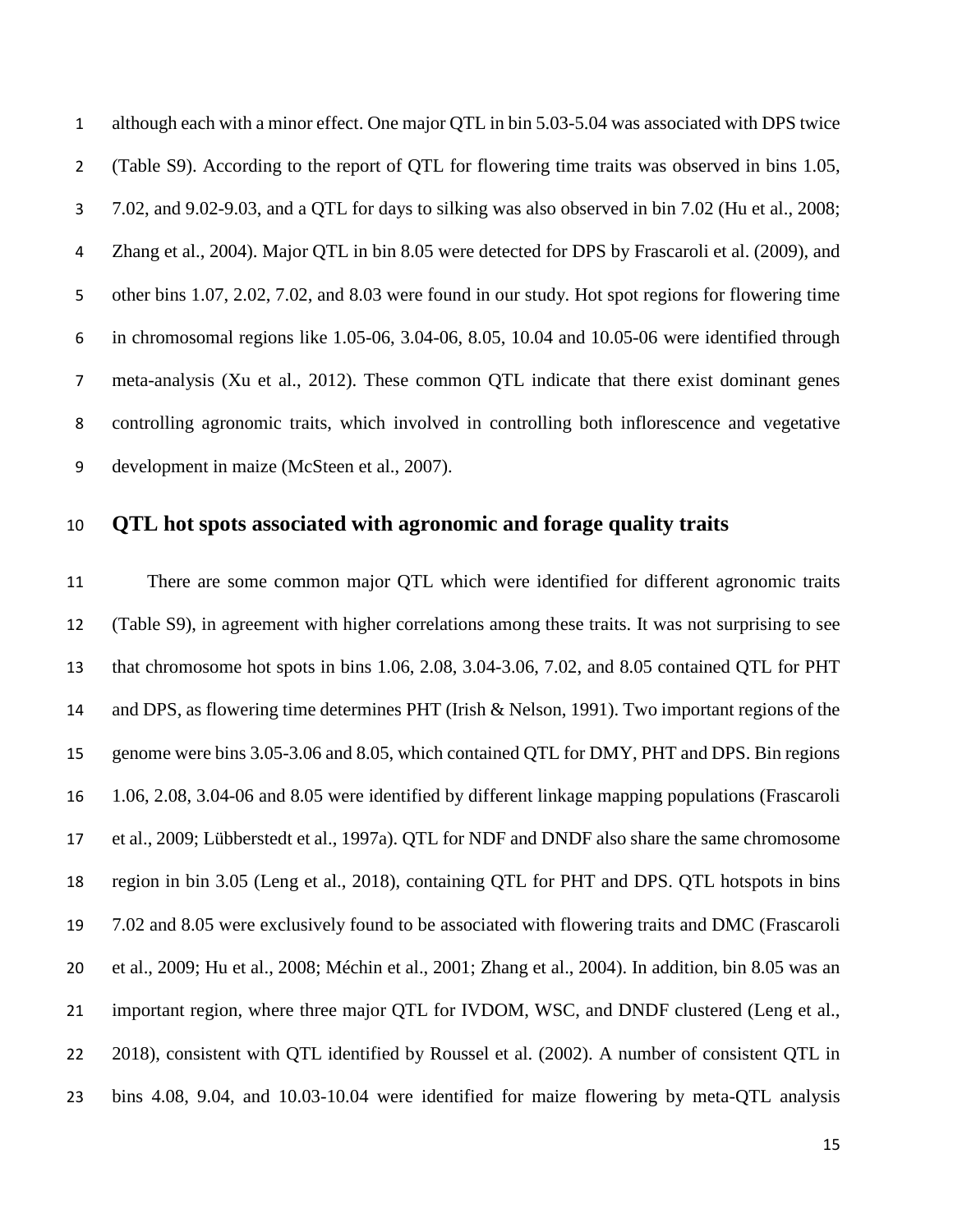although each with a minor effect. One major QTL in bin 5.03-5.04 was associated with DPS twice (Table S9). According to the report of QTL for flowering time traits was observed in bins 1.05, 7.02, and 9.02-9.03, and a QTL for days to silking was also observed in bin 7.02 (Hu et al., 2008; Zhang et al., 2004). Major QTL in bin 8.05 were detected for DPS by Frascaroli et al. (2009), and other bins 1.07, 2.02, 7.02, and 8.03 were found in our study. Hot spot regions for flowering time in chromosomal regions like 1.05-06, 3.04-06, 8.05, 10.04 and 10.05-06 were identified through meta-analysis (Xu et al., 2012). These common QTL indicate that there exist dominant genes controlling agronomic traits, which involved in controlling both inflorescence and vegetative development in maize (McSteen et al., 2007).

## QTL hot spots associated with agronomic and forage quality traits

There are some common major QTL which were identified for different agronomic traits (Table S9), in agreement with higher correlations among these traits. It was not surprising to see that chromosome hot spots in bins 1.06, 2.08, 3.04-3.06, 7.02, and 8.05 contained QTL for PHT and DPS, as flowering time determines PHT (Irish & Nelson, 1991). Two important regions of the genome were bins 3.05-3.06 and 8.05, which contained QTL for DMY, PHT and DPS. Bin regions 1.06, 2.08, 3.04-06 and 8.05 were identified by different linkage mapping populations (Frascaroli et al., 2009; Lübberstedt et al., 1997a). QTL for NDF and DNDF also share the same chromosome region in bin 3.05 (Leng et al., 2018), containing QTL for PHT and DPS. QTL hotspots in bins 7.02 and 8.05 were exclusively found to be associated with flowering traits and DMC (Frascaroli et al., 2009; Hu et al., 2008; Méchin et al., 2001; Zhang et al., 2004). In addition, bin 8.05 was an important region, where three major QTL for IVDOM, WSC, and DNDF clustered (Leng et al., 2018), consistent with QTL identified by Roussel et al. (2002). A number of consistent QTL in bins 4.08, 9.04, and 10.03-10.04 were identified for maize flowering by meta-QTL analysis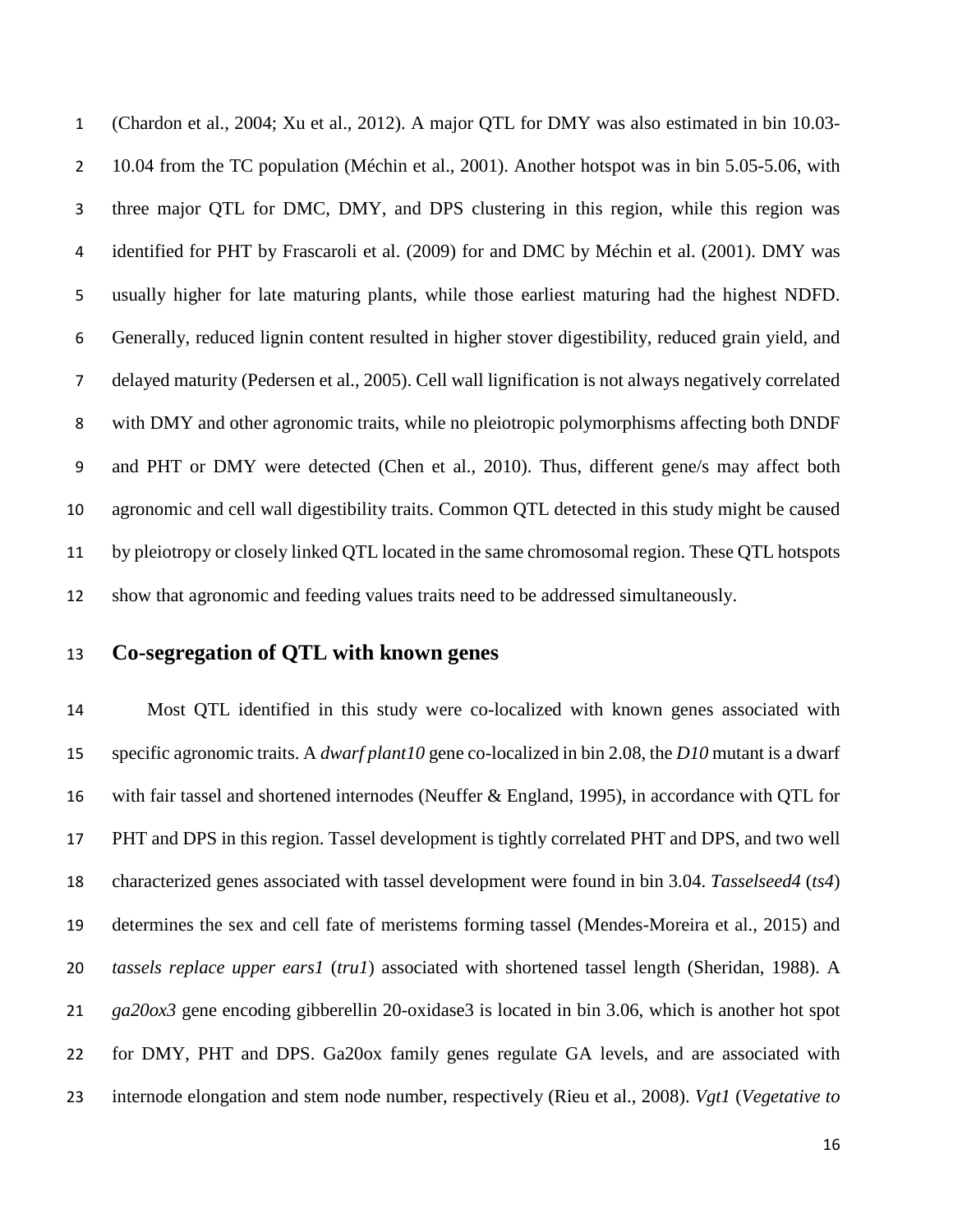(Chardon et al., 2004; Xu et al., 2012). A major QTL for DMY was also estimated in bin 10.03-10.04 from the TC population (Méchin et al., 2001). Another hotspot was in bin 5.05-5.06, with three major QTL for DMC, DMY, and DPS clustering in this region, while this region was identified for PHT by Frascaroli et al. (2009) for and DMC by Méchin et al. (2001). DMY was usually higher for late maturing plants, while those earliest maturing had the highest NDFD. Generally, reduced lignin content resulted in higher stover digestibility, reduced grain yield, and delayed maturity (Pedersen et al., 2005). Cell wall lignification is not always negatively correlated with DMY and other agronomic traits, while no pleiotropic polymorphisms affecting both DNDF and PHT or DMY were detected (Chen et al., 2010). Thus, different gene/s may affect both agronomic and cell wall digestibility traits. Common QTL detected in this study might be caused by pleiotropy or closely linked QTL located in the same chromosomal region. These QTL hotspots show that agronomic and feeding values traits need to be addressed simultaneously.

## Co-segregation of QTL with known genes

Most QTL identified in this study were co-localized with known genes associated with specific agronomic traits. A *dwarf plant10* gene co-localized in bin 2.08, the *D10* mutant is a dwarf with fair tassel and shortened internodes (Neuffer & England, 1995), in accordance with QTL for PHT and DPS in this region. Tassel development is tightly correlated PHT and DPS, and two well characterized genes associated with tassel development were found in bin 3.04. *Tasselseed4* (*ts4*) determines the sex and cell fate of meristems forming tassel (Mendes-Moreira et al., 2015) and *tassels replace upper ears1* (*tru1*) associated with shortened tassel length (Sheridan, 1988). A *ga20ox3* gene encoding gibberellin 20-oxidase3 is located in bin 3.06, which is another hot spot for DMY, PHT and DPS. Ga20ox family genes regulate GA levels, and are associated with internode elongation and stem node number, respectively (Rieu et al., 2008). *Vgt1* (*Vegetative to*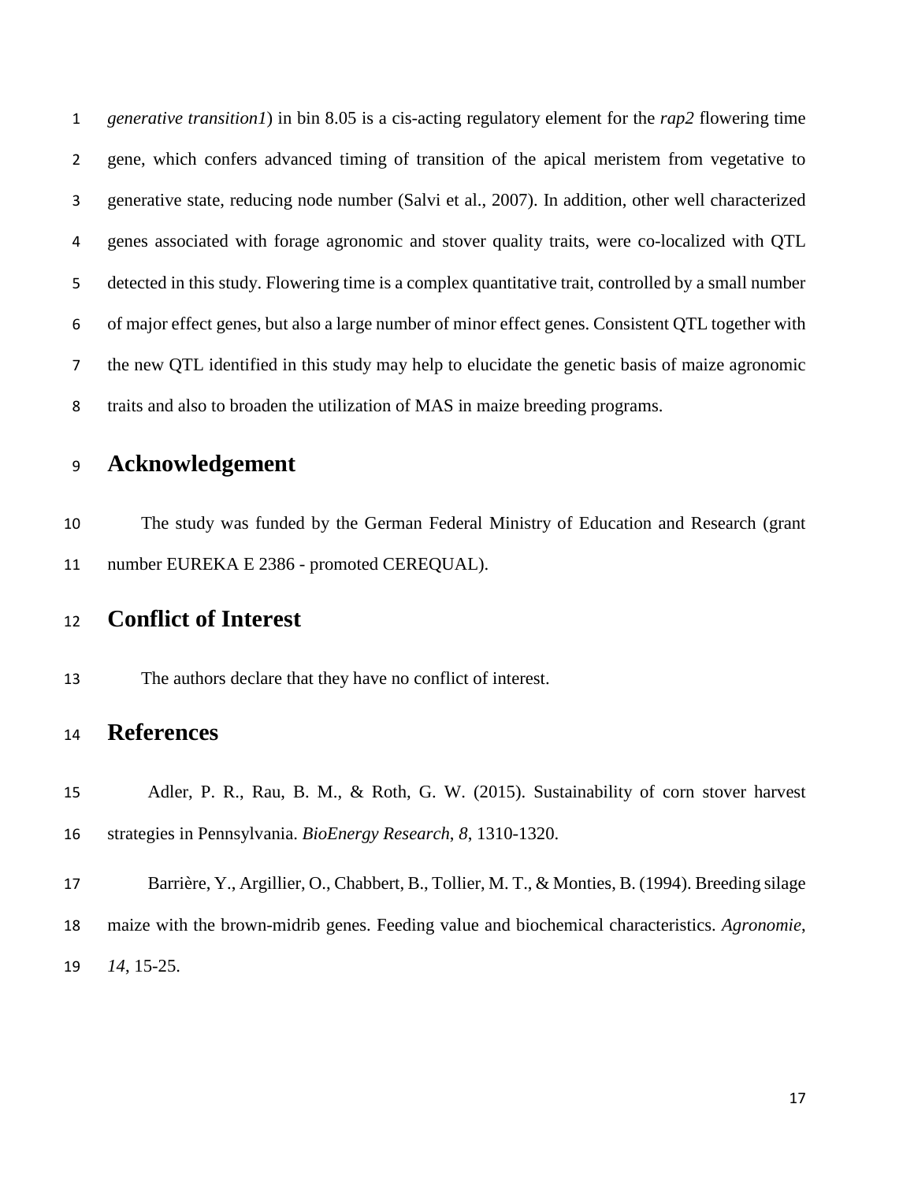*generative transition1*) in bin 8.05 is a cis-acting regulatory element for the *rap2* flowering time gene, which confers advanced timing of transition of the apical meristem from vegetative to generative state, reducing node number (Salvi et al., 2007). In addition, other well characterized genes associated with forage agronomic and stover quality traits, were co-localized with QTL detected in this study. Flowering time is a complex quantitative trait, controlled by a small number of major effect genes, but also a large number of minor effect genes. Consistent QTL together with the new QTL identified in this study may help to elucidate the genetic basis of maize agronomic traits and also to broaden the utilization of MAS in maize breeding programs.

# Acknowledgement

The study was funded by the German Federal Ministry of Education and Research (grant number EUREKA E 2386 - promoted CEREQUAL).

# Conflict of Interest

The authors declare that they have no conflict of interest.

# References

Adler, P. R., Rau, B. M., & Roth, G. W. (2015). Sustainability of corn stover harvest strategies in Pennsylvania. *BioEnergy Research*, *8*, 1310-1320.

Barrière, Y., Argillier, O., Chabbert, B., Tollier, M. T., & Monties, B. (1994). Breeding silage maize with the brown-midrib genes. Feeding value and biochemical characteristics. *Agronomie*, *14*, 15-25.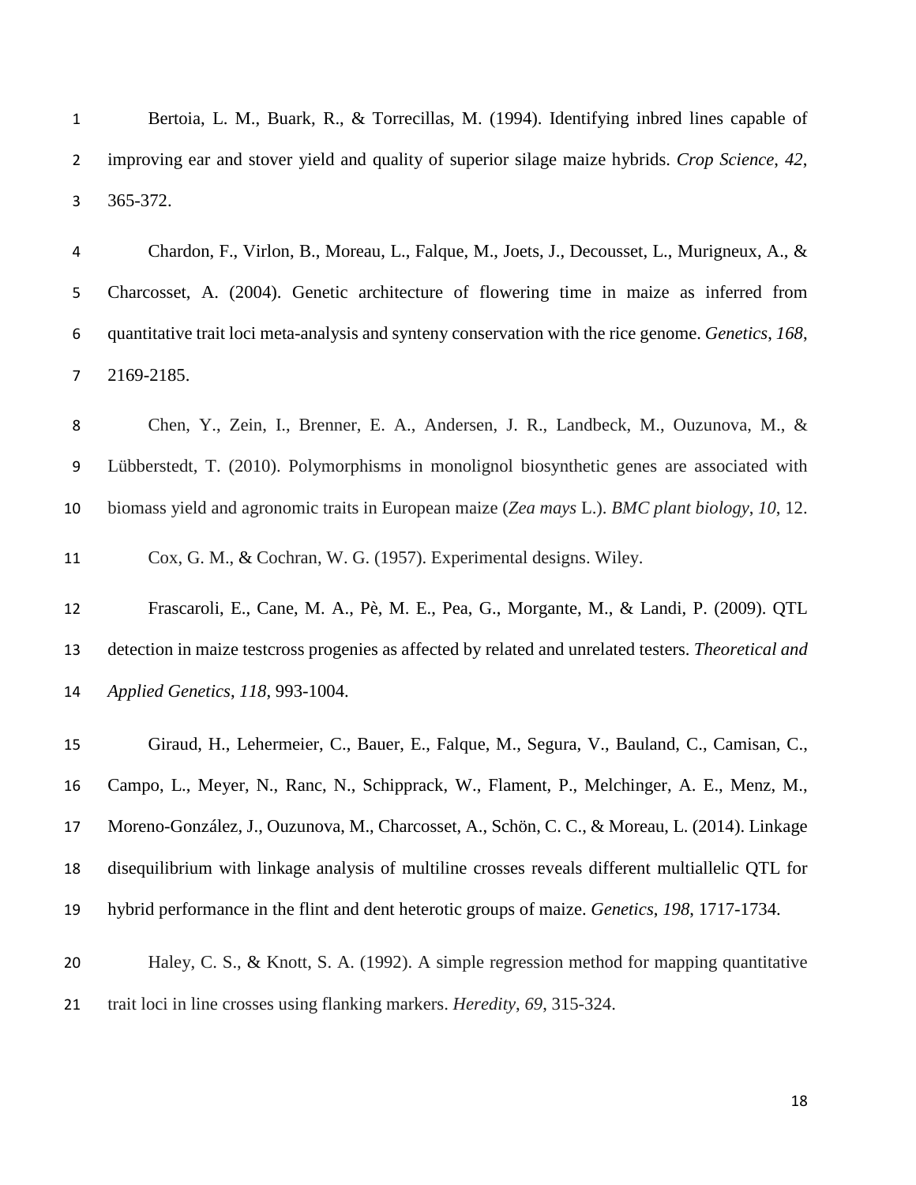Bertoia, L. M., Buark, R., & Torrecillas, M. (1994). Identifying inbred lines capable of improving ear and stover yield and quality of superior silage maize hybrids. *Crop Science*, *42*, 365-372.

Chardon, F., Virlon, B., Moreau, L., Falque, M., Joets, J., Decousset, L., Murigneux, A., & Charcosset, A. (2004). Genetic architecture of flowering time in maize as inferred from quantitative trait loci meta-analysis and synteny conservation with the rice genome. *Genetics*, *168*, 2169-2185.

Chen, Y., Zein, I., Brenner, E. A., Andersen, J. R., Landbeck, M., Ouzunova, M., & Lübberstedt, T. (2010). Polymorphisms in monolignol biosynthetic genes are associated with biomass yield and agronomic traits in European maize (*Zea mays* L.). *BMC plant biology*, *10*, 12.

Cox, G. M., & Cochran, W. G. (1957). Experimental designs. Wiley.

Frascaroli, E., Cane, M. A., Pè, M. E., Pea, G., Morgante, M., & Landi, P. (2009). QTL detection in maize testcross progenies as affected by related and unrelated testers. *Theoretical and Applied Genetics*, *118*, 993-1004.

Giraud, H., Lehermeier, C., Bauer, E., Falque, M., Segura, V., Bauland, C., Camisan, C., Campo, L., Meyer, N., Ranc, N., Schipprack, W., Flament, P., Melchinger, A. E., Menz, M., Moreno-González, J., Ouzunova, M., Charcosset, A., Schön, C. C., & Moreau, L. (2014). Linkage disequilibrium with linkage analysis of multiline crosses reveals different multiallelic QTL for hybrid performance in the flint and dent heterotic groups of maize. *Genetics*, *198*, 1717-1734.

Haley, C. S., & Knott, S. A. (1992). A simple regression method for mapping quantitative trait loci in line crosses using flanking markers. *Heredity*, *69*, 315-324.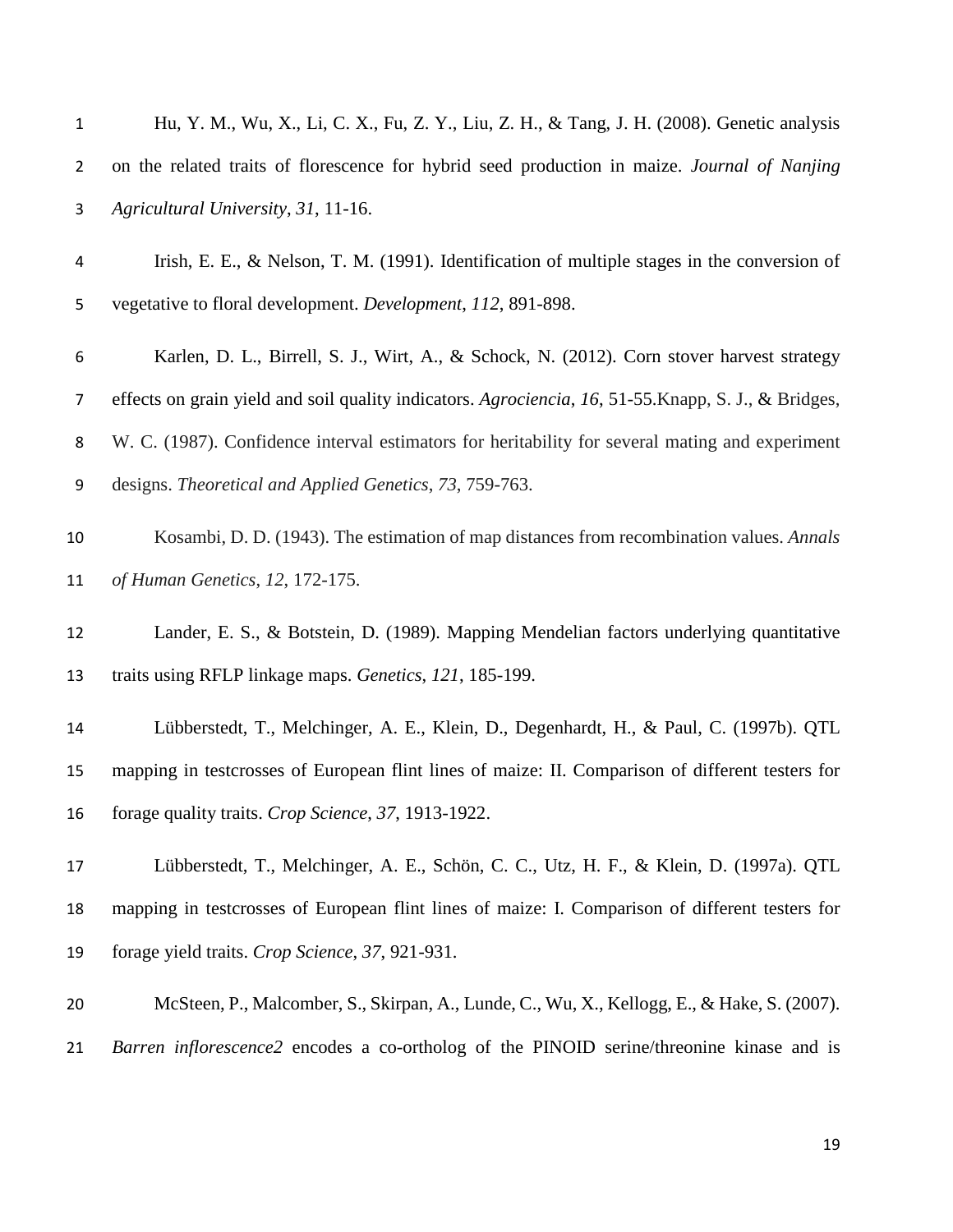Hu, Y. M., Wu, X., Li, C. X., Fu, Z. Y., Liu, Z. H., & Tang, J. H. (2008). Genetic analysis on the related traits of florescence for hybrid seed production in maize. *Journal of Nanjing Agricultural University*, *31*, 11-16.

Irish, E. E., & Nelson, T. M. (1991). Identification of multiple stages in the conversion of vegetative to floral development. *Development*, *112*, 891-898.

Karlen, D. L., Birrell, S. J., Wirt, A., & Schock, N. (2012). Corn stover harvest strategy effects on grain yield and soil quality indicators. *Agrociencia*, *16*, 51-55.Knapp, S. J., & Bridges, W. C. (1987). Confidence interval estimators for heritability for several mating and experiment designs. *Theoretical and Applied Genetics*, *73*, 759-763.

Kosambi, D. D. (1943). The estimation of map distances from recombination values. *Annals of Human Genetics*, *12*, 172-175.

Lander, E. S., & Botstein, D. (1989). Mapping Mendelian factors underlying quantitative traits using RFLP linkage maps. *Genetics*, *121*, 185-199.

Lübberstedt, T., Melchinger, A. E., Klein, D., Degenhardt, H., & Paul, C. (1997b). QTL mapping in testcrosses of European flint lines of maize: II. Comparison of different testers for forage quality traits. *Crop Science*, *37*, 1913-1922.

Lübberstedt, T., Melchinger, A. E., Schön, C. C., Utz, H. F., & Klein, D. (1997a). QTL mapping in testcrosses of European flint lines of maize: I. Comparison of different testers for forage yield traits. *Crop Science*, *37*, 921-931.

McSteen, P., Malcomber, S., Skirpan, A., Lunde, C., Wu, X., Kellogg, E., & Hake, S. (2007). *Barren inflorescence2* encodes a co-ortholog of the PINOID serine/threonine kinase and is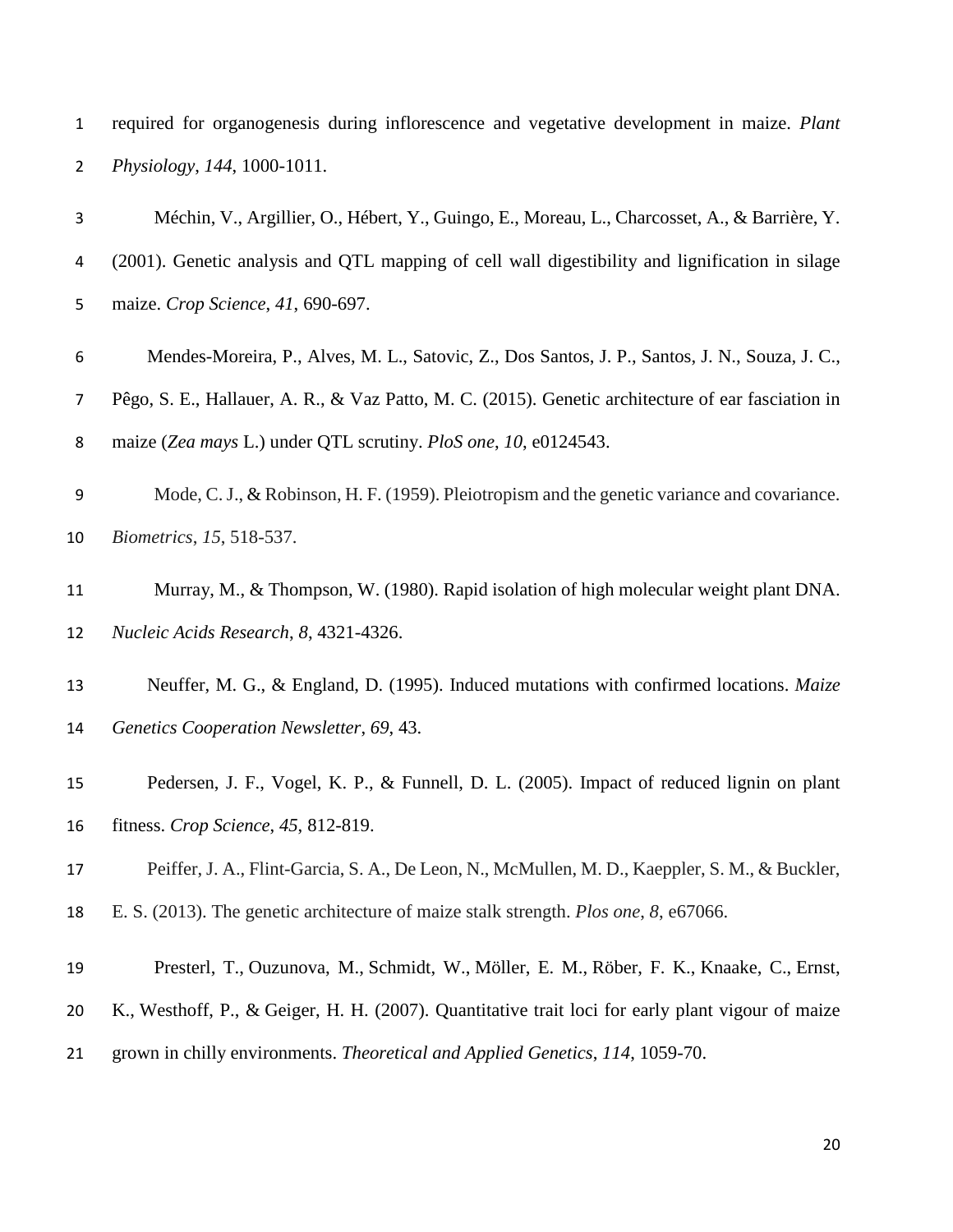required for organogenesis during inflorescence and vegetative development in maize. *Plant Physiology*, *144*, 1000-1011.

Méchin, V., Argillier, O., Hébert, Y., Guingo, E., Moreau, L., Charcosset, A., & Barrière, Y. (2001). Genetic analysis and QTL mapping of cell wall digestibility and lignification in silage maize. *Crop Science*, *41*, 690-697.

Mendes-Moreira, P., Alves, M. L., Satovic, Z., Dos Santos, J. P., Santos, J. N., Souza, J. C., Pêgo, S. E., Hallauer, A. R., & Vaz Patto, M. C. (2015). Genetic architecture of ear fasciation in maize (*Zea mays* L.) under QTL scrutiny. *PloS one*, *10*, e0124543.

Mode, C. J., & Robinson, H. F. (1959). Pleiotropism and the genetic variance and covariance. *Biometrics*, *15*, 518-537.

Murray, M., & Thompson, W. (1980). Rapid isolation of high molecular weight plant DNA. *Nucleic Acids Research*, *8*, 4321-4326.

Neuffer, M. G., & England, D. (1995). Induced mutations with confirmed locations. *Maize Genetics Cooperation Newsletter*, *69*, 43.

Pedersen, J. F., Vogel, K. P., & Funnell, D. L. (2005). Impact of reduced lignin on plant fitness. *Crop Science*, *45*, 812-819.

Peiffer, J. A., Flint-Garcia, S. A., De Leon, N., McMullen, M. D., Kaeppler, S. M., & Buckler, E. S. (2013). The genetic architecture of maize stalk strength. *Plos one*, *8*, e67066.

Presterl, T., Ouzunova, M., Schmidt, W., Möller, E. M., Röber, F. K., Knaake, C., Ernst, K., Westhoff, P., & Geiger, H. H. (2007). Quantitative trait loci for early plant vigour of maize grown in chilly environments. *Theoretical and Applied Genetics*, *114*, 1059-70.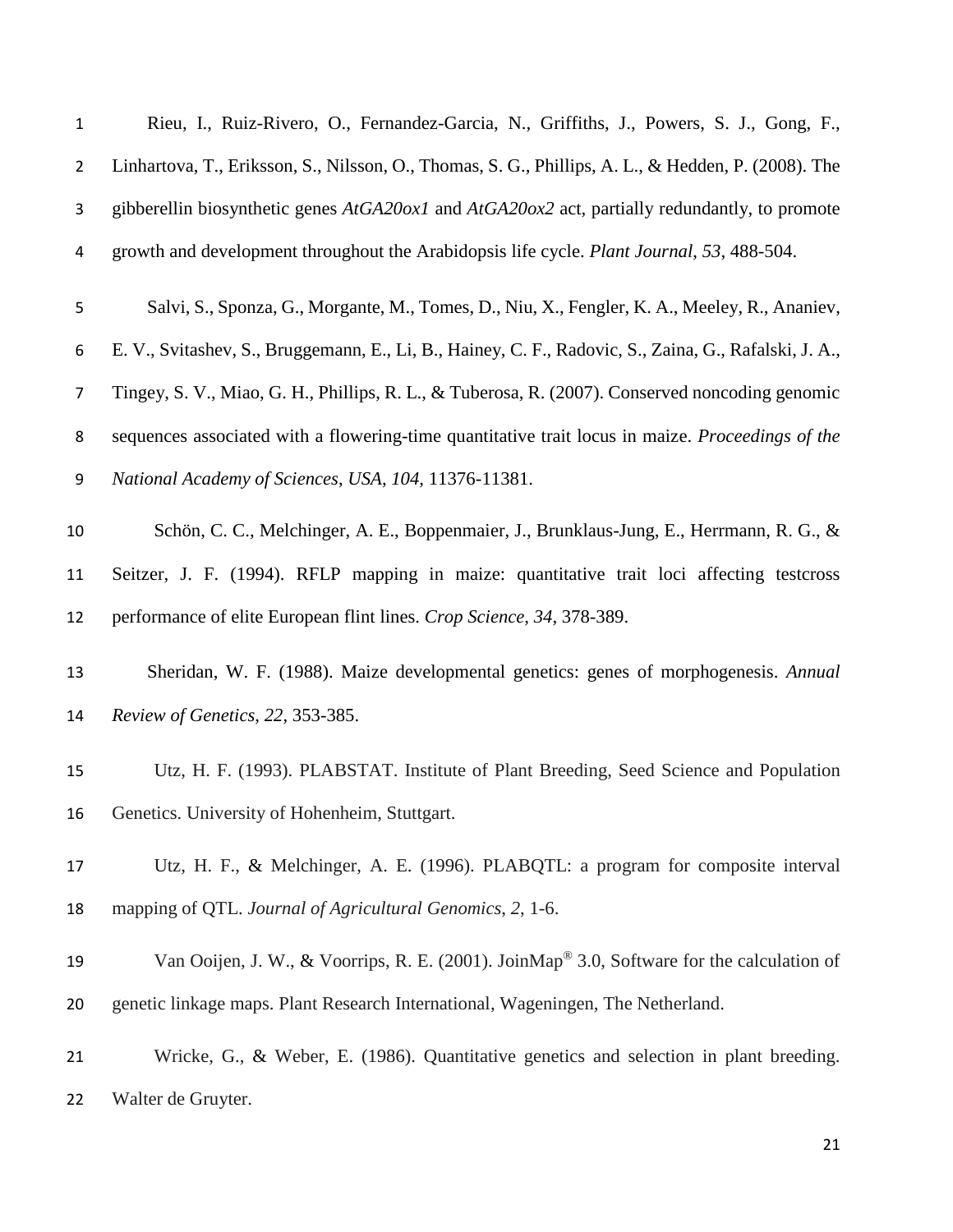Rieu, I., Ruiz-Rivero, O., Fernandez-Garcia, N., Griffiths, J., Powers, S. J., Gong, F., Linhartova, T., Eriksson, S., Nilsson, O., Thomas, S. G., Phillips, A. L., & Hedden, P. (2008). The gibberellin biosynthetic genes *AtGA20ox1* and *AtGA20ox2* act, partially redundantly, to promote growth and development throughout the Arabidopsis life cycle. *Plant Journal*, *53*, 488-504.

Salvi, S., Sponza, G., Morgante, M., Tomes, D., Niu, X., Fengler, K. A., Meeley, R., Ananiev, E. V., Svitashev, S., Bruggemann, E., Li, B., Hainey, C. F., Radovic, S., Zaina, G., Rafalski, J. A., Tingey, S. V., Miao, G. H., Phillips, R. L., & Tuberosa, R. (2007). Conserved noncoding genomic sequences associated with a flowering-time quantitative trait locus in maize. *Proceedings of the National Academy of Sciences*, *USA*, *104*, 11376-11381.

Schön, C. C., Melchinger, A. E., Boppenmaier, J., Brunklaus-Jung, E., Herrmann, R. G., & Seitzer, J. F. (1994). RFLP mapping in maize: quantitative trait loci affecting testcross performance of elite European flint lines. *Crop Science*, *34*, 378-389.

Sheridan, W. F. (1988). Maize developmental genetics: genes of morphogenesis. *Annual Review of Genetics*, *22*, 353-385.

Utz, H. F. (1993). PLABSTAT. Institute of Plant Breeding, Seed Science and Population Genetics. University of Hohenheim, Stuttgart.

Utz, H. F., & Melchinger, A. E. (1996). PLABQTL: a program for composite interval mapping of QTL. *Journal of Agricultural Genomics*, *2*, 1-6.

Van Ooijen, J. W., & Voorrips, R. E. (2001). JoinMap® 3.0, Software for the calculation of genetic linkage maps. Plant Research International, Wageningen, The Netherland.

Wricke, G., & Weber, E. (1986). Quantitative genetics and selection in plant breeding. Walter de Gruyter.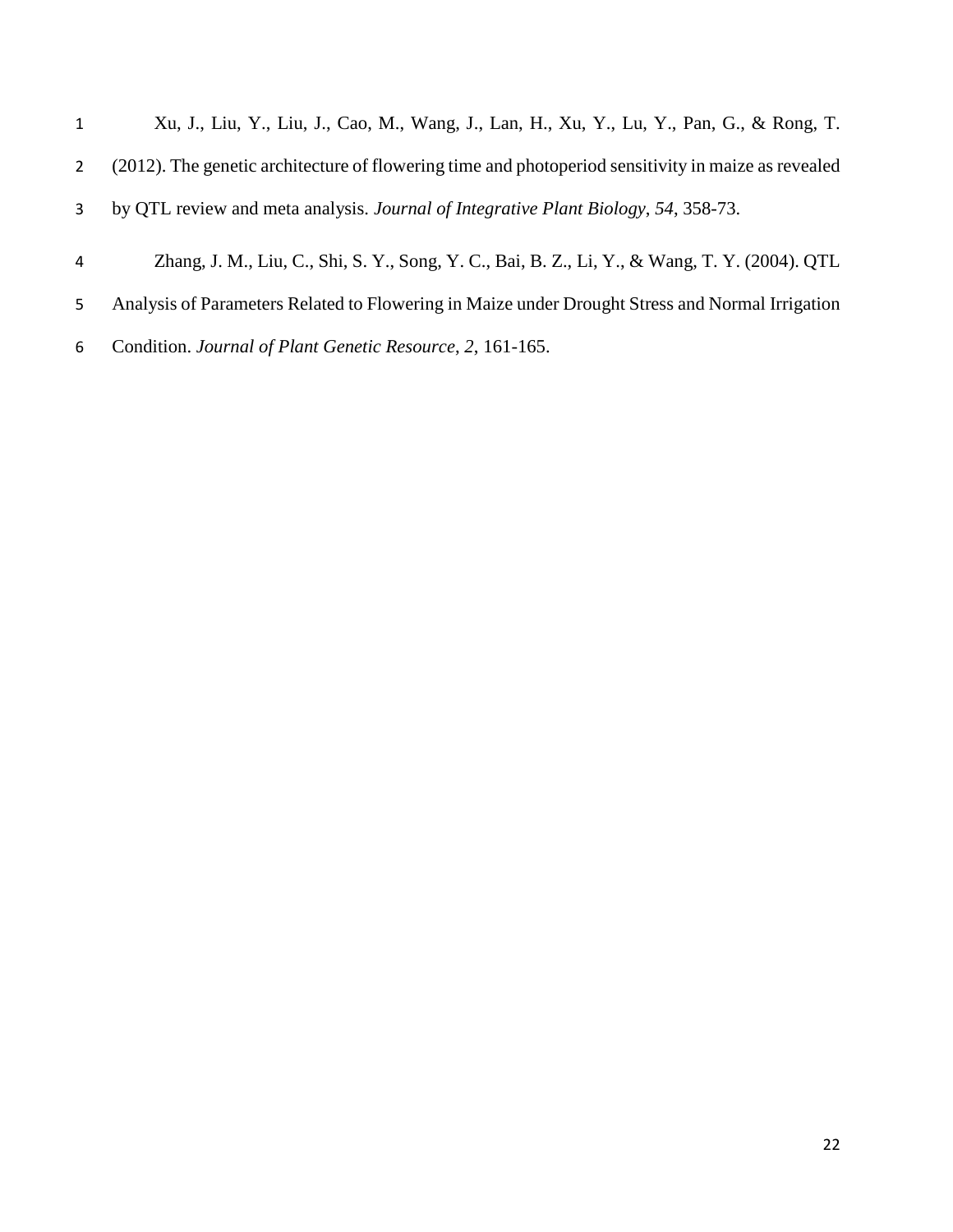Xu, J., Liu, Y., Liu, J., Cao, M., Wang, J., Lan, H., Xu, Y., Lu, Y., Pan, G., & Rong, T. (2012). The genetic architecture of flowering time and photoperiod sensitivity in maize as revealed by QTL review and meta analysis. *Journal of Integrative Plant Biology*, *54*, 358-73.

Zhang, J. M., Liu, C., Shi, S. Y., Song, Y. C., Bai, B. Z., Li, Y., & Wang, T. Y. (2004). QTL Analysis of Parameters Related to Flowering in Maize under Drought Stress and Normal Irrigation Condition. *Journal of Plant Genetic Resource*, *2*, 161-165.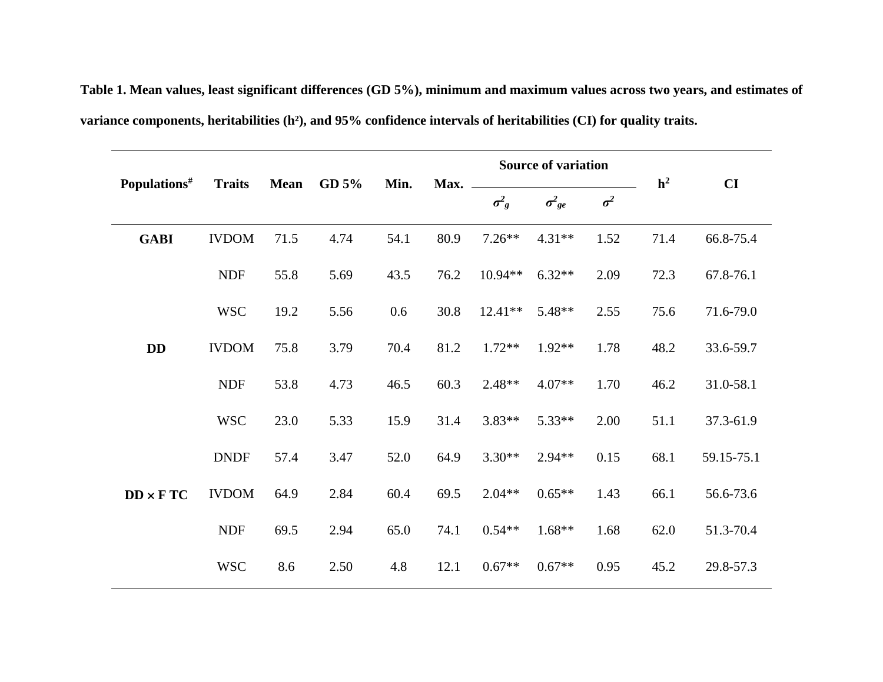**Table 1. Mean values, least significant differences (GD 5%), minimum and maximum values across two years, and estimates of variance components, heritabilities (h²), and 95% confidence intervals of heritabilities (CI) for quality traits.**

| Populations[#] | Traits | Mean | GD 5% | Min. | Max. | Source of variation | | | $h^2$ | CI |
|---|---|---|---|---|---|---|---|---|---|---|
| | | | | | | $\sigma^2_g$ | $\sigma^2_{ge}$ | $\sigma^2$ | | |
| **GABI** | IVDOM | 71.5 | 4.74 | 54.1 | 80.9 | 7.26** | 4.31** | 1.52 | 71.4 | 66.8-75.4 |
| | NDF | 55.8 | 5.69 | 43.5 | 76.2 | 10.94** | 6.32** | 2.09 | 72.3 | 67.8-76.1 |
| | WSC | 19.2 | 5.56 | 0.6 | 30.8 | 12.41** | 5.48** | 2.55 | 75.6 | 71.6-79.0 |
| **DD** | IVDOM | 75.8 | 3.79 | 70.4 | 81.2 | 1.72** | 1.92** | 1.78 | 48.2 | 33.6-59.7 |
| | NDF | 53.8 | 4.73 | 46.5 | 60.3 | 2.48** | 4.07** | 1.70 | 46.2 | 31.0-58.1 |
| | WSC | 23.0 | 5.33 | 15.9 | 31.4 | 3.83** | 5.33** | 2.00 | 51.1 | 37.3-61.9 |
| | DNDF | 57.4 | 3.47 | 52.0 | 64.9 | 3.30** | 2.94** | 0.15 | 68.1 | 59.15-75.1 |
| **DD × F TC** | IVDOM | 64.9 | 2.84 | 60.4 | 69.5 | 2.04** | 0.65** | 1.43 | 66.1 | 56.6-73.6 |
| | NDF | 69.5 | 2.94 | 65.0 | 74.1 | 0.54** | 1.68** | 1.68 | 62.0 | 51.3-70.4 |
| | WSC | 8.6 | 2.50 | 4.8 | 12.1 | 0.67** | 0.67** | 0.95 | 45.2 | 29.8-57.3 |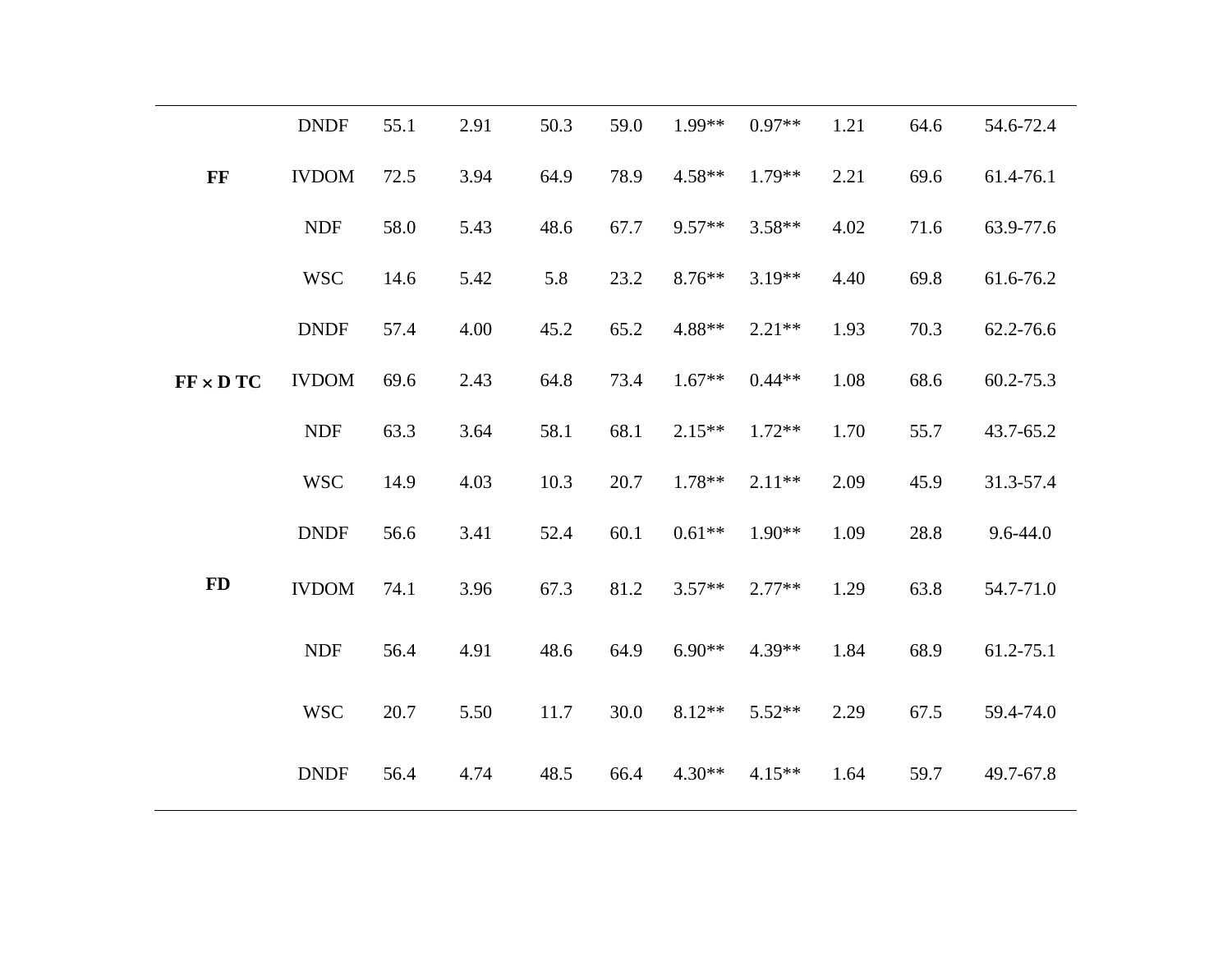| | | | | | | | | | | |
|---|---|---|---|---|---|---|---|---|---|---|
| | DNDF | 55.1 | 2.91 | 50.3 | 59.0 | 1.99** | 0.97** | 1.21 | 64.6 | 54.6-72.4 |
| **FF** | IVDOM | 72.5 | 3.94 | 64.9 | 78.9 | 4.58** | 1.79** | 2.21 | 69.6 | 61.4-76.1 |
| | NDF | 58.0 | 5.43 | 48.6 | 67.7 | 9.57** | 3.58** | 4.02 | 71.6 | 63.9-77.6 |
| | WSC | 14.6 | 5.42 | 5.8 | 23.2 | 8.76** | 3.19** | 4.40 | 69.8 | 61.6-76.2 |
| | DNDF | 57.4 | 4.00 | 45.2 | 65.2 | 4.88** | 2.21** | 1.93 | 70.3 | 62.2-76.6 |
| **FF × D TC** | IVDOM | 69.6 | 2.43 | 64.8 | 73.4 | 1.67** | 0.44** | 1.08 | 68.6 | 60.2-75.3 |
| | NDF | 63.3 | 3.64 | 58.1 | 68.1 | 2.15** | 1.72** | 1.70 | 55.7 | 43.7-65.2 |
| | WSC | 14.9 | 4.03 | 10.3 | 20.7 | 1.78** | 2.11** | 2.09 | 45.9 | 31.3-57.4 |
| | DNDF | 56.6 | 3.41 | 52.4 | 60.1 | 0.61** | 1.90** | 1.09 | 28.8 | 9.6-44.0 |
| **FD** | IVDOM | 74.1 | 3.96 | 67.3 | 81.2 | 3.57** | 2.77** | 1.29 | 63.8 | 54.7-71.0 |
| | NDF | 56.4 | 4.91 | 48.6 | 64.9 | 6.90** | 4.39** | 1.84 | 68.9 | 61.2-75.1 |
| | WSC | 20.7 | 5.50 | 11.7 | 30.0 | 8.12** | 5.52** | 2.29 | 67.5 | 59.4-74.0 |
| | DNDF | 56.4 | 4.74 | 48.5 | 66.4 | 4.30** | 4.15** | 1.64 | 59.7 | 49.7-67.8 |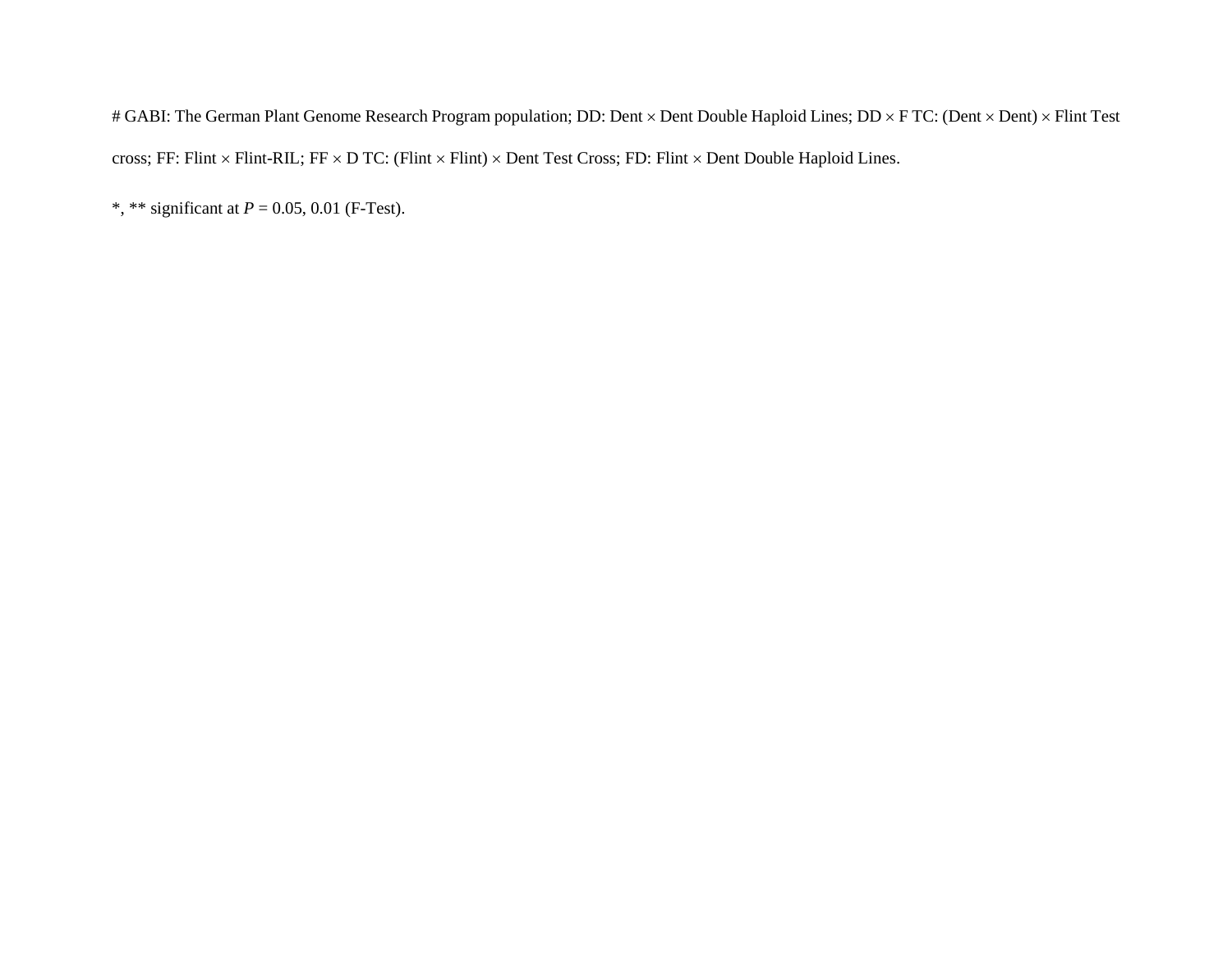# GABI: The German Plant Genome Research Program population; DD: Dent × Dent Double Haploid Lines; DD × F TC: (Dent × Dent) × Flint Test cross; FF: Flint × Flint-RIL; FF × D TC: (Flint × Flint) × Dent Test Cross; FD: Flint × Dent Double Haploid Lines.

*, ** significant at *P* = 0.05, 0.01 (F-Test).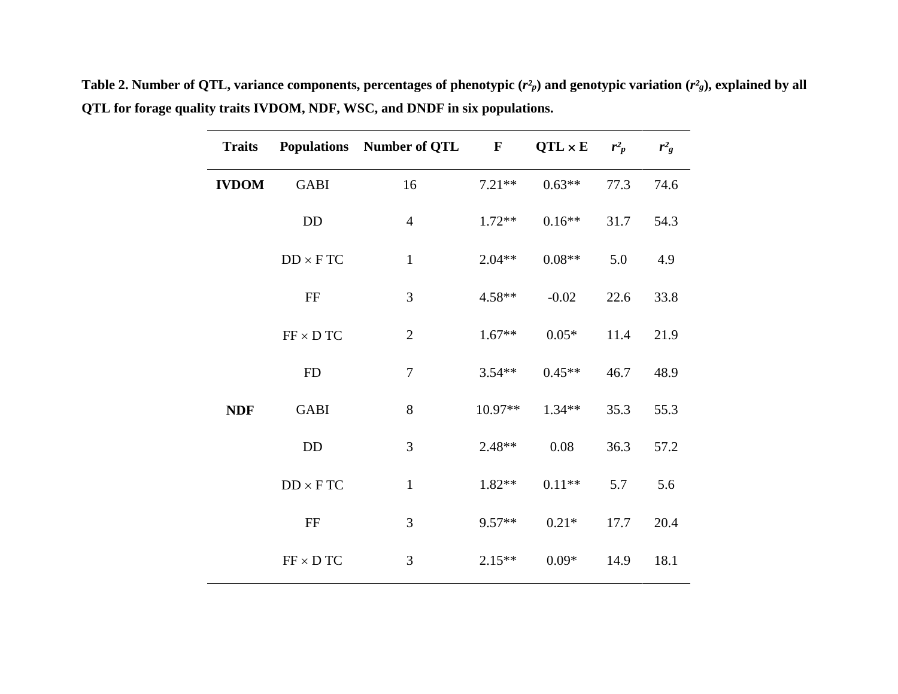**Table 2. Number of QTL, variance components, percentages of phenotypic ($r^2_p$) and genotypic variation ($r^2_g$), explained by all QTL for forage quality traits IVDOM, NDF, WSC, and DNDF in six populations.**

| Traits | Populations | Number of QTL | F | QTL × E | $r^2_p$ | $r^2_g$ |
|---|---|---|---|---|---|---|
| **IVDOM** | GABI | 16 | 7.21** | 0.63** | 77.3 | 74.6 |
| | DD | 4 | 1.72** | 0.16** | 31.7 | 54.3 |
| | DD × F TC | 1 | 2.04** | 0.08** | 5.0 | 4.9 |
| | FF | 3 | 4.58** | -0.02 | 22.6 | 33.8 |
| | FF × D TC | 2 | 1.67** | 0.05* | 11.4 | 21.9 |
| | FD | 7 | 3.54** | 0.45** | 46.7 | 48.9 |
| **NDF** | GABI | 8 | 10.97** | 1.34** | 35.3 | 55.3 |
| | DD | 3 | 2.48** | 0.08 | 36.3 | 57.2 |
| | DD × F TC | 1 | 1.82** | 0.11** | 5.7 | 5.6 |
| | FF | 3 | 9.57** | 0.21* | 17.7 | 20.4 |
| | FF × D TC | 3 | 2.15** | 0.09* | 14.9 | 18.1 |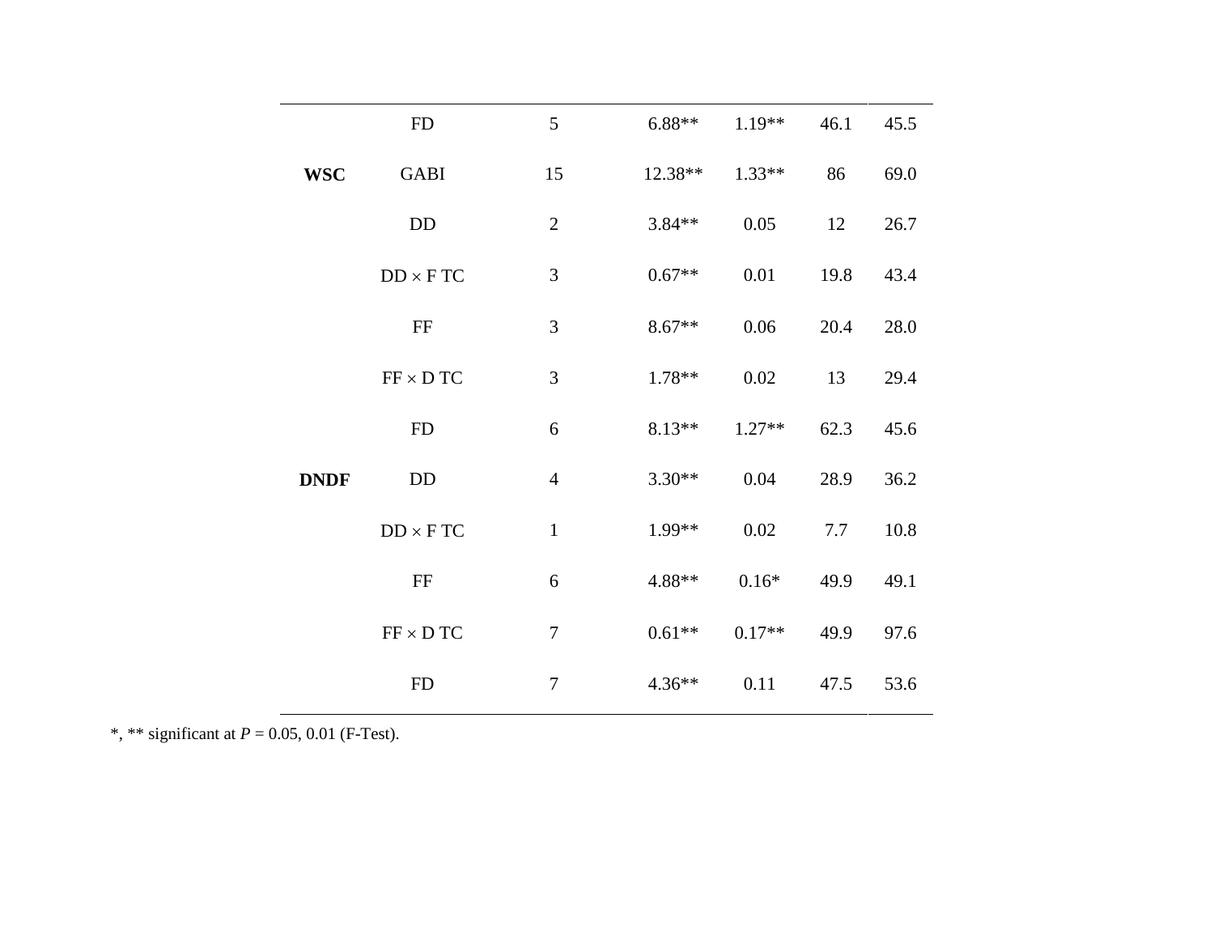| | | | | | | |
|---|---|---|---|---|---|---|
| | FD | 5 | 6.88** | 1.19** | 46.1 | 45.5 |
| **WSC** | GABI | 15 | 12.38** | 1.33** | 86 | 69.0 |
| | DD | 2 | 3.84** | 0.05 | 12 | 26.7 |
| | DD × F TC | 3 | 0.67** | 0.01 | 19.8 | 43.4 |
| | FF | 3 | 8.67** | 0.06 | 20.4 | 28.0 |
| | FF × D TC | 3 | 1.78** | 0.02 | 13 | 29.4 |
| | FD | 6 | 8.13** | 1.27** | 62.3 | 45.6 |
| **DNDF** | DD | 4 | 3.30** | 0.04 | 28.9 | 36.2 |
| | DD × F TC | 1 | 1.99** | 0.02 | 7.7 | 10.8 |
| | FF | 6 | 4.88** | 0.16* | 49.9 | 49.1 |
| | FF × D TC | 7 | 0.61** | 0.17** | 49.9 | 97.6 |
| | FD | 7 | 4.36** | 0.11 | 47.5 | 53.6 |

*, ** significant at *P* = 0.05, 0.01 (F-Test).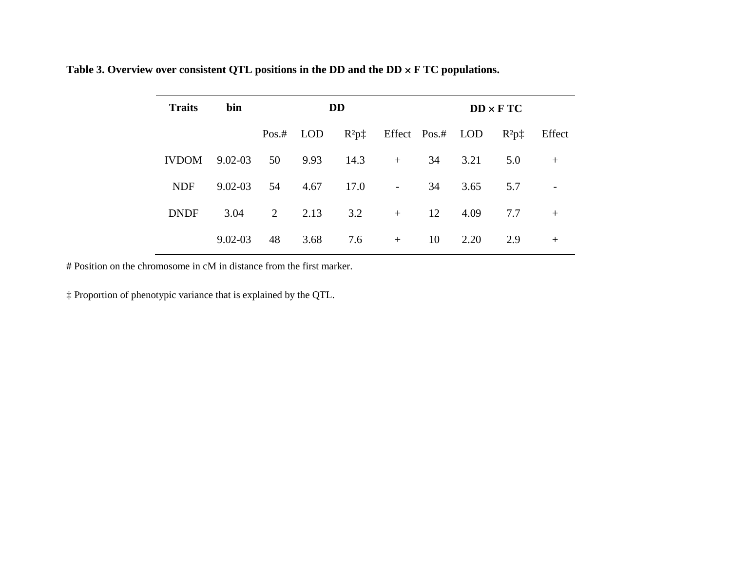**Table 3. Overview over consistent QTL positions in the DD and the DD × F TC populations.**

| Traits | bin | DD | | | | DD × F TC | | | |
|---|---|---|---|---|---|---|---|---|---|
| | | Pos.# | LOD | $R^2p$‡ | Effect | Pos.# | LOD | $R^2p$‡ | Effect |
| IVDOM | 9.02-03 | 50 | 9.93 | 14.3 | + | 34 | 3.21 | 5.0 | + |
| NDF | 9.02-03 | 54 | 4.67 | 17.0 | - | 34 | 3.65 | 5.7 | - |
| DNDF | 3.04 | 2 | 2.13 | 3.2 | + | 12 | 4.09 | 7.7 | + |
| | 9.02-03 | 48 | 3.68 | 7.6 | + | 10 | 2.20 | 2.9 | + |

# Position on the chromosome in cM in distance from the first marker.

‡ Proportion of phenotypic variance that is explained by the QTL.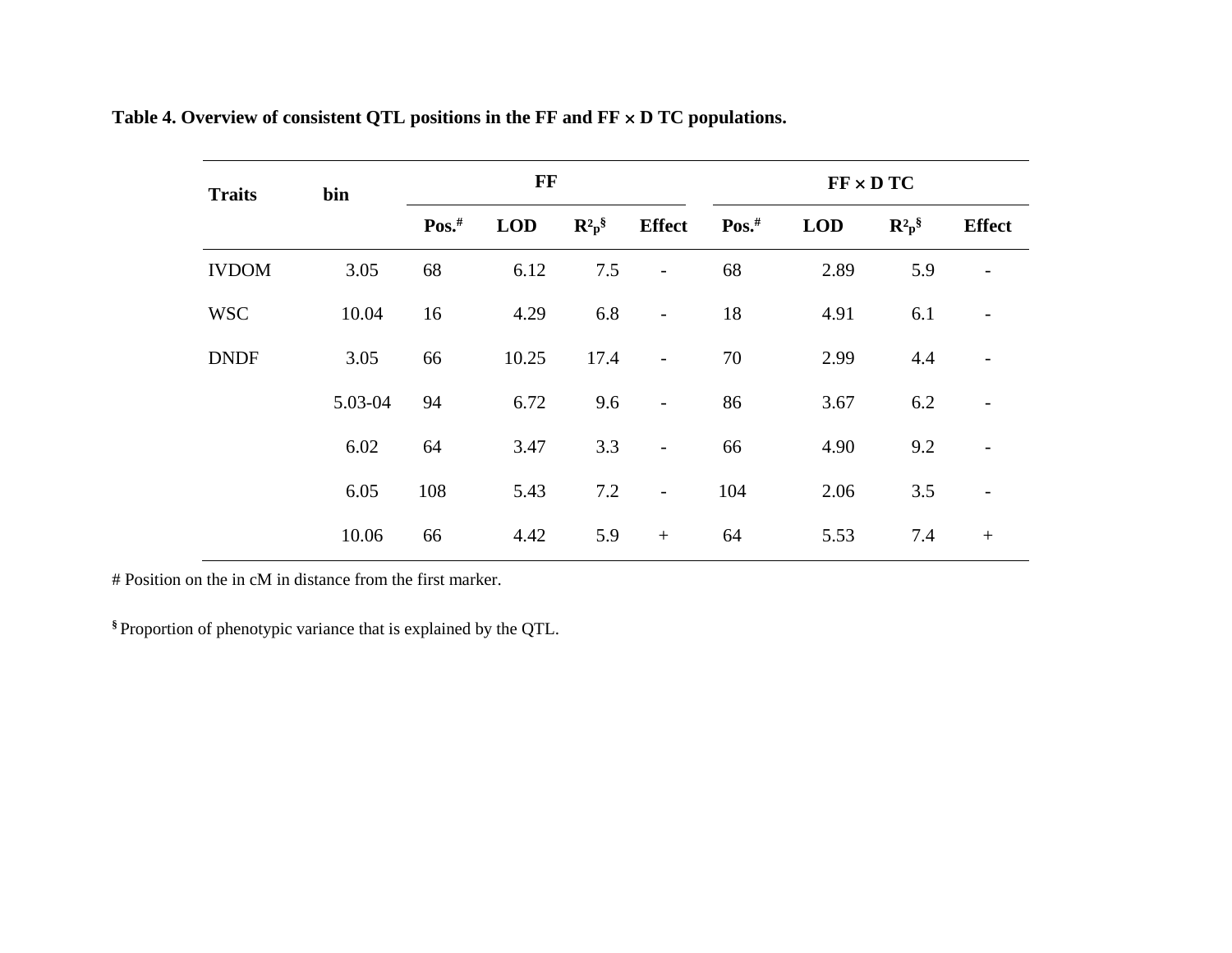**Table 4. Overview of consistent QTL positions in the FF and FF × D TC populations.**

| Traits | bin | FF | | | | FF × D TC | | | |
|---|---|---|---|---|---|---|---|---|---|
| | | Pos.[#] | LOD | $R^2_p$[§] | Effect | Pos.[#] | LOD | $R^2_p$[§] | Effect |
| IVDOM | 3.05 | 68 | 6.12 | 7.5 | - | 68 | 2.89 | 5.9 | - |
| WSC | 10.04 | 16 | 4.29 | 6.8 | - | 18 | 4.91 | 6.1 | - |
| DNDF | 3.05 | 66 | 10.25 | 17.4 | - | 70 | 2.99 | 4.4 | - |
| | 5.03-04 | 94 | 6.72 | 9.6 | - | 86 | 3.67 | 6.2 | - |
| | 6.02 | 64 | 3.47 | 3.3 | - | 66 | 4.90 | 9.2 | - |
| | 6.05 | 108 | 5.43 | 7.2 | - | 104 | 2.06 | 3.5 | - |
| | 10.06 | 66 | 4.42 | 5.9 | + | 64 | 5.53 | 7.4 | + |

# Position on the in cM in distance from the first marker.

§ Proportion of phenotypic variance that is explained by the QTL.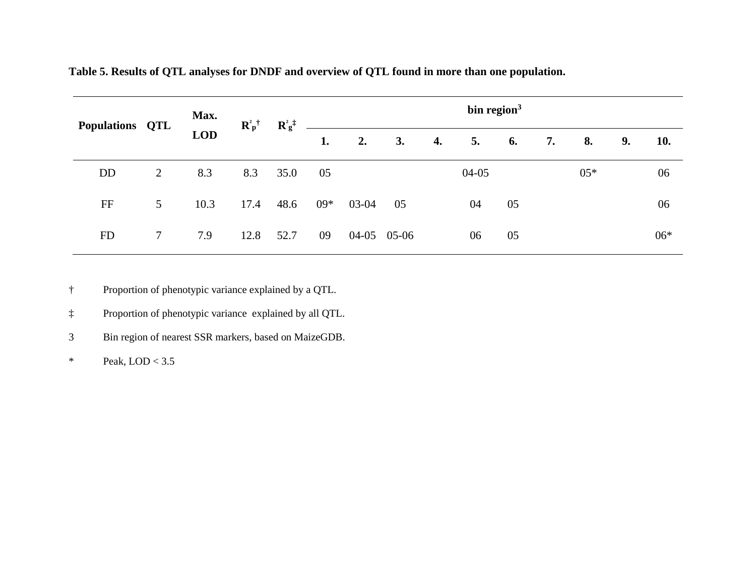**Table 5. Results of QTL analyses for DNDF and overview of QTL found in more than one population.**

| Populations | QTL | Max. LOD | $R^2_p$† | $R^2_g$‡ | bin region[3] | | | | | | | | | |
|---|---|---|---|---|---|---|---|---|---|---|---|---|---|---|
| | | | | | 1. | 2. | 3. | 4. | 5. | 6. | 7. | 8. | 9. | 10. |
| DD | 2 | 8.3 | 8.3 | 35.0 | 05 | | | | 04-05 | | | 05* | | 06 |
| FF | 5 | 10.3 | 17.4 | 48.6 | 09* | 03-04 | 05 | | 04 | 05 | | | | 06 |
| FD | 7 | 7.9 | 12.8 | 52.7 | 09 | 04-05 | 05-06 | | 06 | 05 | | | | 06* |

† Proportion of phenotypic variance explained by a QTL.

‡ Proportion of phenotypic variance explained by all QTL.

3 Bin region of nearest SSR markers, based on MaizeGDB.

\* Peak, LOD < 3.5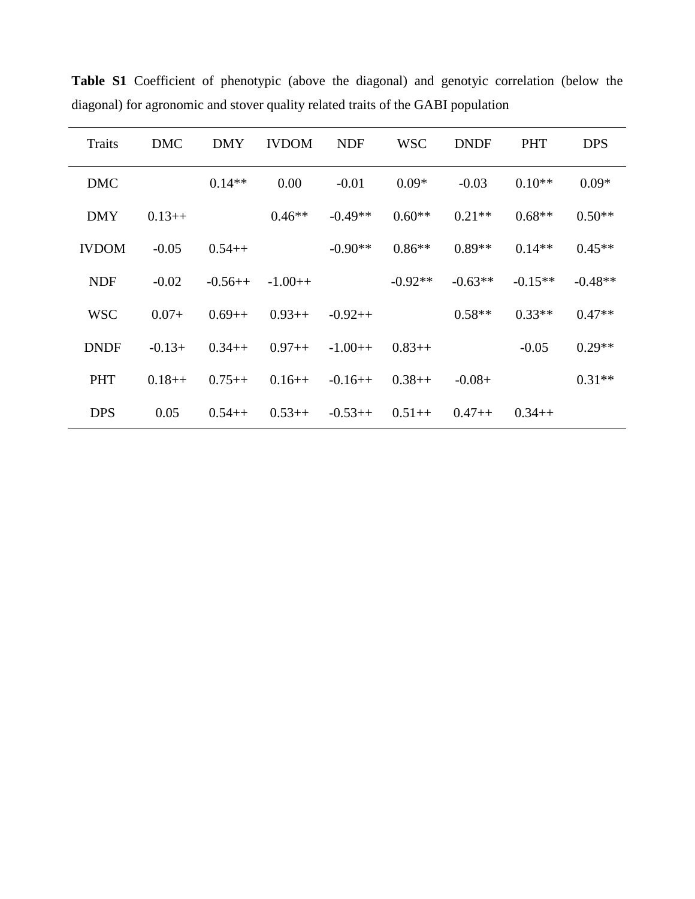**Table S1** Coefficient of phenotypic (above the diagonal) and genotyic correlation (below the diagonal) for agronomic and stover quality related traits of the GABI population

| Traits | DMC | DMY | IVDOM | NDF | WSC | DNDF | PHT | DPS |
|---|---|---|---|---|---|---|---|---|
| DMC | | 0.14** | 0.00 | -0.01 | 0.09* | -0.03 | 0.10** | 0.09* |
| DMY | 0.13++ | | 0.46** | -0.49** | 0.60** | 0.21** | 0.68** | 0.50** |
| IVDOM | -0.05 | 0.54++ | | -0.90** | 0.86** | 0.89** | 0.14** | 0.45** |
| NDF | -0.02 | -0.56++ | -1.00++ | | -0.92** | -0.63** | -0.15** | -0.48** |
| WSC | 0.07+ | 0.69++ | 0.93++ | -0.92++ | | 0.58** | 0.33** | 0.47** |
| DNDF | -0.13+ | 0.34++ | 0.97++ | -1.00++ | 0.83++ | | -0.05 | 0.29** |
| PHT | 0.18++ | 0.75++ | 0.16++ | -0.16++ | 0.38++ | -0.08+ | | 0.31** |
| DPS | 0.05 | 0.54++ | 0.53++ | -0.53++ | 0.51++ | 0.47++ | 0.34++ | |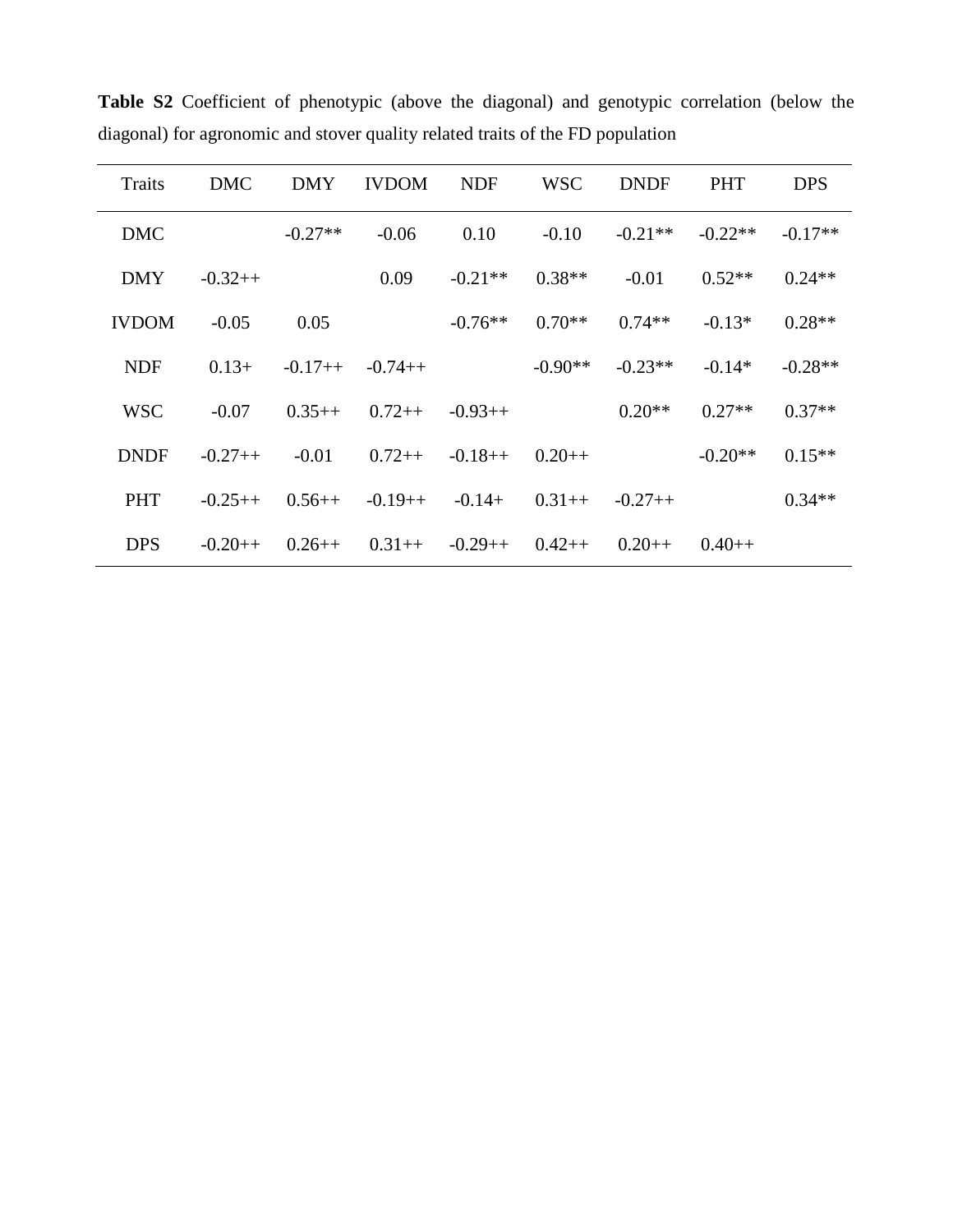**Table S2** Coefficient of phenotypic (above the diagonal) and genotypic correlation (below the diagonal) for agronomic and stover quality related traits of the FD population

| Traits | DMC | DMY | IVDOM | NDF | WSC | DNDF | PHT | DPS |
|---|---|---|---|---|---|---|---|---|
| DMC | | -0.27** | -0.06 | 0.10 | -0.10 | -0.21** | -0.22** | -0.17** |
| DMY | -0.32++ | | 0.09 | -0.21** | 0.38** | -0.01 | 0.52** | 0.24** |
| IVDOM | -0.05 | 0.05 | | -0.76** | 0.70** | 0.74** | -0.13* | 0.28** |
| NDF | 0.13+ | -0.17++ | -0.74++ | | -0.90** | -0.23** | -0.14* | -0.28** |
| WSC | -0.07 | 0.35++ | 0.72++ | -0.93++ | | 0.20** | 0.27** | 0.37** |
| DNDF | -0.27++ | -0.01 | 0.72++ | -0.18++ | 0.20++ | | -0.20** | 0.15** |
| PHT | -0.25++ | 0.56++ | -0.19++ | -0.14+ | 0.31++ | -0.27++ | | 0.34** |
| DPS | -0.20++ | 0.26++ | 0.31++ | -0.29++ | 0.42++ | 0.20++ | 0.40++ | |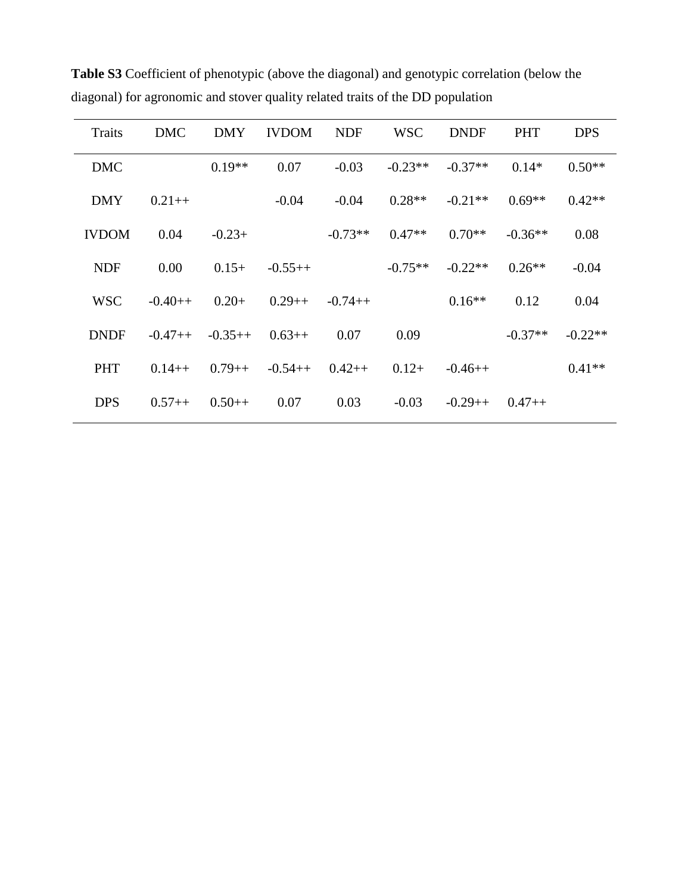**Table S3** Coefficient of phenotypic (above the diagonal) and genotypic correlation (below the diagonal) for agronomic and stover quality related traits of the DD population

| Traits | DMC | DMY | IVDOM | NDF | WSC | DNDF | PHT | DPS |
|---|---|---|---|---|---|---|---|---|
| DMC | | 0.19** | 0.07 | -0.03 | -0.23** | -0.37** | 0.14* | 0.50** |
| DMY | 0.21++ | | -0.04 | -0.04 | 0.28** | -0.21** | 0.69** | 0.42** |
| IVDOM | 0.04 | -0.23+ | | -0.73** | 0.47** | 0.70** | -0.36** | 0.08 |
| NDF | 0.00 | 0.15+ | -0.55++ | | -0.75** | -0.22** | 0.26** | -0.04 |
| WSC | -0.40++ | 0.20+ | 0.29++ | -0.74++ | | 0.16** | 0.12 | 0.04 |
| DNDF | -0.47++ | -0.35++ | 0.63++ | 0.07 | 0.09 | | -0.37** | -0.22** |
| PHT | 0.14++ | 0.79++ | -0.54++ | 0.42++ | 0.12+ | -0.46++ | | 0.41** |
| DPS | 0.57++ | 0.50++ | 0.07 | 0.03 | -0.03 | -0.29++ | 0.47++ | |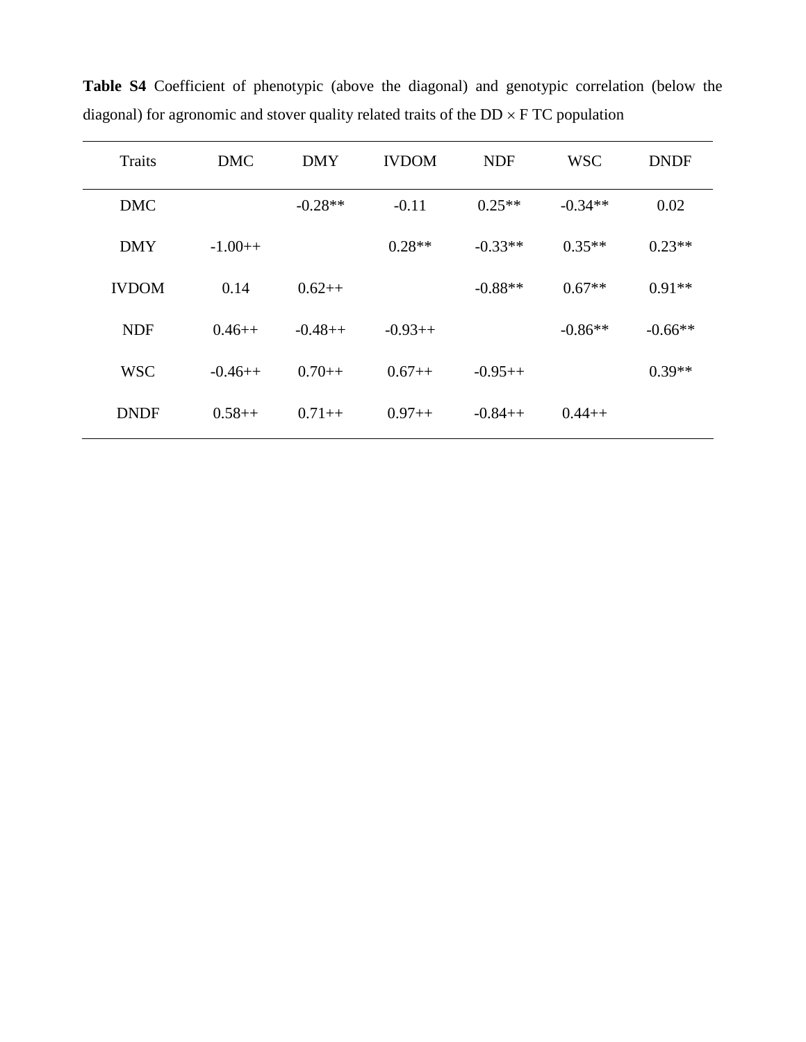**Table S4** Coefficient of phenotypic (above the diagonal) and genotypic correlation (below the diagonal) for agronomic and stover quality related traits of the DD $\times$ F TC population

| Traits | DMC | DMY | IVDOM | NDF | WSC | DNDF |
|---|---|---|---|---|---|---|
| DMC | | -0.28** | -0.11 | 0.25** | -0.34** | 0.02 |
| DMY | -1.00++ | | 0.28** | -0.33** | 0.35** | 0.23** |
| IVDOM | 0.14 | 0.62++ | | -0.88** | 0.67** | 0.91** |
| NDF | 0.46++ | -0.48++ | -0.93++ | | -0.86** | -0.66** |
| WSC | -0.46++ | 0.70++ | 0.67++ | -0.95++ | | 0.39** |
| DNDF | 0.58++ | 0.71++ | 0.97++ | -0.84++ | 0.44++ | |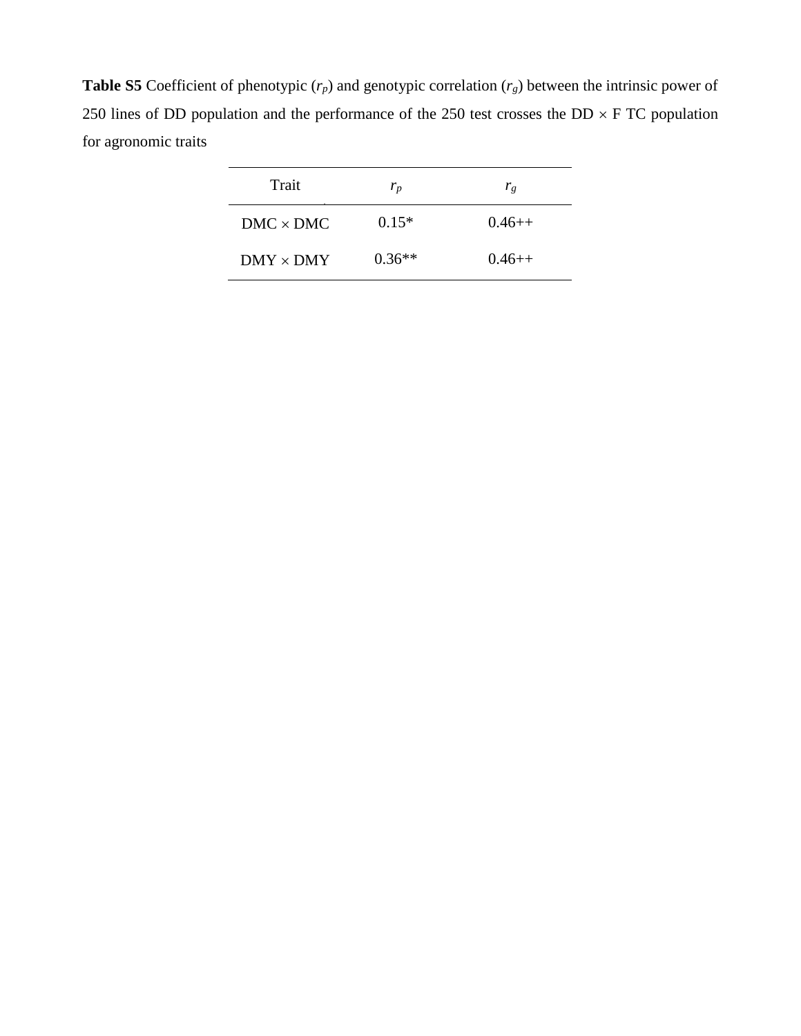**Table S5** Coefficient of phenotypic ($r_p$) and genotypic correlation ($r_g$) between the intrinsic power of 250 lines of DD population and the performance of the 250 test crosses the DD × F TC population for agronomic traits

| Trait | $r_p$ | $r_g$ |
|---|---|---|
| DMC × DMC | 0.15* | 0.46++ |
| DMY × DMY | 0.36** | 0.46++ |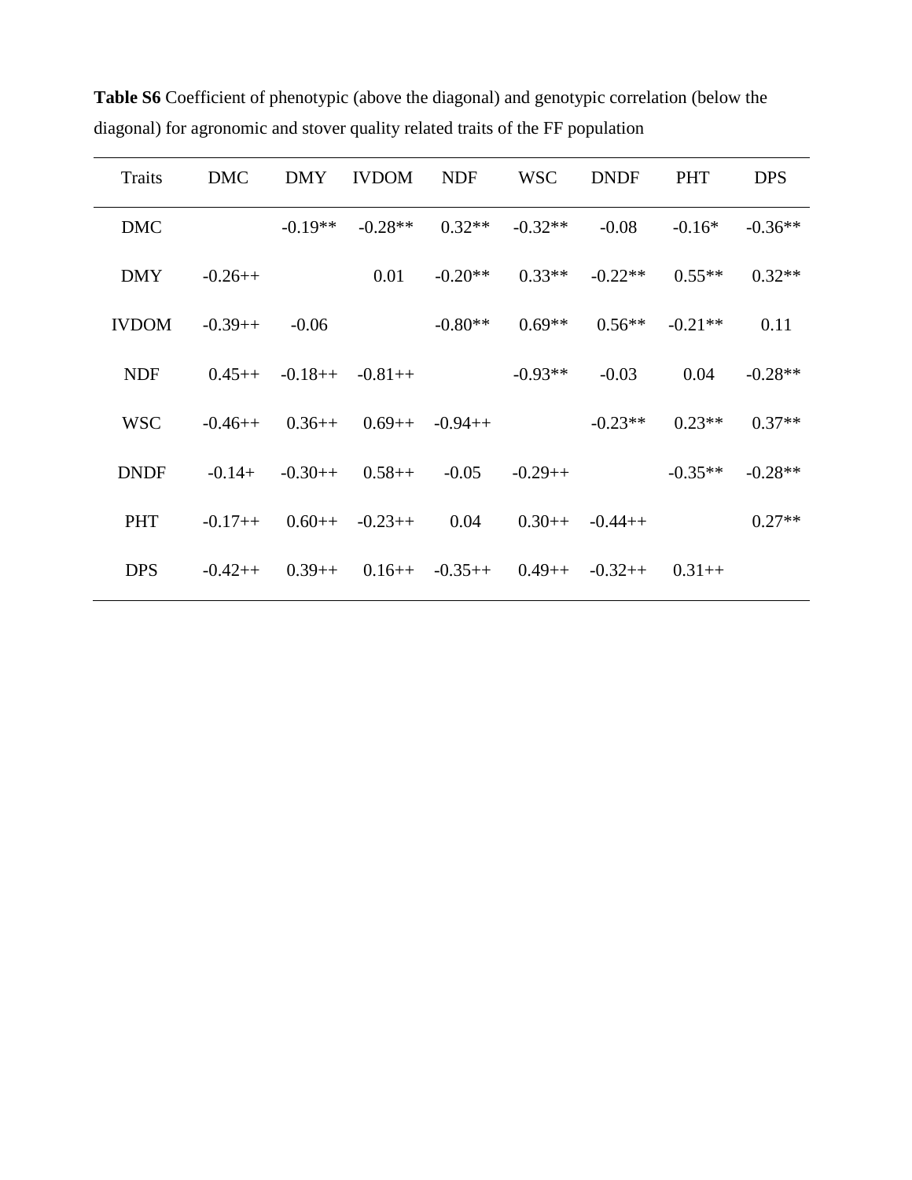**Table S6** Coefficient of phenotypic (above the diagonal) and genotypic correlation (below the diagonal) for agronomic and stover quality related traits of the FF population

| Traits | DMC | DMY | IVDOM | NDF | WSC | DNDF | PHT | DPS |
|---|---|---|---|---|---|---|---|---|
| DMC | | -0.19** | -0.28** | 0.32** | -0.32** | -0.08 | -0.16* | -0.36** |
| DMY | -0.26++ | | 0.01 | -0.20** | 0.33** | -0.22** | 0.55** | 0.32** |
| IVDOM | -0.39++ | -0.06 | | -0.80** | 0.69** | 0.56** | -0.21** | 0.11 |
| NDF | 0.45++ | -0.18++ | -0.81++ | | -0.93** | -0.03 | 0.04 | -0.28** |
| WSC | -0.46++ | 0.36++ | 0.69++ | -0.94++ | | -0.23** | 0.23** | 0.37** |
| DNDF | -0.14+ | -0.30++ | 0.58++ | -0.05 | -0.29++ | | -0.35** | -0.28** |
| PHT | -0.17++ | 0.60++ | -0.23++ | 0.04 | 0.30++ | -0.44++ | | 0.27** |
| DPS | -0.42++ | 0.39++ | 0.16++ | -0.35++ | 0.49++ | -0.32++ | 0.31++ | |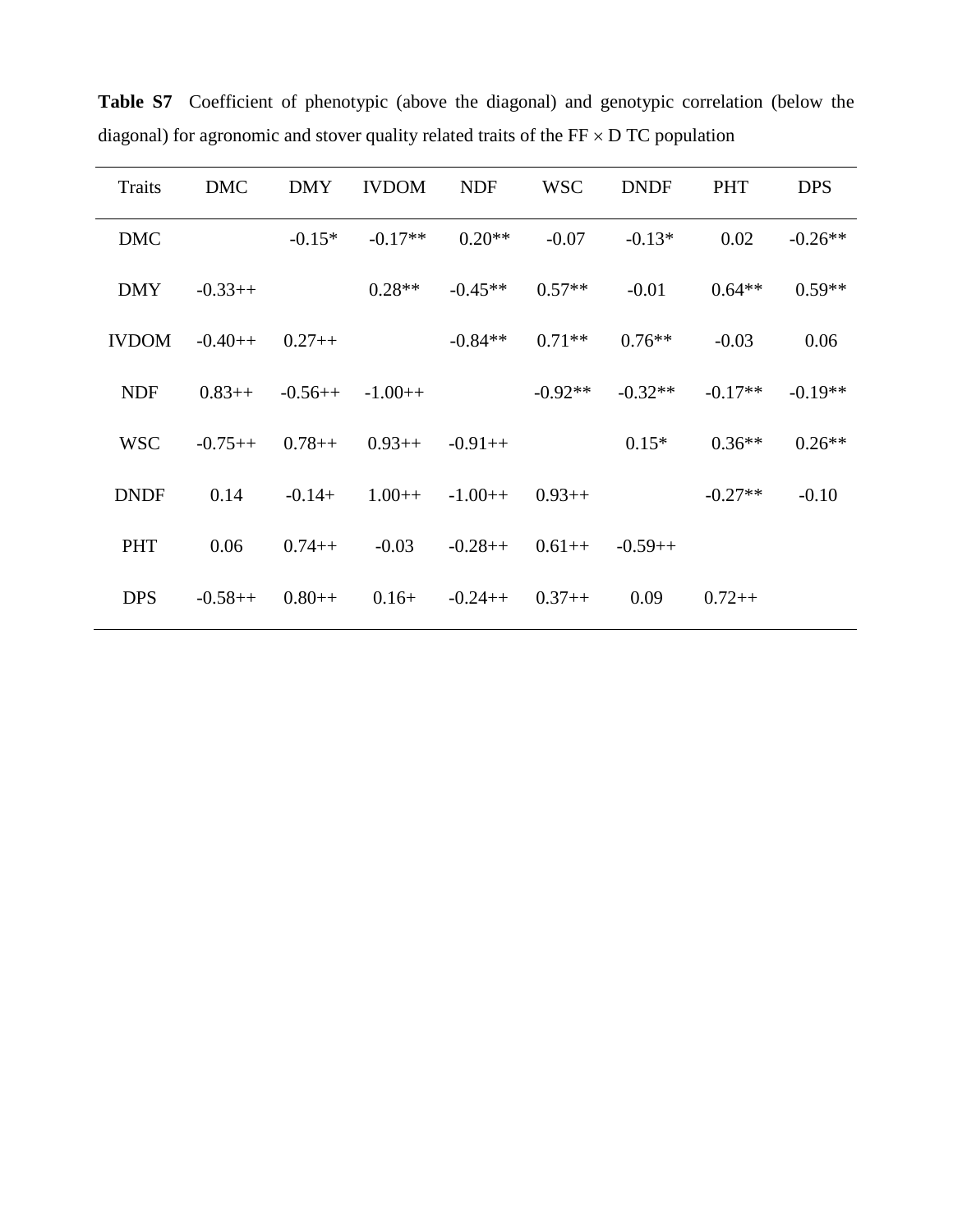**Table S7** Coefficient of phenotypic (above the diagonal) and genotypic correlation (below the diagonal) for agronomic and stover quality related traits of the FF × D TC population

| Traits | DMC | DMY | IVDOM | NDF | WSC | DNDF | PHT | DPS |
|---|---|---|---|---|---|---|---|---|
| DMC | | -0.15* | -0.17** | 0.20** | -0.07 | -0.13* | 0.02 | -0.26** |
| DMY | -0.33++ | | 0.28** | -0.45** | 0.57** | -0.01 | 0.64** | 0.59** |
| IVDOM | -0.40++ | 0.27++ | | -0.84** | 0.71** | 0.76** | -0.03 | 0.06 |
| NDF | 0.83++ | -0.56++ | -1.00++ | | -0.92** | -0.32** | -0.17** | -0.19** |
| WSC | -0.75++ | 0.78++ | 0.93++ | -0.91++ | | 0.15* | 0.36** | 0.26** |
| DNDF | 0.14 | -0.14+ | 1.00++ | -1.00++ | 0.93++ | | -0.27** | -0.10 |
| PHT | 0.06 | 0.74++ | -0.03 | -0.28++ | 0.61++ | -0.59++ | | |
| DPS | -0.58++ | 0.80++ | 0.16+ | -0.24++ | 0.37++ | 0.09 | 0.72++ | |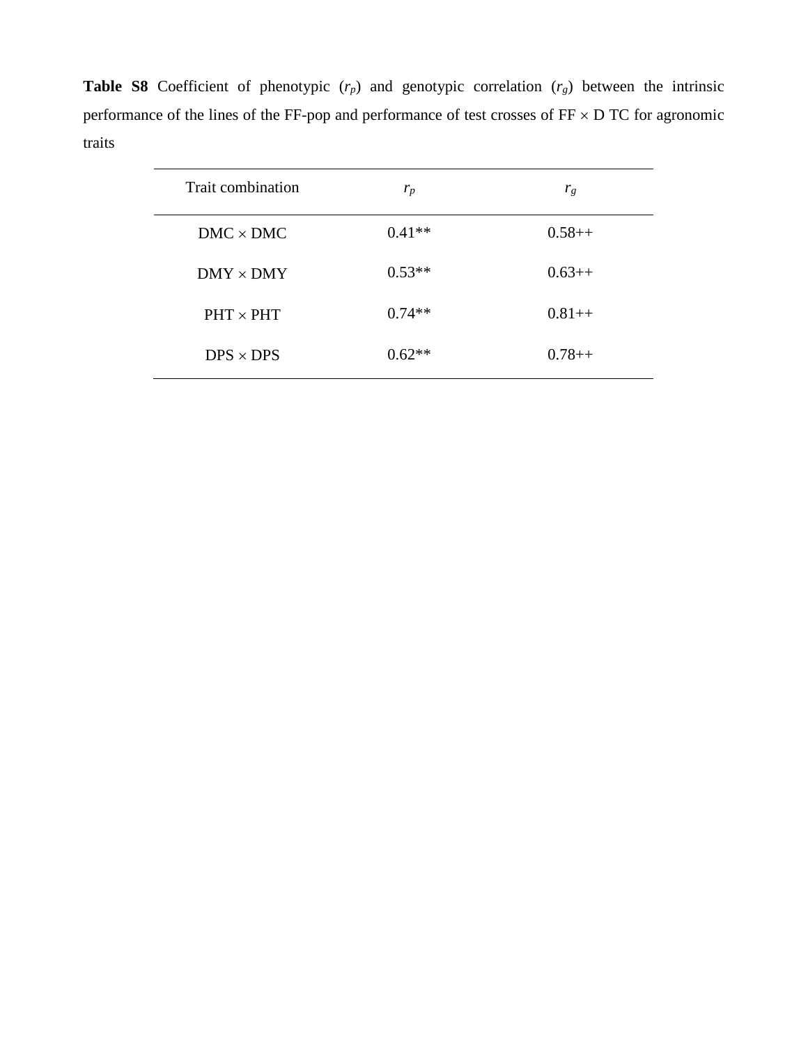**Table S8** Coefficient of phenotypic ($r_p$) and genotypic correlation ($r_g$) between the intrinsic performance of the lines of the FF-pop and performance of test crosses of FF × D TC for agronomic traits

| Trait combination | $r_p$ | $r_g$ |
|---|---|---|
| DMC × DMC | 0.41** | 0.58++ |
| DMY × DMY | 0.53** | 0.63++ |
| PHT × PHT | 0.74** | 0.81++ |
| DPS × DPS | 0.62** | 0.78++ |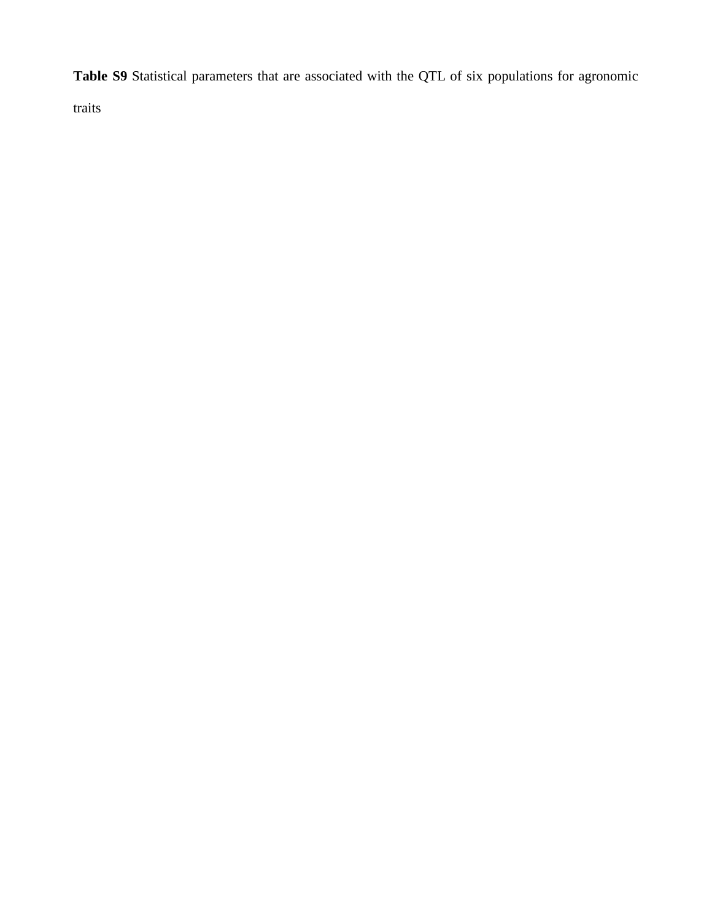**Table S9** Statistical parameters that are associated with the QTL of six populations for agronomic traits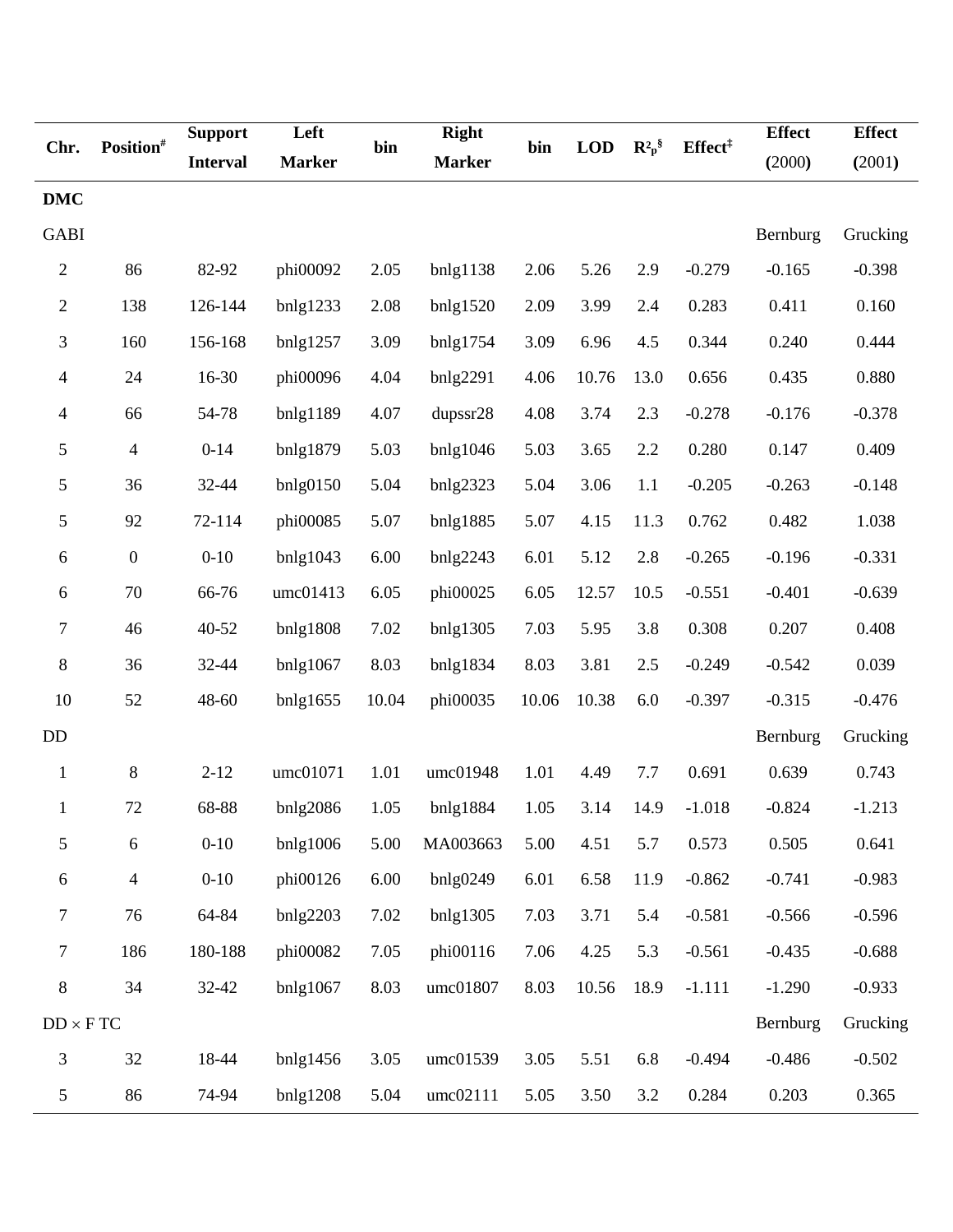| Chr. | Position[#] | Support Interval | Left Marker | bin | Right Marker | bin | LOD | $R^2_p$[§] | Effect[‡] | Effect (2000) | Effect (2001) |
|---|---|---|---|---|---|---|---|---|---|---|---|
| **DMC** | | | | | | | | | | | |
| GABI | | | | | | | | | | Bernburg | Grucking |
| 2 | 86 | 82-92 | phi00092 | 2.05 | bnlg1138 | 2.06 | 5.26 | 2.9 | -0.279 | -0.165 | -0.398 |
| 2 | 138 | 126-144 | bnlg1233 | 2.08 | bnlg1520 | 2.09 | 3.99 | 2.4 | 0.283 | 0.411 | 0.160 |
| 3 | 160 | 156-168 | bnlg1257 | 3.09 | bnlg1754 | 3.09 | 6.96 | 4.5 | 0.344 | 0.240 | 0.444 |
| 4 | 24 | 16-30 | phi00096 | 4.04 | bnlg2291 | 4.06 | 10.76 | 13.0 | 0.656 | 0.435 | 0.880 |
| 4 | 66 | 54-78 | bnlg1189 | 4.07 | dupssr28 | 4.08 | 3.74 | 2.3 | -0.278 | -0.176 | -0.378 |
| 5 | 4 | 0-14 | bnlg1879 | 5.03 | bnlg1046 | 5.03 | 3.65 | 2.2 | 0.280 | 0.147 | 0.409 |
| 5 | 36 | 32-44 | bnlg0150 | 5.04 | bnlg2323 | 5.04 | 3.06 | 1.1 | -0.205 | -0.263 | -0.148 |
| 5 | 92 | 72-114 | phi00085 | 5.07 | bnlg1885 | 5.07 | 4.15 | 11.3 | 0.762 | 0.482 | 1.038 |
| 6 | 0 | 0-10 | bnlg1043 | 6.00 | bnlg2243 | 6.01 | 5.12 | 2.8 | -0.265 | -0.196 | -0.331 |
| 6 | 70 | 66-76 | umc01413 | 6.05 | phi00025 | 6.05 | 12.57 | 10.5 | -0.551 | -0.401 | -0.639 |
| 7 | 46 | 40-52 | bnlg1808 | 7.02 | bnlg1305 | 7.03 | 5.95 | 3.8 | 0.308 | 0.207 | 0.408 |
| 8 | 36 | 32-44 | bnlg1067 | 8.03 | bnlg1834 | 8.03 | 3.81 | 2.5 | -0.249 | -0.542 | 0.039 |
| 10 | 52 | 48-60 | bnlg1655 | 10.04 | phi00035 | 10.06 | 10.38 | 6.0 | -0.397 | -0.315 | -0.476 |
| DD | | | | | | | | | | Bernburg | Grucking |
| 1 | 8 | 2-12 | umc01071 | 1.01 | umc01948 | 1.01 | 4.49 | 7.7 | 0.691 | 0.639 | 0.743 |
| 1 | 72 | 68-88 | bnlg2086 | 1.05 | bnlg1884 | 1.05 | 3.14 | 14.9 | -1.018 | -0.824 | -1.213 |
| 5 | 6 | 0-10 | bnlg1006 | 5.00 | MA003663 | 5.00 | 4.51 | 5.7 | 0.573 | 0.505 | 0.641 |
| 6 | 4 | 0-10 | phi00126 | 6.00 | bnlg0249 | 6.01 | 6.58 | 11.9 | -0.862 | -0.741 | -0.983 |
| 7 | 76 | 64-84 | bnlg2203 | 7.02 | bnlg1305 | 7.03 | 3.71 | 5.4 | -0.581 | -0.566 | -0.596 |
| 7 | 186 | 180-188 | phi00082 | 7.05 | phi00116 | 7.06 | 4.25 | 5.3 | -0.561 | -0.435 | -0.688 |
| 8 | 34 | 32-42 | bnlg1067 | 8.03 | umc01807 | 8.03 | 10.56 | 18.9 | -1.111 | -1.290 | -0.933 |
| DD × F TC | | | | | | | | | | Bernburg | Grucking |
| 3 | 32 | 18-44 | bnlg1456 | 3.05 | umc01539 | 3.05 | 5.51 | 6.8 | -0.494 | -0.486 | -0.502 |
| 5 | 86 | 74-94 | bnlg1208 | 5.04 | umc02111 | 5.05 | 3.50 | 3.2 | 0.284 | 0.203 | 0.365 |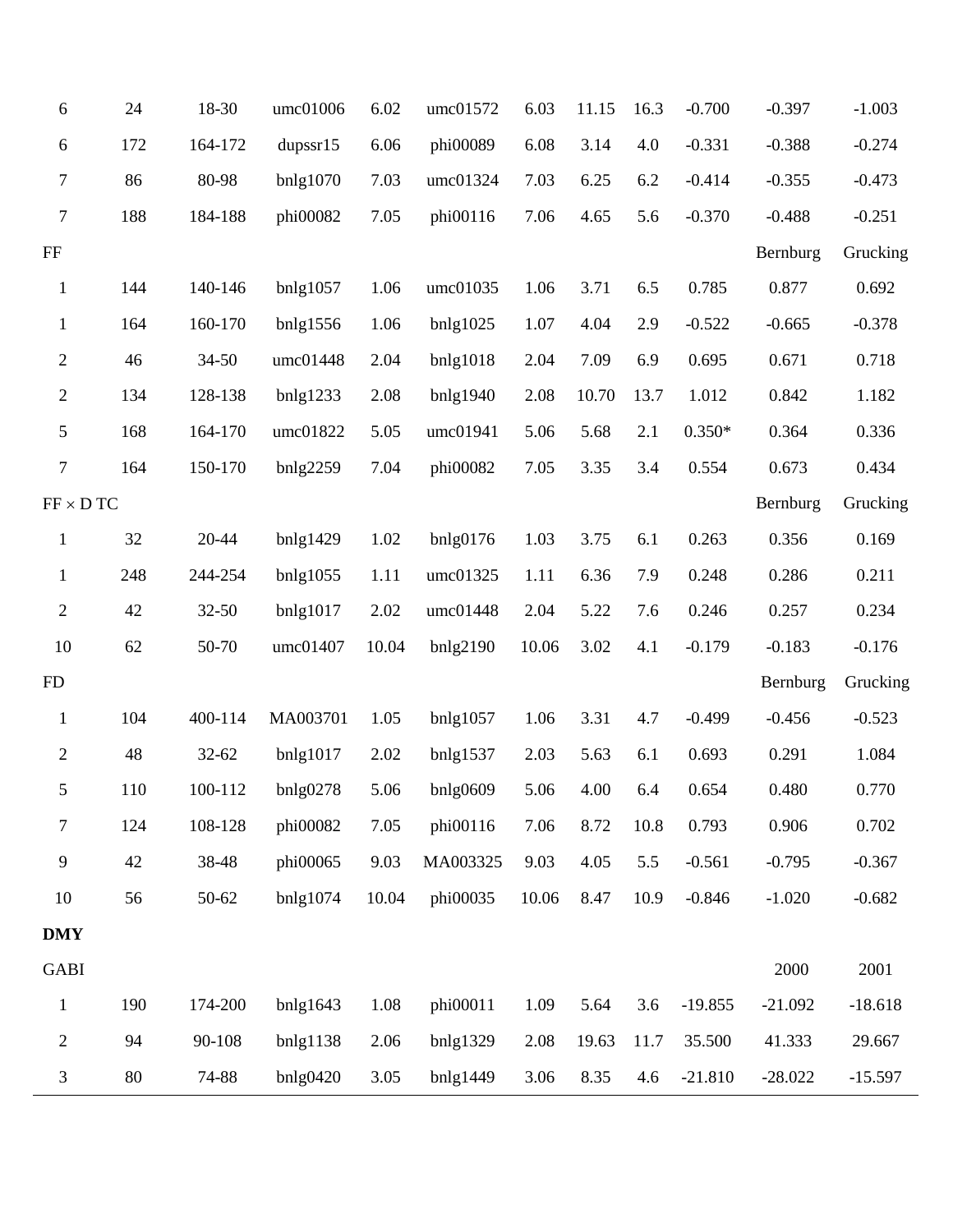| | | | | | | | | | | | |
|---|---|---|---|---|---|---|---|---|---|---|---|
| 6 | 24 | 18-30 | umc01006 | 6.02 | umc01572 | 6.03 | 11.15 | 16.3 | -0.700 | -0.397 | -1.003 |
| 6 | 172 | 164-172 | dupssr15 | 6.06 | phi00089 | 6.08 | 3.14 | 4.0 | -0.331 | -0.388 | -0.274 |
| 7 | 86 | 80-98 | bnlg1070 | 7.03 | umc01324 | 7.03 | 6.25 | 6.2 | -0.414 | -0.355 | -0.473 |
| 7 | 188 | 184-188 | phi00082 | 7.05 | phi00116 | 7.06 | 4.65 | 5.6 | -0.370 | -0.488 | -0.251 |
| FF | | | | | | | | | | Bernburg | Grucking |
| 1 | 144 | 140-146 | bnlg1057 | 1.06 | umc01035 | 1.06 | 3.71 | 6.5 | 0.785 | 0.877 | 0.692 |
| 1 | 164 | 160-170 | bnlg1556 | 1.06 | bnlg1025 | 1.07 | 4.04 | 2.9 | -0.522 | -0.665 | -0.378 |
| 2 | 46 | 34-50 | umc01448 | 2.04 | bnlg1018 | 2.04 | 7.09 | 6.9 | 0.695 | 0.671 | 0.718 |
| 2 | 134 | 128-138 | bnlg1233 | 2.08 | bnlg1940 | 2.08 | 10.70 | 13.7 | 1.012 | 0.842 | 1.182 |
| 5 | 168 | 164-170 | umc01822 | 5.05 | umc01941 | 5.06 | 5.68 | 2.1 | 0.350* | 0.364 | 0.336 |
| 7 | 164 | 150-170 | bnlg2259 | 7.04 | phi00082 | 7.05 | 3.35 | 3.4 | 0.554 | 0.673 | 0.434 |
| FF × D TC | | | | | | | | | | Bernburg | Grucking |
| 1 | 32 | 20-44 | bnlg1429 | 1.02 | bnlg0176 | 1.03 | 3.75 | 6.1 | 0.263 | 0.356 | 0.169 |
| 1 | 248 | 244-254 | bnlg1055 | 1.11 | umc01325 | 1.11 | 6.36 | 7.9 | 0.248 | 0.286 | 0.211 |
| 2 | 42 | 32-50 | bnlg1017 | 2.02 | umc01448 | 2.04 | 5.22 | 7.6 | 0.246 | 0.257 | 0.234 |
| 10 | 62 | 50-70 | umc01407 | 10.04 | bnlg2190 | 10.06 | 3.02 | 4.1 | -0.179 | -0.183 | -0.176 |
| FD | | | | | | | | | | Bernburg | Grucking |
| 1 | 104 | 400-114 | MA003701 | 1.05 | bnlg1057 | 1.06 | 3.31 | 4.7 | -0.499 | -0.456 | -0.523 |
| 2 | 48 | 32-62 | bnlg1017 | 2.02 | bnlg1537 | 2.03 | 5.63 | 6.1 | 0.693 | 0.291 | 1.084 |
| 5 | 110 | 100-112 | bnlg0278 | 5.06 | bnlg0609 | 5.06 | 4.00 | 6.4 | 0.654 | 0.480 | 0.770 |
| 7 | 124 | 108-128 | phi00082 | 7.05 | phi00116 | 7.06 | 8.72 | 10.8 | 0.793 | 0.906 | 0.702 |
| 9 | 42 | 38-48 | phi00065 | 9.03 | MA003325 | 9.03 | 4.05 | 5.5 | -0.561 | -0.795 | -0.367 |
| 10 | 56 | 50-62 | bnlg1074 | 10.04 | phi00035 | 10.06 | 8.47 | 10.9 | -0.846 | -1.020 | -0.682 |
| **DMY** | | | | | | | | | | | |
| GABI | | | | | | | | | | 2000 | 2001 |
| 1 | 190 | 174-200 | bnlg1643 | 1.08 | phi00011 | 1.09 | 5.64 | 3.6 | -19.855 | -21.092 | -18.618 |
| 2 | 94 | 90-108 | bnlg1138 | 2.06 | bnlg1329 | 2.08 | 19.63 | 11.7 | 35.500 | 41.333 | 29.667 |
| 3 | 80 | 74-88 | bnlg0420 | 3.05 | bnlg1449 | 3.06 | 8.35 | 4.6 | -21.810 | -28.022 | -15.597 |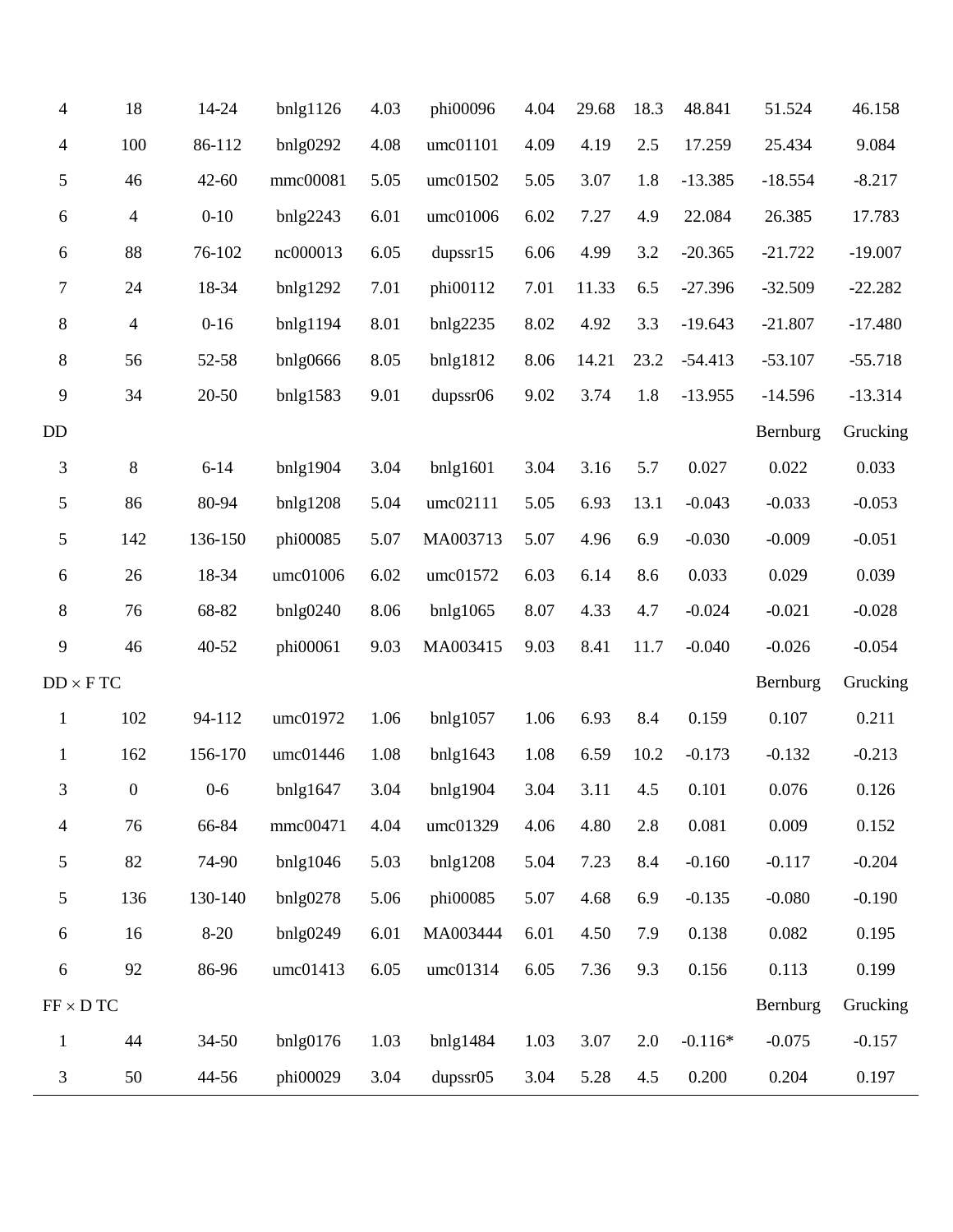| | | | | | | | | | | | |
|---|---|---|---|---|---|---|---|---|---|---|---|
| 4 | 18 | 14-24 | bnlg1126 | 4.03 | phi00096 | 4.04 | 29.68 | 18.3 | 48.841 | 51.524 | 46.158 |
| 4 | 100 | 86-112 | bnlg0292 | 4.08 | umc01101 | 4.09 | 4.19 | 2.5 | 17.259 | 25.434 | 9.084 |
| 5 | 46 | 42-60 | mmc00081 | 5.05 | umc01502 | 5.05 | 3.07 | 1.8 | -13.385 | -18.554 | -8.217 |
| 6 | 4 | 0-10 | bnlg2243 | 6.01 | umc01006 | 6.02 | 7.27 | 4.9 | 22.084 | 26.385 | 17.783 |
| 6 | 88 | 76-102 | nc000013 | 6.05 | dupssr15 | 6.06 | 4.99 | 3.2 | -20.365 | -21.722 | -19.007 |
| 7 | 24 | 18-34 | bnlg1292 | 7.01 | phi00112 | 7.01 | 11.33 | 6.5 | -27.396 | -32.509 | -22.282 |
| 8 | 4 | 0-16 | bnlg1194 | 8.01 | bnlg2235 | 8.02 | 4.92 | 3.3 | -19.643 | -21.807 | -17.480 |
| 8 | 56 | 52-58 | bnlg0666 | 8.05 | bnlg1812 | 8.06 | 14.21 | 23.2 | -54.413 | -53.107 | -55.718 |
| 9 | 34 | 20-50 | bnlg1583 | 9.01 | dupssr06 | 9.02 | 3.74 | 1.8 | -13.955 | -14.596 | -13.314 |
| DD | | | | | | | | | | Bernburg | Grucking |
| 3 | 8 | 6-14 | bnlg1904 | 3.04 | bnlg1601 | 3.04 | 3.16 | 5.7 | 0.027 | 0.022 | 0.033 |
| 5 | 86 | 80-94 | bnlg1208 | 5.04 | umc02111 | 5.05 | 6.93 | 13.1 | -0.043 | -0.033 | -0.053 |
| 5 | 142 | 136-150 | phi00085 | 5.07 | MA003713 | 5.07 | 4.96 | 6.9 | -0.030 | -0.009 | -0.051 |
| 6 | 26 | 18-34 | umc01006 | 6.02 | umc01572 | 6.03 | 6.14 | 8.6 | 0.033 | 0.029 | 0.039 |
| 8 | 76 | 68-82 | bnlg0240 | 8.06 | bnlg1065 | 8.07 | 4.33 | 4.7 | -0.024 | -0.021 | -0.028 |
| 9 | 46 | 40-52 | phi00061 | 9.03 | MA003415 | 9.03 | 8.41 | 11.7 | -0.040 | -0.026 | -0.054 |
| DD × F TC | | | | | | | | | | Bernburg | Grucking |
| 1 | 102 | 94-112 | umc01972 | 1.06 | bnlg1057 | 1.06 | 6.93 | 8.4 | 0.159 | 0.107 | 0.211 |
| 1 | 162 | 156-170 | umc01446 | 1.08 | bnlg1643 | 1.08 | 6.59 | 10.2 | -0.173 | -0.132 | -0.213 |
| 3 | 0 | 0-6 | bnlg1647 | 3.04 | bnlg1904 | 3.04 | 3.11 | 4.5 | 0.101 | 0.076 | 0.126 |
| 4 | 76 | 66-84 | mmc00471 | 4.04 | umc01329 | 4.06 | 4.80 | 2.8 | 0.081 | 0.009 | 0.152 |
| 5 | 82 | 74-90 | bnlg1046 | 5.03 | bnlg1208 | 5.04 | 7.23 | 8.4 | -0.160 | -0.117 | -0.204 |
| 5 | 136 | 130-140 | bnlg0278 | 5.06 | phi00085 | 5.07 | 4.68 | 6.9 | -0.135 | -0.080 | -0.190 |
| 6 | 16 | 8-20 | bnlg0249 | 6.01 | MA003444 | 6.01 | 4.50 | 7.9 | 0.138 | 0.082 | 0.195 |
| 6 | 92 | 86-96 | umc01413 | 6.05 | umc01314 | 6.05 | 7.36 | 9.3 | 0.156 | 0.113 | 0.199 |
| FF × D TC | | | | | | | | | | Bernburg | Grucking |
| 1 | 44 | 34-50 | bnlg0176 | 1.03 | bnlg1484 | 1.03 | 3.07 | 2.0 | -0.116* | -0.075 | -0.157 |
| 3 | 50 | 44-56 | phi00029 | 3.04 | dupssr05 | 3.04 | 5.28 | 4.5 | 0.200 | 0.204 | 0.197 |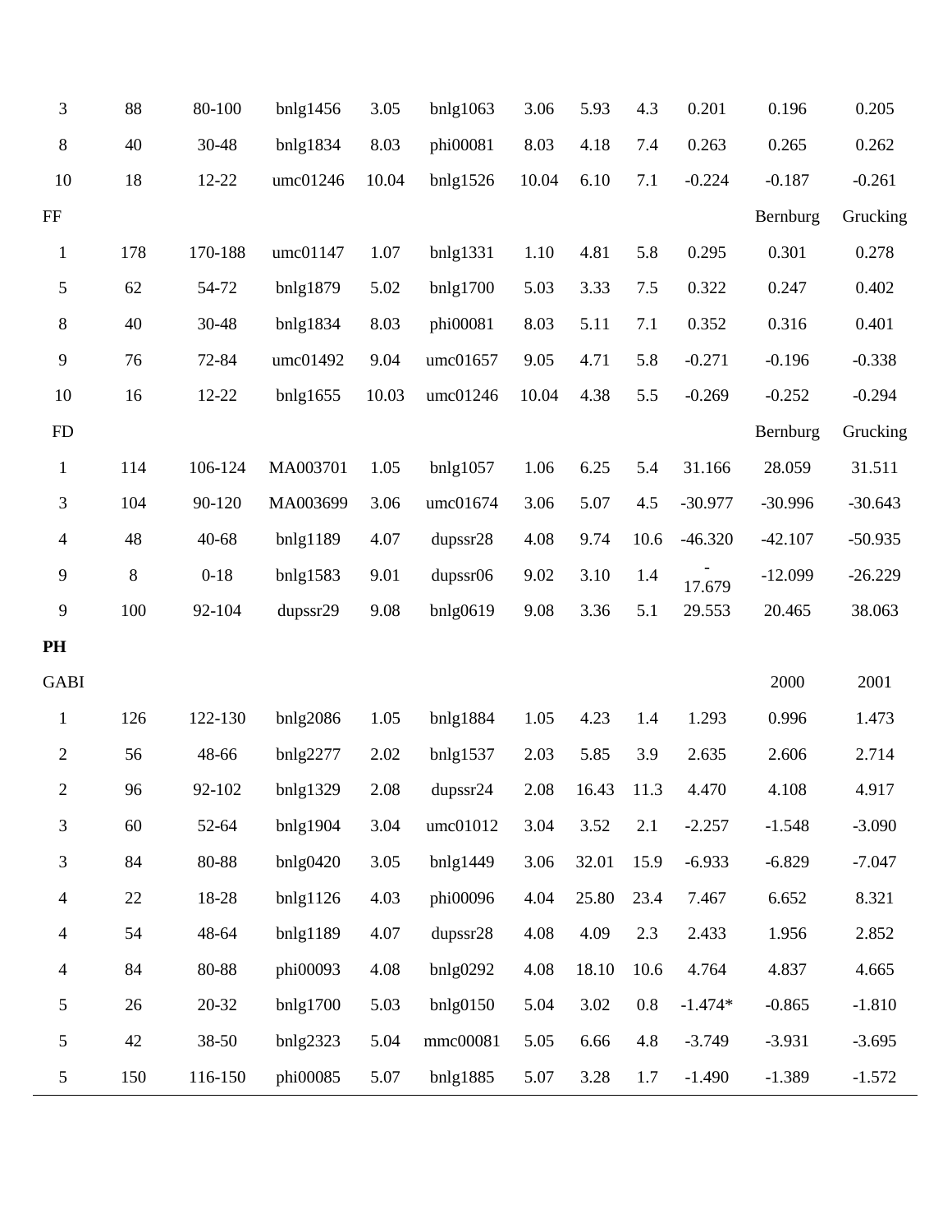| | | | | | | | | | | | |
|---|---|---|---|---|---|---|---|---|---|---|---|
| 3 | 88 | 80-100 | bnlg1456 | 3.05 | bnlg1063 | 3.06 | 5.93 | 4.3 | 0.201 | 0.196 | 0.205 |
| 8 | 40 | 30-48 | bnlg1834 | 8.03 | phi00081 | 8.03 | 4.18 | 7.4 | 0.263 | 0.265 | 0.262 |
| 10 | 18 | 12-22 | umc01246 | 10.04 | bnlg1526 | 10.04 | 6.10 | 7.1 | -0.224 | -0.187 | -0.261 |
| FF | | | | | | | | | | Bernburg | Grucking |
| 1 | 178 | 170-188 | umc01147 | 1.07 | bnlg1331 | 1.10 | 4.81 | 5.8 | 0.295 | 0.301 | 0.278 |
| 5 | 62 | 54-72 | bnlg1879 | 5.02 | bnlg1700 | 5.03 | 3.33 | 7.5 | 0.322 | 0.247 | 0.402 |
| 8 | 40 | 30-48 | bnlg1834 | 8.03 | phi00081 | 8.03 | 5.11 | 7.1 | 0.352 | 0.316 | 0.401 |
| 9 | 76 | 72-84 | umc01492 | 9.04 | umc01657 | 9.05 | 4.71 | 5.8 | -0.271 | -0.196 | -0.338 |
| 10 | 16 | 12-22 | bnlg1655 | 10.03 | umc01246 | 10.04 | 4.38 | 5.5 | -0.269 | -0.252 | -0.294 |
| FD | | | | | | | | | | Bernburg | Grucking |
| 1 | 114 | 106-124 | MA003701 | 1.05 | bnlg1057 | 1.06 | 6.25 | 5.4 | 31.166 | 28.059 | 31.511 |
| 3 | 104 | 90-120 | MA003699 | 3.06 | umc01674 | 3.06 | 5.07 | 4.5 | -30.977 | -30.996 | -30.643 |
| 4 | 48 | 40-68 | bnlg1189 | 4.07 | dupssr28 | 4.08 | 9.74 | 10.6 | -46.320 | -42.107 | -50.935 |
| 9 | 8 | 0-18 | bnlg1583 | 9.01 | dupssr06 | 9.02 | 3.10 | 1.4 | -17.679 | -12.099 | -26.229 |
| 9 | 100 | 92-104 | dupssr29 | 9.08 | bnlg0619 | 9.08 | 3.36 | 5.1 | 29.553 | 20.465 | 38.063 |
| **PH** | | | | | | | | | | | |
| GABI | | | | | | | | | | 2000 | 2001 |
| 1 | 126 | 122-130 | bnlg2086 | 1.05 | bnlg1884 | 1.05 | 4.23 | 1.4 | 1.293 | 0.996 | 1.473 |
| 2 | 56 | 48-66 | bnlg2277 | 2.02 | bnlg1537 | 2.03 | 5.85 | 3.9 | 2.635 | 2.606 | 2.714 |
| 2 | 96 | 92-102 | bnlg1329 | 2.08 | dupssr24 | 2.08 | 16.43 | 11.3 | 4.470 | 4.108 | 4.917 |
| 3 | 60 | 52-64 | bnlg1904 | 3.04 | umc01012 | 3.04 | 3.52 | 2.1 | -2.257 | -1.548 | -3.090 |
| 3 | 84 | 80-88 | bnlg0420 | 3.05 | bnlg1449 | 3.06 | 32.01 | 15.9 | -6.933 | -6.829 | -7.047 |
| 4 | 22 | 18-28 | bnlg1126 | 4.03 | phi00096 | 4.04 | 25.80 | 23.4 | 7.467 | 6.652 | 8.321 |
| 4 | 54 | 48-64 | bnlg1189 | 4.07 | dupssr28 | 4.08 | 4.09 | 2.3 | 2.433 | 1.956 | 2.852 |
| 4 | 84 | 80-88 | phi00093 | 4.08 | bnlg0292 | 4.08 | 18.10 | 10.6 | 4.764 | 4.837 | 4.665 |
| 5 | 26 | 20-32 | bnlg1700 | 5.03 | bnlg0150 | 5.04 | 3.02 | 0.8 | -1.474* | -0.865 | -1.810 |
| 5 | 42 | 38-50 | bnlg2323 | 5.04 | mmc00081 | 5.05 | 6.66 | 4.8 | -3.749 | -3.931 | -3.695 |
| 5 | 150 | 116-150 | phi00085 | 5.07 | bnlg1885 | 5.07 | 3.28 | 1.7 | -1.490 | -1.389 | -1.572 |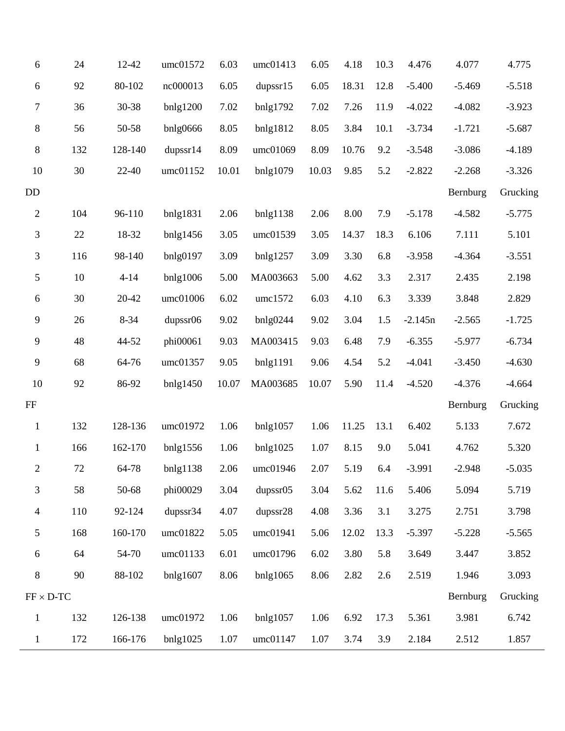| | | | | | | | | | | | |
|---|---|---|---|---|---|---|---|---|---|---|---|
| 6 | 24 | 12-42 | umc01572 | 6.03 | umc01413 | 6.05 | 4.18 | 10.3 | 4.476 | 4.077 | 4.775 |
| 6 | 92 | 80-102 | nc000013 | 6.05 | dupssr15 | 6.05 | 18.31 | 12.8 | -5.400 | -5.469 | -5.518 |
| 7 | 36 | 30-38 | bnlg1200 | 7.02 | bnlg1792 | 7.02 | 7.26 | 11.9 | -4.022 | -4.082 | -3.923 |
| 8 | 56 | 50-58 | bnlg0666 | 8.05 | bnlg1812 | 8.05 | 3.84 | 10.1 | -3.734 | -1.721 | -5.687 |
| 8 | 132 | 128-140 | dupssr14 | 8.09 | umc01069 | 8.09 | 10.76 | 9.2 | -3.548 | -3.086 | -4.189 |
| 10 | 30 | 22-40 | umc01152 | 10.01 | bnlg1079 | 10.03 | 9.85 | 5.2 | -2.822 | -2.268 | -3.326 |
| DD | | | | | | | | | | Bernburg | Grucking |
| 2 | 104 | 96-110 | bnlg1831 | 2.06 | bnlg1138 | 2.06 | 8.00 | 7.9 | -5.178 | -4.582 | -5.775 |
| 3 | 22 | 18-32 | bnlg1456 | 3.05 | umc01539 | 3.05 | 14.37 | 18.3 | 6.106 | 7.111 | 5.101 |
| 3 | 116 | 98-140 | bnlg0197 | 3.09 | bnlg1257 | 3.09 | 3.30 | 6.8 | -3.958 | -4.364 | -3.551 |
| 5 | 10 | 4-14 | bnlg1006 | 5.00 | MA003663 | 5.00 | 4.62 | 3.3 | 2.317 | 2.435 | 2.198 |
| 6 | 30 | 20-42 | umc01006 | 6.02 | umc1572 | 6.03 | 4.10 | 6.3 | 3.339 | 3.848 | 2.829 |
| 9 | 26 | 8-34 | dupssr06 | 9.02 | bnlg0244 | 9.02 | 3.04 | 1.5 | -2.145n | -2.565 | -1.725 |
| 9 | 48 | 44-52 | phi00061 | 9.03 | MA003415 | 9.03 | 6.48 | 7.9 | -6.355 | -5.977 | -6.734 |
| 9 | 68 | 64-76 | umc01357 | 9.05 | bnlg1191 | 9.06 | 4.54 | 5.2 | -4.041 | -3.450 | -4.630 |
| 10 | 92 | 86-92 | bnlg1450 | 10.07 | MA003685 | 10.07 | 5.90 | 11.4 | -4.520 | -4.376 | -4.664 |
| FF | | | | | | | | | | Bernburg | Grucking |
| 1 | 132 | 128-136 | umc01972 | 1.06 | bnlg1057 | 1.06 | 11.25 | 13.1 | 6.402 | 5.133 | 7.672 |
| 1 | 166 | 162-170 | bnlg1556 | 1.06 | bnlg1025 | 1.07 | 8.15 | 9.0 | 5.041 | 4.762 | 5.320 |
| 2 | 72 | 64-78 | bnlg1138 | 2.06 | umc01946 | 2.07 | 5.19 | 6.4 | -3.991 | -2.948 | -5.035 |
| 3 | 58 | 50-68 | phi00029 | 3.04 | dupssr05 | 3.04 | 5.62 | 11.6 | 5.406 | 5.094 | 5.719 |
| 4 | 110 | 92-124 | dupssr34 | 4.07 | dupssr28 | 4.08 | 3.36 | 3.1 | 3.275 | 2.751 | 3.798 |
| 5 | 168 | 160-170 | umc01822 | 5.05 | umc01941 | 5.06 | 12.02 | 13.3 | -5.397 | -5.228 | -5.565 |
| 6 | 64 | 54-70 | umc01133 | 6.01 | umc01796 | 6.02 | 3.80 | 5.8 | 3.649 | 3.447 | 3.852 |
| 8 | 90 | 88-102 | bnlg1607 | 8.06 | bnlg1065 | 8.06 | 2.82 | 2.6 | 2.519 | 1.946 | 3.093 |
| FF × D-TC | | | | | | | | | | Bernburg | Grucking |
| 1 | 132 | 126-138 | umc01972 | 1.06 | bnlg1057 | 1.06 | 6.92 | 17.3 | 5.361 | 3.981 | 6.742 |
| 1 | 172 | 166-176 | bnlg1025 | 1.07 | umc01147 | 1.07 | 3.74 | 3.9 | 2.184 | 2.512 | 1.857 |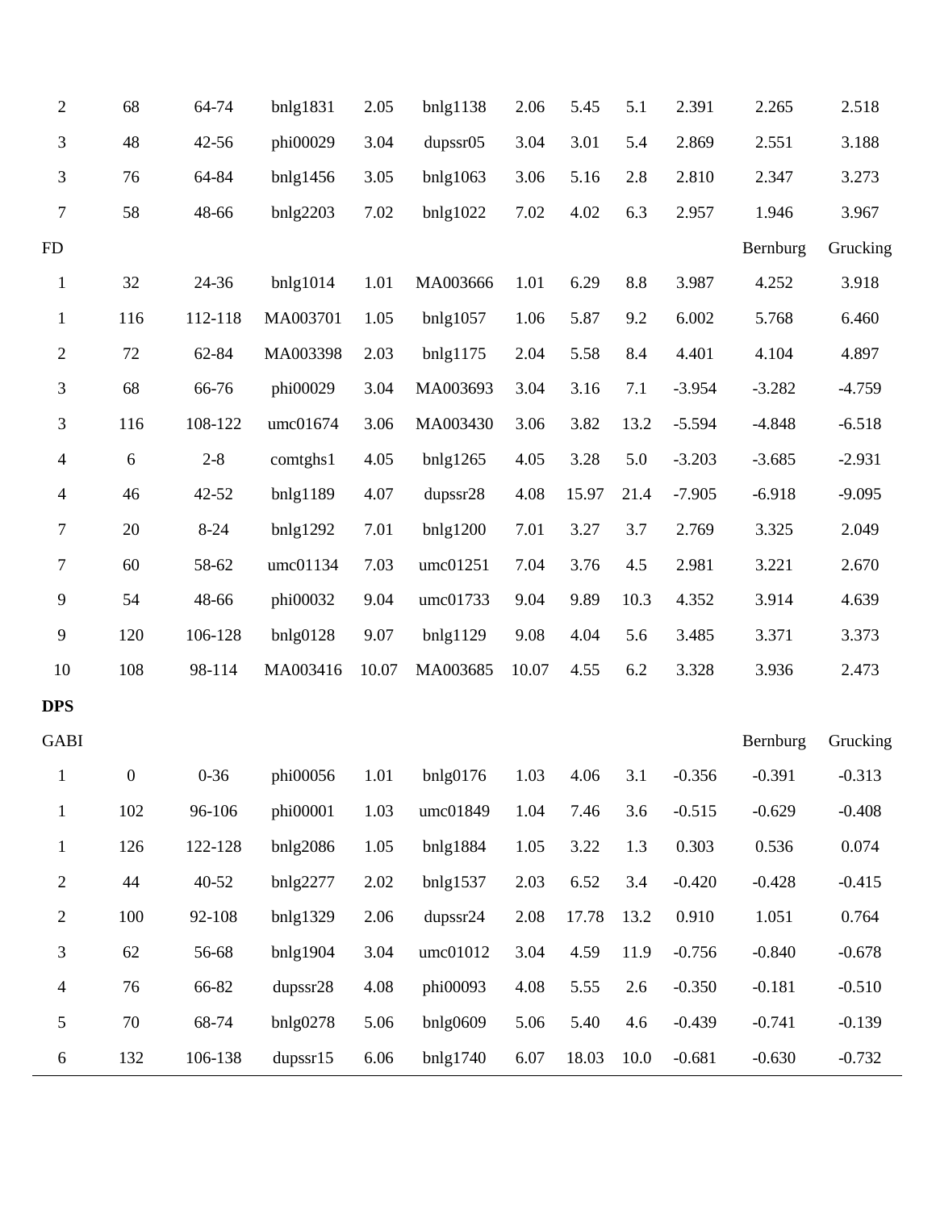| | | | | | | | | | | | |
|---|---|---|---|---|---|---|---|---|---|---|---|
| 2 | 68 | 64-74 | bnlg1831 | 2.05 | bnlg1138 | 2.06 | 5.45 | 5.1 | 2.391 | 2.265 | 2.518 |
| 3 | 48 | 42-56 | phi00029 | 3.04 | dupssr05 | 3.04 | 3.01 | 5.4 | 2.869 | 2.551 | 3.188 |
| 3 | 76 | 64-84 | bnlg1456 | 3.05 | bnlg1063 | 3.06 | 5.16 | 2.8 | 2.810 | 2.347 | 3.273 |
| 7 | 58 | 48-66 | bnlg2203 | 7.02 | bnlg1022 | 7.02 | 4.02 | 6.3 | 2.957 | 1.946 | 3.967 |
| FD | | | | | | | | | | Bernburg | Grucking |
| 1 | 32 | 24-36 | bnlg1014 | 1.01 | MA003666 | 1.01 | 6.29 | 8.8 | 3.987 | 4.252 | 3.918 |
| 1 | 116 | 112-118 | MA003701 | 1.05 | bnlg1057 | 1.06 | 5.87 | 9.2 | 6.002 | 5.768 | 6.460 |
| 2 | 72 | 62-84 | MA003398 | 2.03 | bnlg1175 | 2.04 | 5.58 | 8.4 | 4.401 | 4.104 | 4.897 |
| 3 | 68 | 66-76 | phi00029 | 3.04 | MA003693 | 3.04 | 3.16 | 7.1 | -3.954 | -3.282 | -4.759 |
| 3 | 116 | 108-122 | umc01674 | 3.06 | MA003430 | 3.06 | 3.82 | 13.2 | -5.594 | -4.848 | -6.518 |
| 4 | 6 | 2-8 | comtghs1 | 4.05 | bnlg1265 | 4.05 | 3.28 | 5.0 | -3.203 | -3.685 | -2.931 |
| 4 | 46 | 42-52 | bnlg1189 | 4.07 | dupssr28 | 4.08 | 15.97 | 21.4 | -7.905 | -6.918 | -9.095 |
| 7 | 20 | 8-24 | bnlg1292 | 7.01 | bnlg1200 | 7.01 | 3.27 | 3.7 | 2.769 | 3.325 | 2.049 |
| 7 | 60 | 58-62 | umc01134 | 7.03 | umc01251 | 7.04 | 3.76 | 4.5 | 2.981 | 3.221 | 2.670 |
| 9 | 54 | 48-66 | phi00032 | 9.04 | umc01733 | 9.04 | 9.89 | 10.3 | 4.352 | 3.914 | 4.639 |
| 9 | 120 | 106-128 | bnlg0128 | 9.07 | bnlg1129 | 9.08 | 4.04 | 5.6 | 3.485 | 3.371 | 3.373 |
| 10 | 108 | 98-114 | MA003416 | 10.07 | MA003685 | 10.07 | 4.55 | 6.2 | 3.328 | 3.936 | 2.473 |
| **DPS** | | | | | | | | | | | |
| GABI | | | | | | | | | | Bernburg | Grucking |
| 1 | 0 | 0-36 | phi00056 | 1.01 | bnlg0176 | 1.03 | 4.06 | 3.1 | -0.356 | -0.391 | -0.313 |
| 1 | 102 | 96-106 | phi00001 | 1.03 | umc01849 | 1.04 | 7.46 | 3.6 | -0.515 | -0.629 | -0.408 |
| 1 | 126 | 122-128 | bnlg2086 | 1.05 | bnlg1884 | 1.05 | 3.22 | 1.3 | 0.303 | 0.536 | 0.074 |
| 2 | 44 | 40-52 | bnlg2277 | 2.02 | bnlg1537 | 2.03 | 6.52 | 3.4 | -0.420 | -0.428 | -0.415 |
| 2 | 100 | 92-108 | bnlg1329 | 2.06 | dupssr24 | 2.08 | 17.78 | 13.2 | 0.910 | 1.051 | 0.764 |
| 3 | 62 | 56-68 | bnlg1904 | 3.04 | umc01012 | 3.04 | 4.59 | 11.9 | -0.756 | -0.840 | -0.678 |
| 4 | 76 | 66-82 | dupssr28 | 4.08 | phi00093 | 4.08 | 5.55 | 2.6 | -0.350 | -0.181 | -0.510 |
| 5 | 70 | 68-74 | bnlg0278 | 5.06 | bnlg0609 | 5.06 | 5.40 | 4.6 | -0.439 | -0.741 | -0.139 |
| 6 | 132 | 106-138 | dupssr15 | 6.06 | bnlg1740 | 6.07 | 18.03 | 10.0 | -0.681 | -0.630 | -0.732 |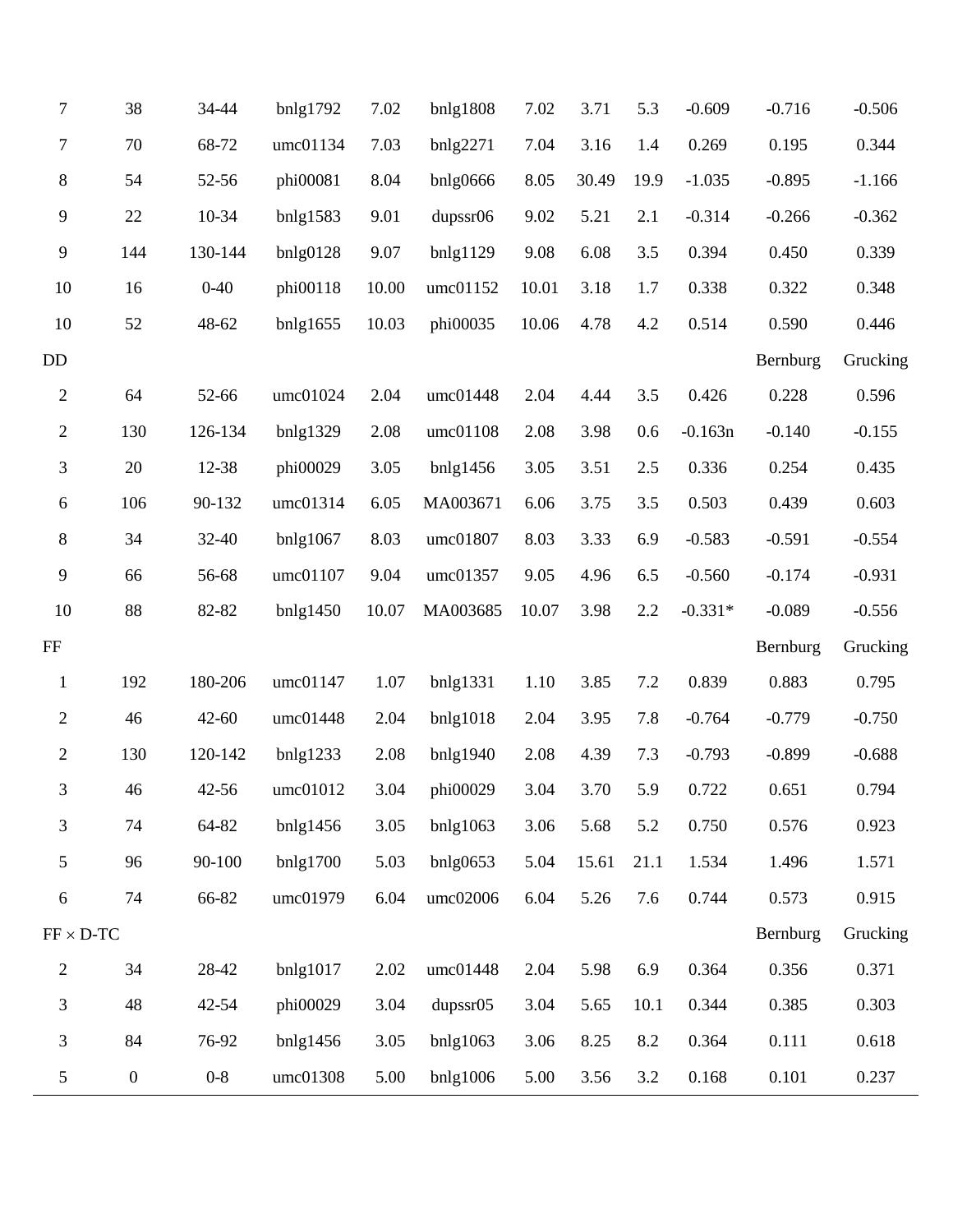| | | | | | | | | | | | |
|---|---|---|---|---|---|---|---|---|---|---|---|
| 7 | 38 | 34-44 | bnlg1792 | 7.02 | bnlg1808 | 7.02 | 3.71 | 5.3 | -0.609 | -0.716 | -0.506 |
| 7 | 70 | 68-72 | umc01134 | 7.03 | bnlg2271 | 7.04 | 3.16 | 1.4 | 0.269 | 0.195 | 0.344 |
| 8 | 54 | 52-56 | phi00081 | 8.04 | bnlg0666 | 8.05 | 30.49 | 19.9 | -1.035 | -0.895 | -1.166 |
| 9 | 22 | 10-34 | bnlg1583 | 9.01 | dupssr06 | 9.02 | 5.21 | 2.1 | -0.314 | -0.266 | -0.362 |
| 9 | 144 | 130-144 | bnlg0128 | 9.07 | bnlg1129 | 9.08 | 6.08 | 3.5 | 0.394 | 0.450 | 0.339 |
| 10 | 16 | 0-40 | phi00118 | 10.00 | umc01152 | 10.01 | 3.18 | 1.7 | 0.338 | 0.322 | 0.348 |
| 10 | 52 | 48-62 | bnlg1655 | 10.03 | phi00035 | 10.06 | 4.78 | 4.2 | 0.514 | 0.590 | 0.446 |
| DD | | | | | | | | | | Bernburg | Grucking |
| 2 | 64 | 52-66 | umc01024 | 2.04 | umc01448 | 2.04 | 4.44 | 3.5 | 0.426 | 0.228 | 0.596 |
| 2 | 130 | 126-134 | bnlg1329 | 2.08 | umc01108 | 2.08 | 3.98 | 0.6 | -0.163n | -0.140 | -0.155 |
| 3 | 20 | 12-38 | phi00029 | 3.05 | bnlg1456 | 3.05 | 3.51 | 2.5 | 0.336 | 0.254 | 0.435 |
| 6 | 106 | 90-132 | umc01314 | 6.05 | MA003671 | 6.06 | 3.75 | 3.5 | 0.503 | 0.439 | 0.603 |
| 8 | 34 | 32-40 | bnlg1067 | 8.03 | umc01807 | 8.03 | 3.33 | 6.9 | -0.583 | -0.591 | -0.554 |
| 9 | 66 | 56-68 | umc01107 | 9.04 | umc01357 | 9.05 | 4.96 | 6.5 | -0.560 | -0.174 | -0.931 |
| 10 | 88 | 82-82 | bnlg1450 | 10.07 | MA003685 | 10.07 | 3.98 | 2.2 | -0.331* | -0.089 | -0.556 |
| FF | | | | | | | | | | Bernburg | Grucking |
| 1 | 192 | 180-206 | umc01147 | 1.07 | bnlg1331 | 1.10 | 3.85 | 7.2 | 0.839 | 0.883 | 0.795 |
| 2 | 46 | 42-60 | umc01448 | 2.04 | bnlg1018 | 2.04 | 3.95 | 7.8 | -0.764 | -0.779 | -0.750 |
| 2 | 130 | 120-142 | bnlg1233 | 2.08 | bnlg1940 | 2.08 | 4.39 | 7.3 | -0.793 | -0.899 | -0.688 |
| 3 | 46 | 42-56 | umc01012 | 3.04 | phi00029 | 3.04 | 3.70 | 5.9 | 0.722 | 0.651 | 0.794 |
| 3 | 74 | 64-82 | bnlg1456 | 3.05 | bnlg1063 | 3.06 | 5.68 | 5.2 | 0.750 | 0.576 | 0.923 |
| 5 | 96 | 90-100 | bnlg1700 | 5.03 | bnlg0653 | 5.04 | 15.61 | 21.1 | 1.534 | 1.496 | 1.571 |
| 6 | 74 | 66-82 | umc01979 | 6.04 | umc02006 | 6.04 | 5.26 | 7.6 | 0.744 | 0.573 | 0.915 |
| FF × D-TC | | | | | | | | | | Bernburg | Grucking |
| 2 | 34 | 28-42 | bnlg1017 | 2.02 | umc01448 | 2.04 | 5.98 | 6.9 | 0.364 | 0.356 | 0.371 |
| 3 | 48 | 42-54 | phi00029 | 3.04 | dupssr05 | 3.04 | 5.65 | 10.1 | 0.344 | 0.385 | 0.303 |
| 3 | 84 | 76-92 | bnlg1456 | 3.05 | bnlg1063 | 3.06 | 8.25 | 8.2 | 0.364 | 0.111 | 0.618 |
| 5 | 0 | 0-8 | umc01308 | 5.00 | bnlg1006 | 5.00 | 3.56 | 3.2 | 0.168 | 0.101 | 0.237 |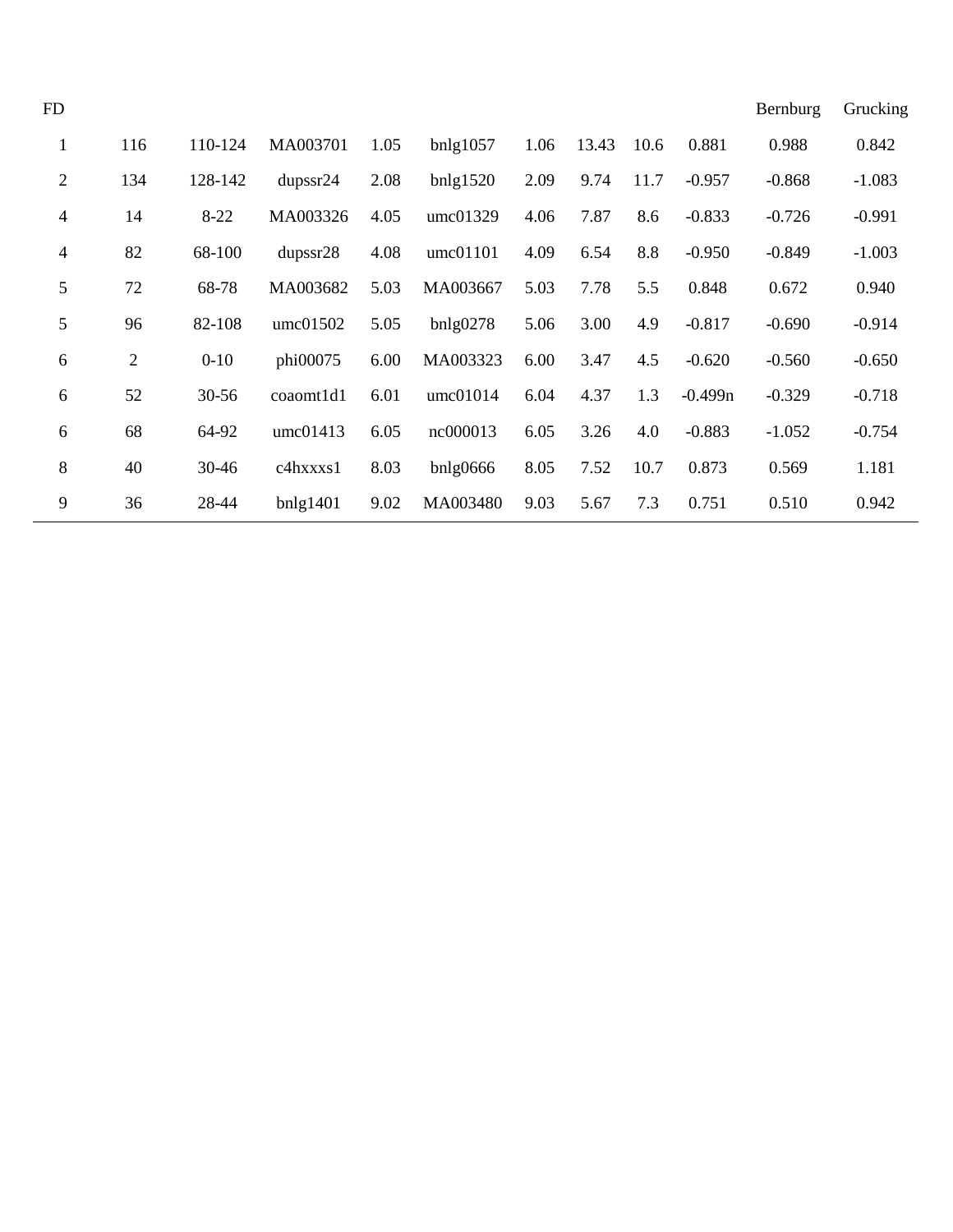| FD | | | | | | | | | | Bernburg | Grucking |
|---|---|---|---|---|---|---|---|---|---|---|---|
| 1 | 116 | 110-124 | MA003701 | 1.05 | bnlg1057 | 1.06 | 13.43 | 10.6 | 0.881 | 0.988 | 0.842 |
| 2 | 134 | 128-142 | dupssr24 | 2.08 | bnlg1520 | 2.09 | 9.74 | 11.7 | -0.957 | -0.868 | -1.083 |
| 4 | 14 | 8-22 | MA003326 | 4.05 | umc01329 | 4.06 | 7.87 | 8.6 | -0.833 | -0.726 | -0.991 |
| 4 | 82 | 68-100 | dupssr28 | 4.08 | umc01101 | 4.09 | 6.54 | 8.8 | -0.950 | -0.849 | -1.003 |
| 5 | 72 | 68-78 | MA003682 | 5.03 | MA003667 | 5.03 | 7.78 | 5.5 | 0.848 | 0.672 | 0.940 |
| 5 | 96 | 82-108 | umc01502 | 5.05 | bnlg0278 | 5.06 | 3.00 | 4.9 | -0.817 | -0.690 | -0.914 |
| 6 | 2 | 0-10 | phi00075 | 6.00 | MA003323 | 6.00 | 3.47 | 4.5 | -0.620 | -0.560 | -0.650 |
| 6 | 52 | 30-56 | coaomt1d1 | 6.01 | umc01014 | 6.04 | 4.37 | 1.3 | -0.499n | -0.329 | -0.718 |
| 6 | 68 | 64-92 | umc01413 | 6.05 | nc000013 | 6.05 | 3.26 | 4.0 | -0.883 | -1.052 | -0.754 |
| 8 | 40 | 30-46 | c4hxxxs1 | 8.03 | bnlg0666 | 8.05 | 7.52 | 10.7 | 0.873 | 0.569 | 1.181 |
| 9 | 36 | 28-44 | bnlg1401 | 9.02 | MA003480 | 9.03 | 5.67 | 7.3 | 0.751 | 0.510 | 0.942 |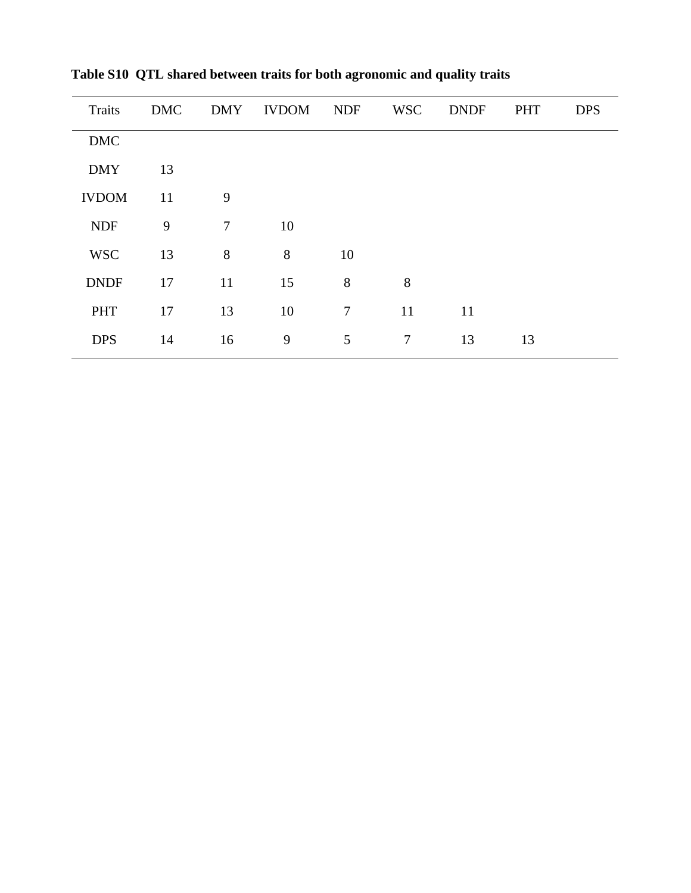**Table S10 QTL shared between traits for both agronomic and quality traits**

| Traits | DMC | DMY | IVDOM | NDF | WSC | DNDF | PHT | DPS |
|---|---|---|---|---|---|---|---|---|
| DMC | | | | | | | | |
| DMY | 13 | | | | | | | |
| IVDOM | 11 | 9 | | | | | | |
| NDF | 9 | 7 | 10 | | | | | |
| WSC | 13 | 8 | 8 | 10 | | | | |
| DNDF | 17 | 11 | 15 | 8 | 8 | | | |
| PHT | 17 | 13 | 10 | 7 | 11 | 11 | | |
| DPS | 14 | 16 | 9 | 5 | 7 | 13 | 13 | |